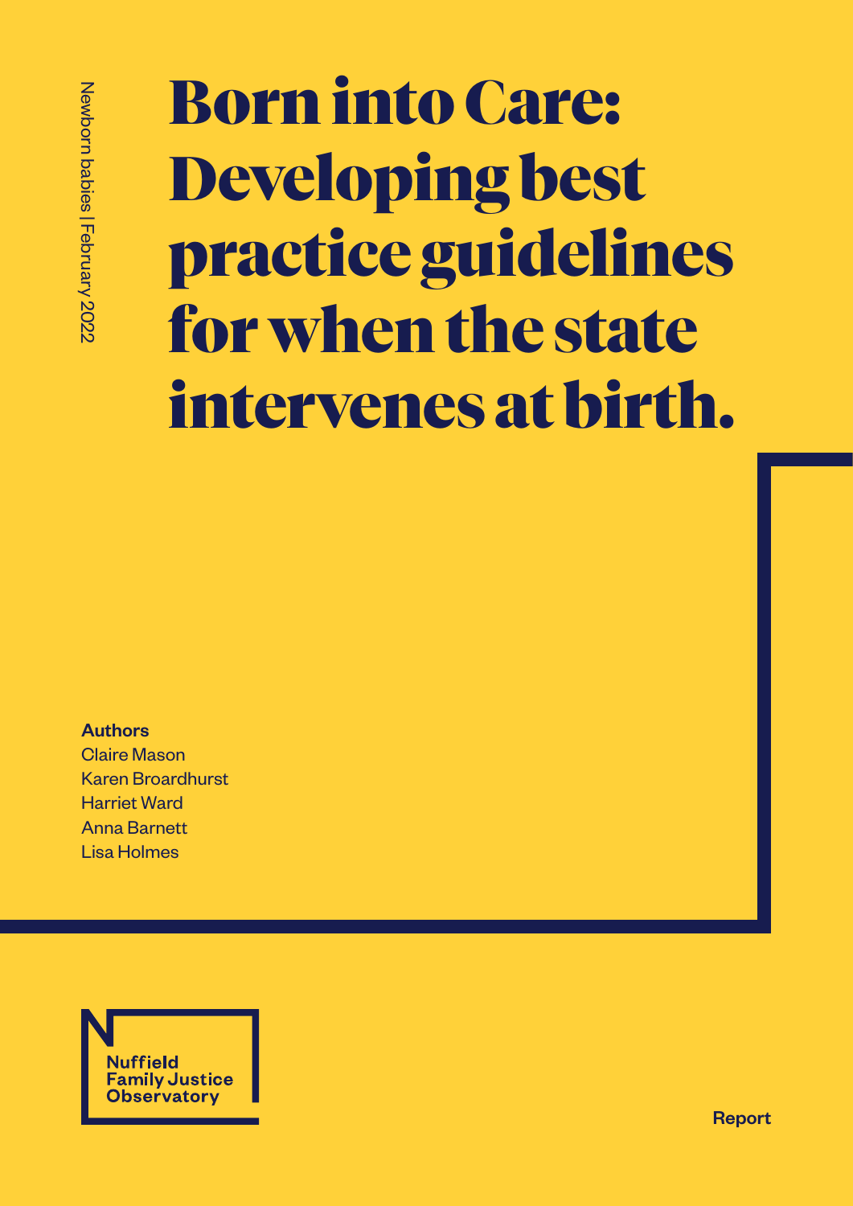Newborn babies | February 2022

# Born into Care: Developing best practice guidelines for when the state intervenes at birth.

**Authors**

Claire Mason
Karen Broadhurst
Harriet Ward
Anna Barnett
Lisa Holmes

Nuffield Family Justice Observatory

**Report**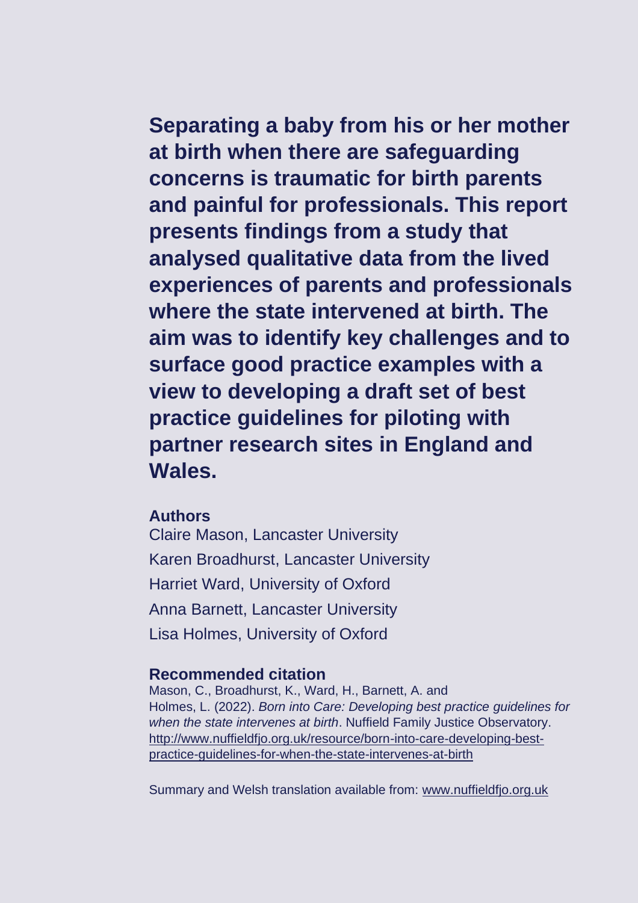**Separating a baby from his or her mother at birth when there are safeguarding concerns is traumatic for birth parents and painful for professionals. This report presents findings from a study that analysed qualitative data from the lived experiences of parents and professionals where the state intervened at birth. The aim was to identify key challenges and to surface good practice examples with a view to developing a draft set of best practice guidelines for piloting with partner research sites in England and Wales.**

**Authors**

Claire Mason, Lancaster University

Karen Broadhurst, Lancaster University

Harriet Ward, University of Oxford

Anna Barnett, Lancaster University

Lisa Holmes, University of Oxford

**Recommended citation**

Mason, C., Broadhurst, K., Ward, H., Barnett, A. and Holmes, L. (2022). *Born into Care: Developing best practice guidelines for when the state intervenes at birth*. Nuffield Family Justice Observatory. http://www.nuffieldfjo.org.uk/resource/born-into-care-developing-best-practice-guidelines-for-when-the-state-intervenes-at-birth

Summary and Welsh translation available from: www.nuffieldfjo.org.uk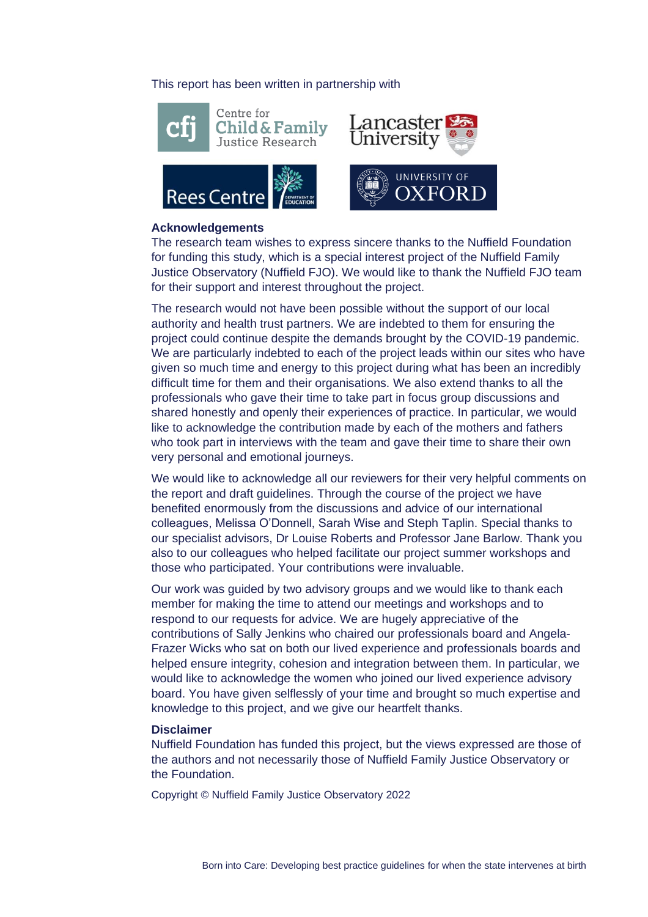This report has been written in partnership with

**Acknowledgements**

The research team wishes to express sincere thanks to the Nuffield Foundation for funding this study, which is a special interest project of the Nuffield Family Justice Observatory (Nuffield FJO). We would like to thank the Nuffield FJO team for their support and interest throughout the project.

The research would not have been possible without the support of our local authority and health trust partners. We are indebted to them for ensuring the project could continue despite the demands brought by the COVID-19 pandemic. We are particularly indebted to each of the project leads within our sites who have given so much time and energy to this project during what has been an incredibly difficult time for them and their organisations. We also extend thanks to all the professionals who gave their time to take part in focus group discussions and shared honestly and openly their experiences of practice. In particular, we would like to acknowledge the contribution made by each of the mothers and fathers who took part in interviews with the team and gave their time to share their own very personal and emotional journeys.

We would like to acknowledge all our reviewers for their very helpful comments on the report and draft guidelines. Through the course of the project we have benefited enormously from the discussions and advice of our international colleagues, Melissa O'Donnell, Sarah Wise and Steph Taplin. Special thanks to our specialist advisors, Dr Louise Roberts and Professor Jane Barlow. Thank you also to our colleagues who helped facilitate our project summer workshops and those who participated. Your contributions were invaluable.

Our work was guided by two advisory groups and we would like to thank each member for making the time to attend our meetings and workshops and to respond to our requests for advice. We are hugely appreciative of the contributions of Sally Jenkins who chaired our professionals board and Angela-Frazer Wicks who sat on both our lived experience and professionals boards and helped ensure integrity, cohesion and integration between them. In particular, we would like to acknowledge the women who joined our lived experience advisory board. You have given selflessly of your time and brought so much expertise and knowledge to this project, and we give our heartfelt thanks.

**Disclaimer**

Nuffield Foundation has funded this project, but the views expressed are those of the authors and not necessarily those of Nuffield Family Justice Observatory or the Foundation.

Copyright © Nuffield Family Justice Observatory 2022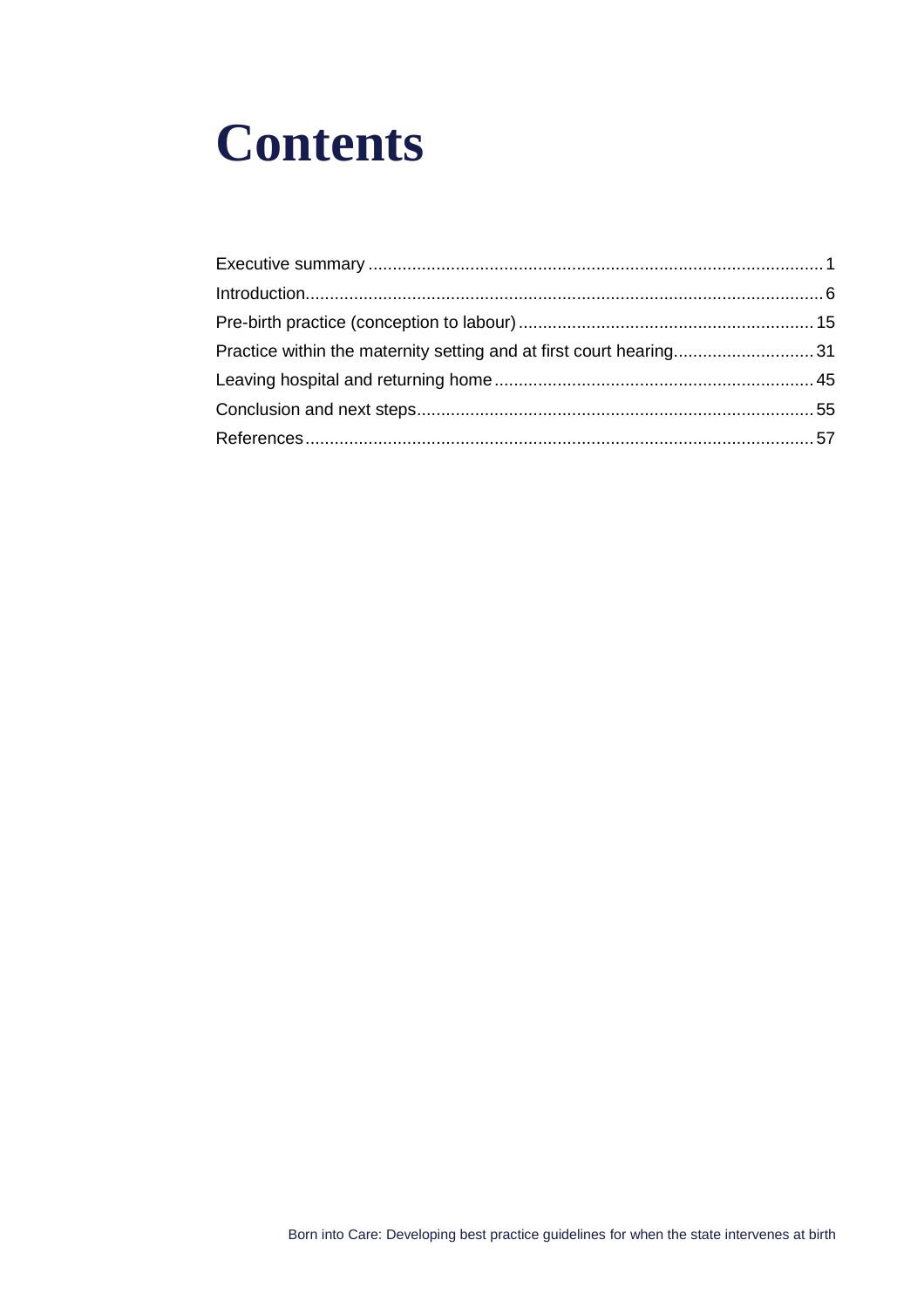# Contents

Executive summary ........................................................................................ 1
Introduction...................................................................................................... 6
Pre-birth practice (conception to labour) .................................................... 15
Practice within the maternity setting and at first court hearing.................... 31
Leaving hospital and returning home ........................................................... 45
Conclusion and next steps............................................................................ 55
References..................................................................................................... 57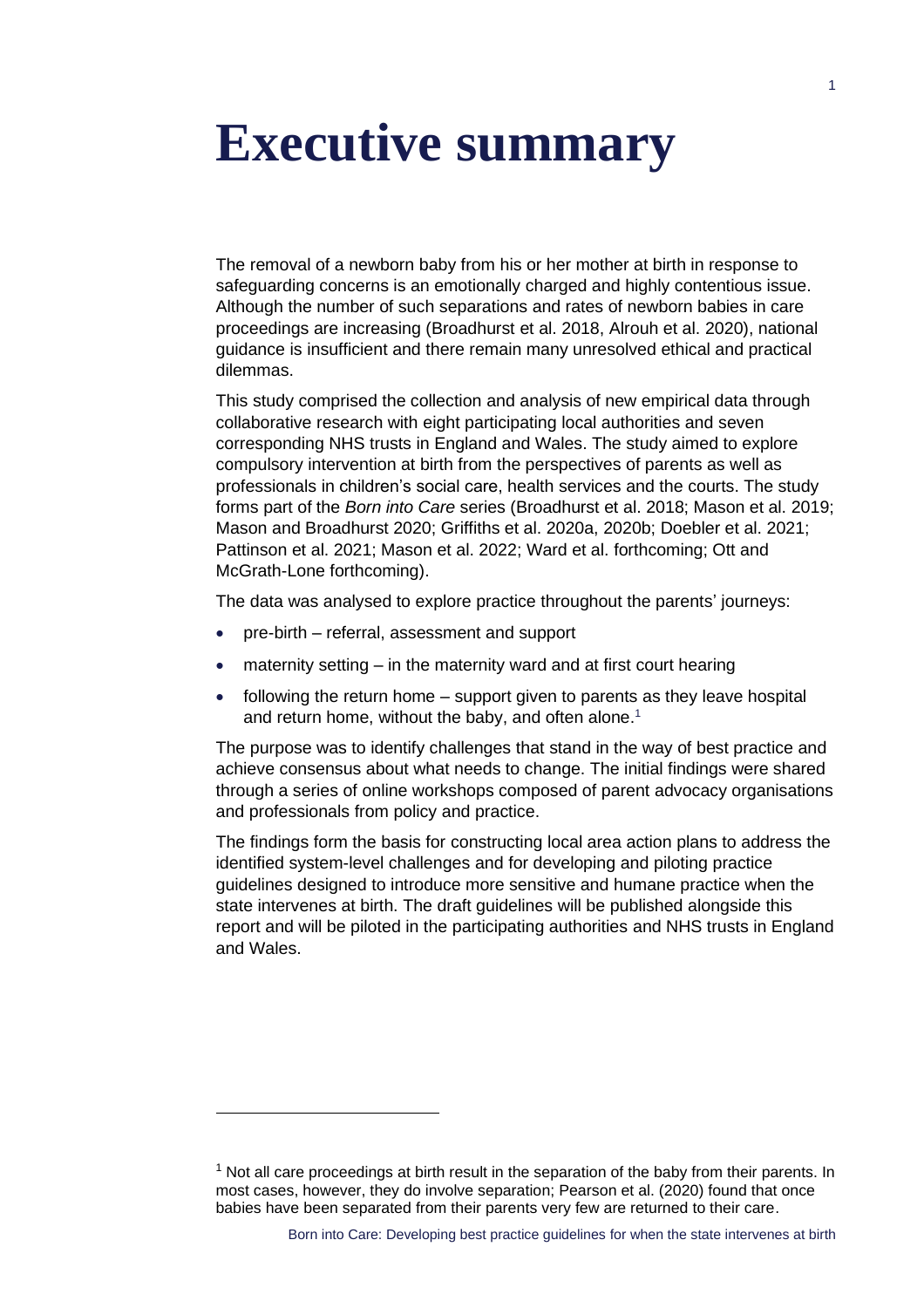# Executive summary

The removal of a newborn baby from his or her mother at birth in response to safeguarding concerns is an emotionally charged and highly contentious issue. Although the number of such separations and rates of newborn babies in care proceedings are increasing (Broadhurst et al. 2018, Alrouh et al. 2020), national guidance is insufficient and there remain many unresolved ethical and practical dilemmas.

This study comprised the collection and analysis of new empirical data through collaborative research with eight participating local authorities and seven corresponding NHS trusts in England and Wales. The study aimed to explore compulsory intervention at birth from the perspectives of parents as well as professionals in children's social care, health services and the courts. The study forms part of the *Born into Care* series (Broadhurst et al. 2018; Mason et al. 2019; Mason and Broadhurst 2020; Griffiths et al. 2020a, 2020b; Doebler et al. 2021; Pattinson et al. 2021; Mason et al. 2022; Ward et al. forthcoming; Ott and McGrath-Lone forthcoming).

The data was analysed to explore practice throughout the parents' journeys:

- pre-birth – referral, assessment and support
- maternity setting – in the maternity ward and at first court hearing
- following the return home – support given to parents as they leave hospital and return home, without the baby, and often alone.[1]

The purpose was to identify challenges that stand in the way of best practice and achieve consensus about what needs to change. The initial findings were shared through a series of online workshops composed of parent advocacy organisations and professionals from policy and practice.

The findings form the basis for constructing local area action plans to address the identified system-level challenges and for developing and piloting practice guidelines designed to introduce more sensitive and humane practice when the state intervenes at birth. The draft guidelines will be published alongside this report and will be piloted in the participating authorities and NHS trusts in England and Wales.

[1] Not all care proceedings at birth result in the separation of the baby from their parents. In most cases, however, they do involve separation; Pearson et al. (2020) found that once babies have been separated from their parents very few are returned to their care.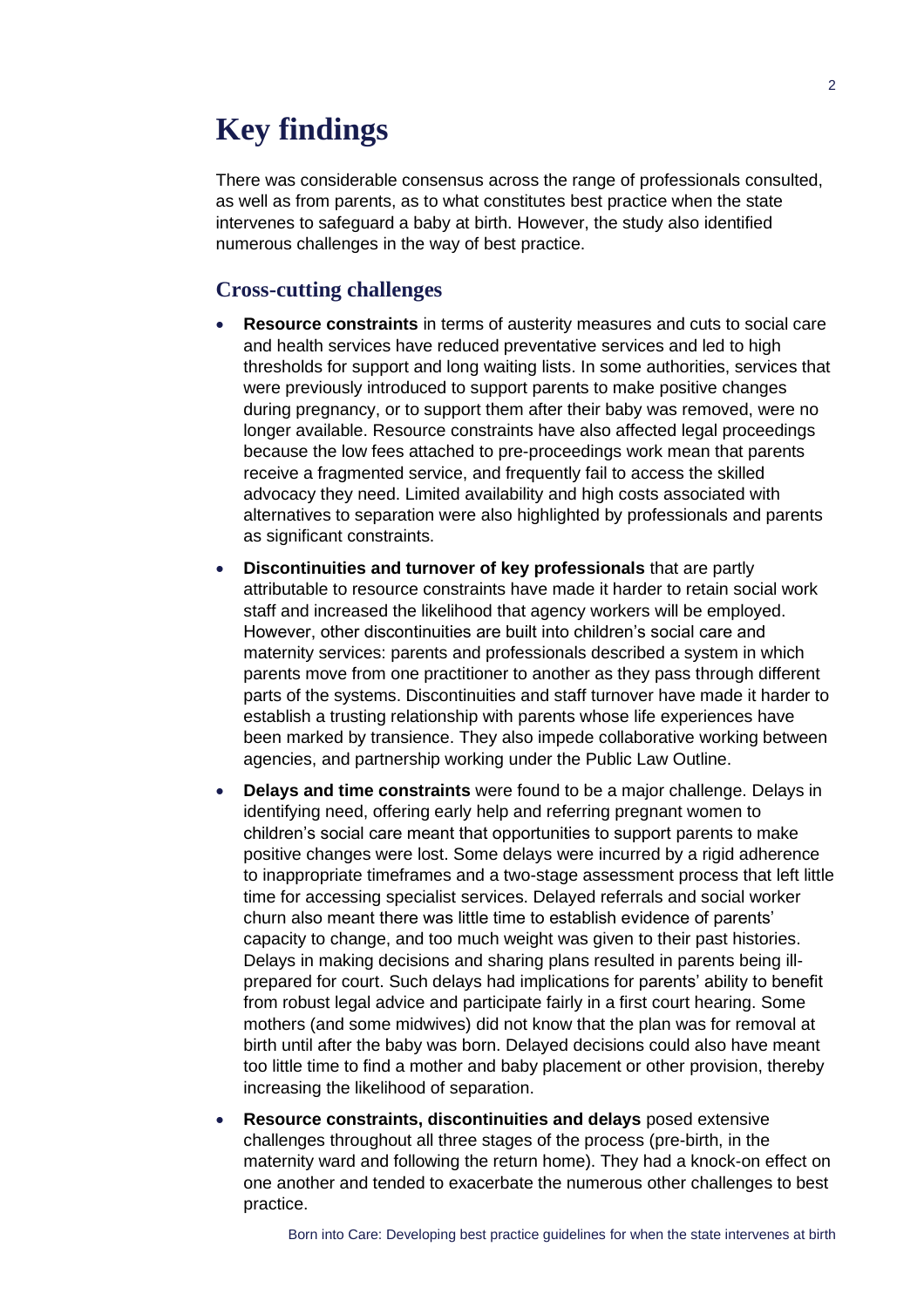# Key findings

There was considerable consensus across the range of professionals consulted, as well as from parents, as to what constitutes best practice when the state intervenes to safeguard a baby at birth. However, the study also identified numerous challenges in the way of best practice.

## Cross-cutting challenges

- **Resource constraints** in terms of austerity measures and cuts to social care and health services have reduced preventative services and led to high thresholds for support and long waiting lists. In some authorities, services that were previously introduced to support parents to make positive changes during pregnancy, or to support them after their baby was removed, were no longer available. Resource constraints have also affected legal proceedings because the low fees attached to pre-proceedings work mean that parents receive a fragmented service, and frequently fail to access the skilled advocacy they need. Limited availability and high costs associated with alternatives to separation were also highlighted by professionals and parents as significant constraints.
- **Discontinuities and turnover of key professionals** that are partly attributable to resource constraints have made it harder to retain social work staff and increased the likelihood that agency workers will be employed. However, other discontinuities are built into children's social care and maternity services: parents and professionals described a system in which parents move from one practitioner to another as they pass through different parts of the systems. Discontinuities and staff turnover have made it harder to establish a trusting relationship with parents whose life experiences have been marked by transience. They also impede collaborative working between agencies, and partnership working under the Public Law Outline.
- **Delays and time constraints** were found to be a major challenge. Delays in identifying need, offering early help and referring pregnant women to children's social care meant that opportunities to support parents to make positive changes were lost. Some delays were incurred by a rigid adherence to inappropriate timeframes and a two-stage assessment process that left little time for accessing specialist services. Delayed referrals and social worker churn also meant there was little time to establish evidence of parents' capacity to change, and too much weight was given to their past histories. Delays in making decisions and sharing plans resulted in parents being ill-prepared for court. Such delays had implications for parents' ability to benefit from robust legal advice and participate fairly in a first court hearing. Some mothers (and some midwives) did not know that the plan was for removal at birth until after the baby was born. Delayed decisions could also have meant too little time to find a mother and baby placement or other provision, thereby increasing the likelihood of separation.
- **Resource constraints, discontinuities and delays** posed extensive challenges throughout all three stages of the process (pre-birth, in the maternity ward and following the return home). They had a knock-on effect on one another and tended to exacerbate the numerous other challenges to best practice.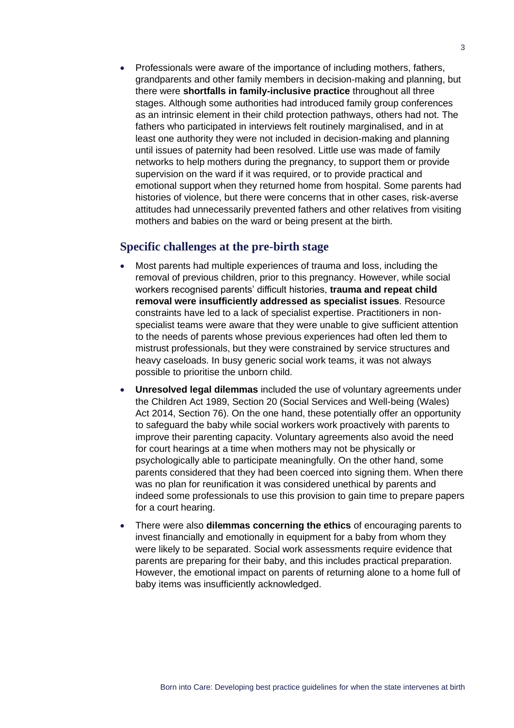- Professionals were aware of the importance of including mothers, fathers, grandparents and other family members in decision-making and planning, but there were **shortfalls in family-inclusive practice** throughout all three stages. Although some authorities had introduced family group conferences as an intrinsic element in their child protection pathways, others had not. The fathers who participated in interviews felt routinely marginalised, and in at least one authority they were not included in decision-making and planning until issues of paternity had been resolved. Little use was made of family networks to help mothers during the pregnancy, to support them or provide supervision on the ward if it was required, or to provide practical and emotional support when they returned home from hospital. Some parents had histories of violence, but there were concerns that in other cases, risk-averse attitudes had unnecessarily prevented fathers and other relatives from visiting mothers and babies on the ward or being present at the birth.

## Specific challenges at the pre-birth stage

- Most parents had multiple experiences of trauma and loss, including the removal of previous children, prior to this pregnancy. However, while social workers recognised parents' difficult histories, **trauma and repeat child removal were insufficiently addressed as specialist issues**. Resource constraints have led to a lack of specialist expertise. Practitioners in non-specialist teams were aware that they were unable to give sufficient attention to the needs of parents whose previous experiences had often led them to mistrust professionals, but they were constrained by service structures and heavy caseloads. In busy generic social work teams, it was not always possible to prioritise the unborn child.
- **Unresolved legal dilemmas** included the use of voluntary agreements under the Children Act 1989, Section 20 (Social Services and Well-being (Wales) Act 2014, Section 76). On the one hand, these potentially offer an opportunity to safeguard the baby while social workers work proactively with parents to improve their parenting capacity. Voluntary agreements also avoid the need for court hearings at a time when mothers may not be physically or psychologically able to participate meaningfully. On the other hand, some parents considered that they had been coerced into signing them. When there was no plan for reunification it was considered unethical by parents and indeed some professionals to use this provision to gain time to prepare papers for a court hearing.
- There were also **dilemmas concerning the ethics** of encouraging parents to invest financially and emotionally in equipment for a baby from whom they were likely to be separated. Social work assessments require evidence that parents are preparing for their baby, and this includes practical preparation. However, the emotional impact on parents of returning alone to a home full of baby items was insufficiently acknowledged.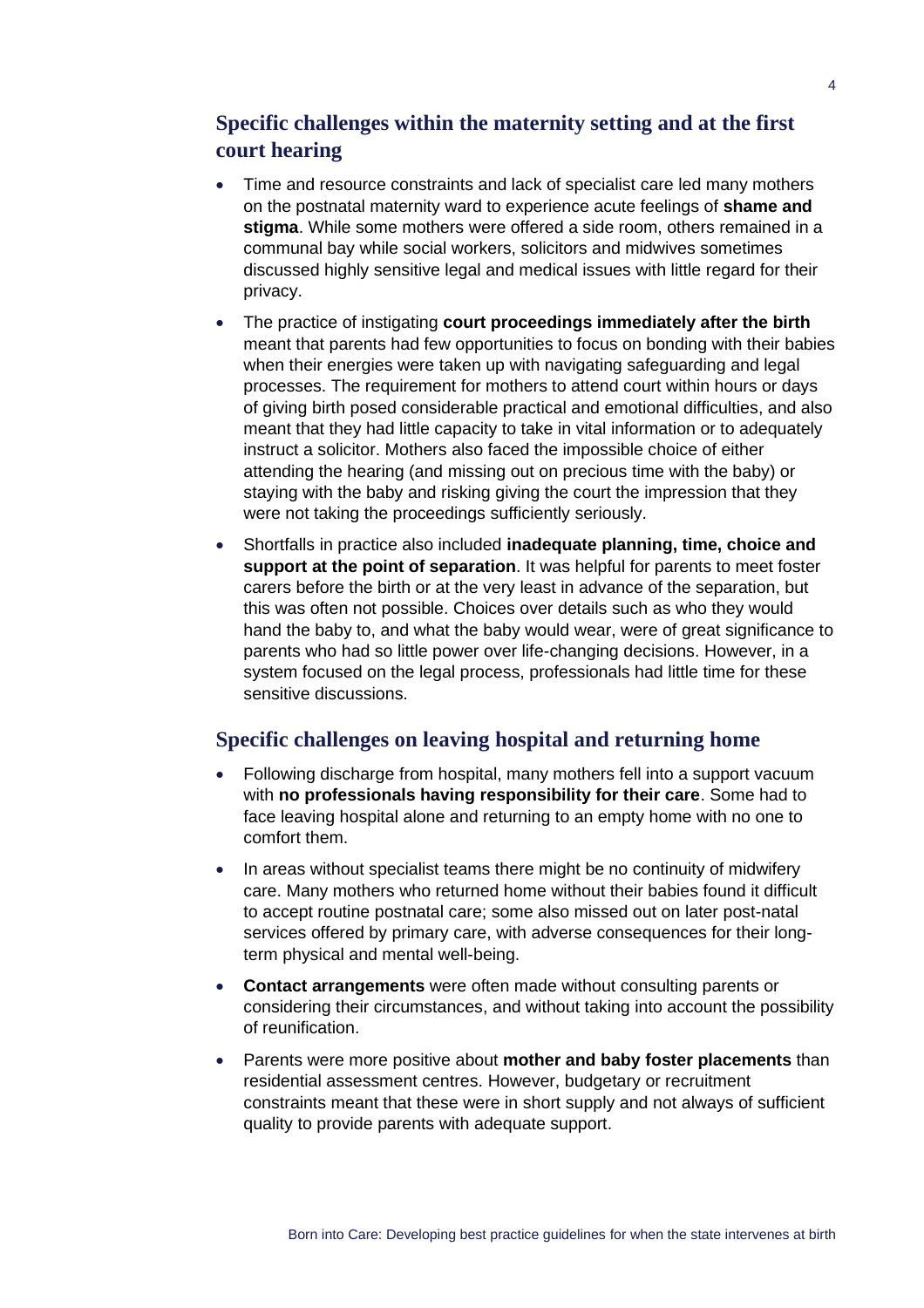## Specific challenges within the maternity setting and at the first court hearing

- Time and resource constraints and lack of specialist care led many mothers on the postnatal maternity ward to experience acute feelings of **shame and stigma**. While some mothers were offered a side room, others remained in a communal bay while social workers, solicitors and midwives sometimes discussed highly sensitive legal and medical issues with little regard for their privacy.
- The practice of instigating **court proceedings immediately after the birth** meant that parents had few opportunities to focus on bonding with their babies when their energies were taken up with navigating safeguarding and legal processes. The requirement for mothers to attend court within hours or days of giving birth posed considerable practical and emotional difficulties, and also meant that they had little capacity to take in vital information or to adequately instruct a solicitor. Mothers also faced the impossible choice of either attending the hearing (and missing out on precious time with the baby) or staying with the baby and risking giving the court the impression that they were not taking the proceedings sufficiently seriously.
- Shortfalls in practice also included **inadequate planning, time, choice and support at the point of separation**. It was helpful for parents to meet foster carers before the birth or at the very least in advance of the separation, but this was often not possible. Choices over details such as who they would hand the baby to, and what the baby would wear, were of great significance to parents who had so little power over life-changing decisions. However, in a system focused on the legal process, professionals had little time for these sensitive discussions.

## Specific challenges on leaving hospital and returning home

- Following discharge from hospital, many mothers fell into a support vacuum with **no professionals having responsibility for their care**. Some had to face leaving hospital alone and returning to an empty home with no one to comfort them.
- In areas without specialist teams there might be no continuity of midwifery care. Many mothers who returned home without their babies found it difficult to accept routine postnatal care; some also missed out on later post-natal services offered by primary care, with adverse consequences for their long-term physical and mental well-being.
- **Contact arrangements** were often made without consulting parents or considering their circumstances, and without taking into account the possibility of reunification.
- Parents were more positive about **mother and baby foster placements** than residential assessment centres. However, budgetary or recruitment constraints meant that these were in short supply and not always of sufficient quality to provide parents with adequate support.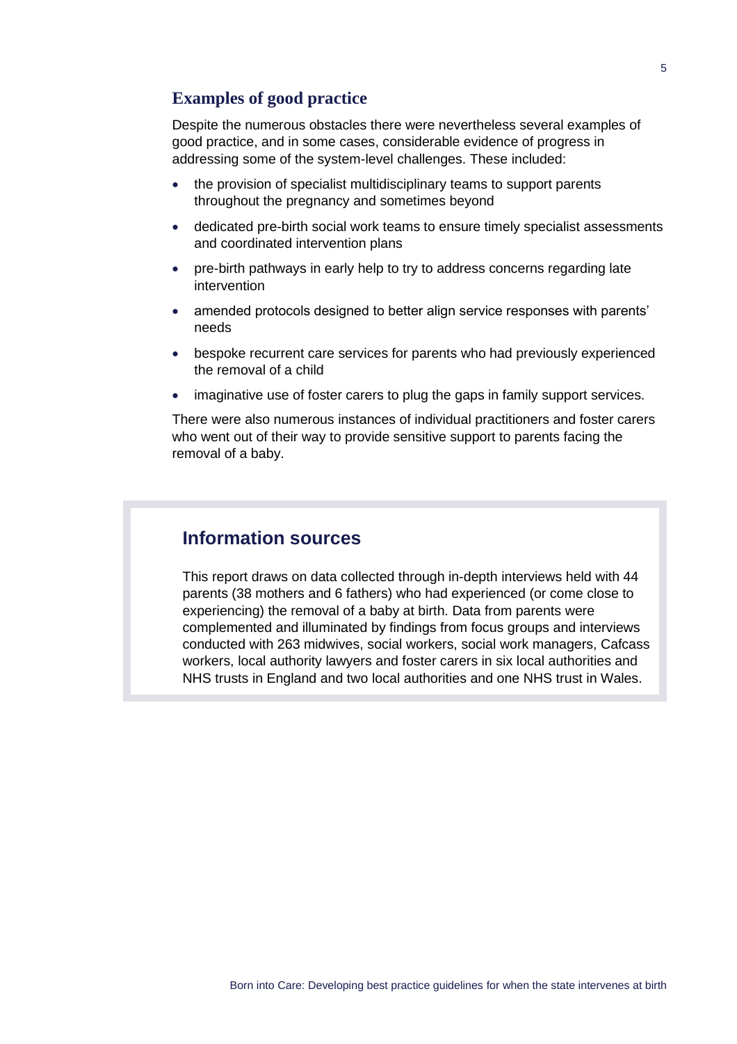## Examples of good practice

Despite the numerous obstacles there were nevertheless several examples of good practice, and in some cases, considerable evidence of progress in addressing some of the system-level challenges. These included:

- the provision of specialist multidisciplinary teams to support parents throughout the pregnancy and sometimes beyond
- dedicated pre-birth social work teams to ensure timely specialist assessments and coordinated intervention plans
- pre-birth pathways in early help to try to address concerns regarding late intervention
- amended protocols designed to better align service responses with parents' needs
- bespoke recurrent care services for parents who had previously experienced the removal of a child
- imaginative use of foster carers to plug the gaps in family support services.

There were also numerous instances of individual practitioners and foster carers who went out of their way to provide sensitive support to parents facing the removal of a baby.

## Information sources

This report draws on data collected through in-depth interviews held with 44 parents (38 mothers and 6 fathers) who had experienced (or come close to experiencing) the removal of a baby at birth. Data from parents were complemented and illuminated by findings from focus groups and interviews conducted with 263 midwives, social workers, social work managers, Cafcass workers, local authority lawyers and foster carers in six local authorities and NHS trusts in England and two local authorities and one NHS trust in Wales.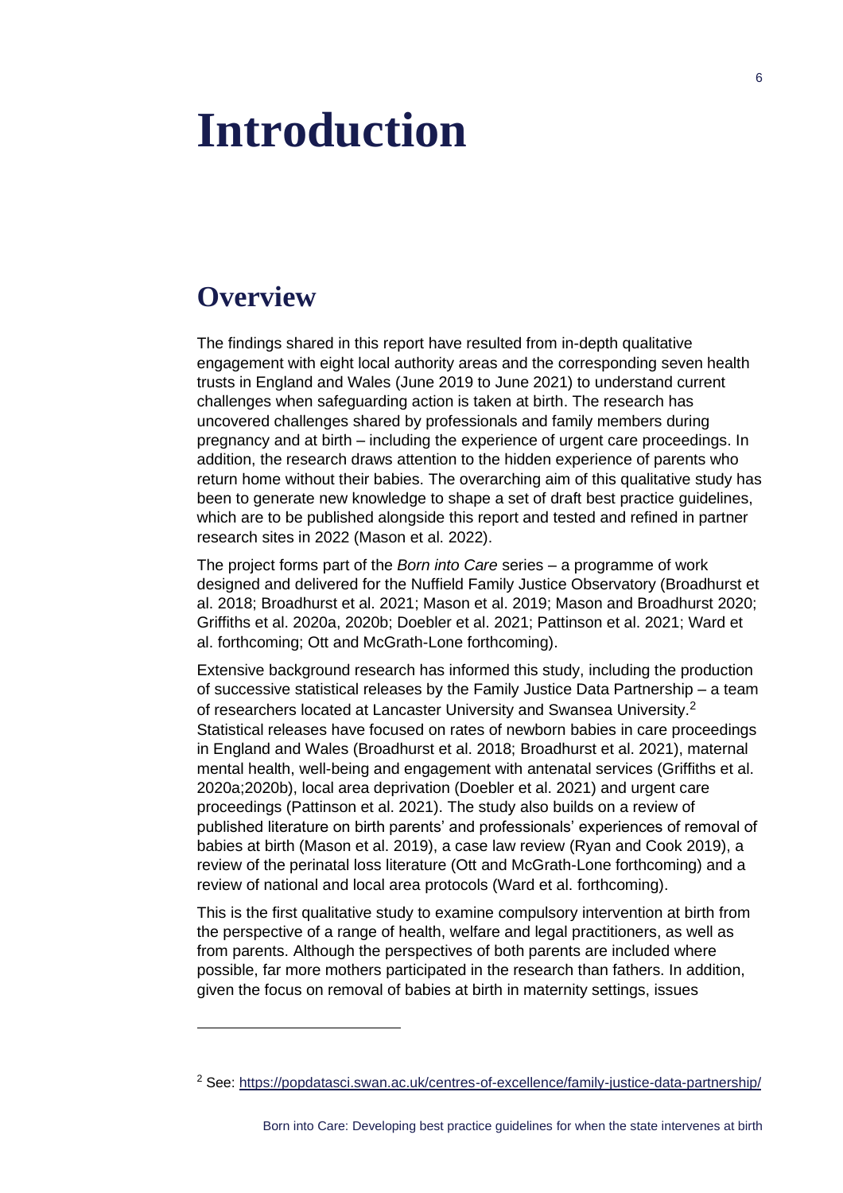# Introduction

## Overview

The findings shared in this report have resulted from in-depth qualitative engagement with eight local authority areas and the corresponding seven health trusts in England and Wales (June 2019 to June 2021) to understand current challenges when safeguarding action is taken at birth. The research has uncovered challenges shared by professionals and family members during pregnancy and at birth – including the experience of urgent care proceedings. In addition, the research draws attention to the hidden experience of parents who return home without their babies. The overarching aim of this qualitative study has been to generate new knowledge to shape a set of draft best practice guidelines, which are to be published alongside this report and tested and refined in partner research sites in 2022 (Mason et al. 2022).

The project forms part of the *Born into Care* series – a programme of work designed and delivered for the Nuffield Family Justice Observatory (Broadhurst et al. 2018; Broadhurst et al. 2021; Mason et al. 2019; Mason and Broadhurst 2020; Griffiths et al. 2020a, 2020b; Doebler et al. 2021; Pattinson et al. 2021; Ward et al. forthcoming; Ott and McGrath-Lone forthcoming).

Extensive background research has informed this study, including the production of successive statistical releases by the Family Justice Data Partnership – a team of researchers located at Lancaster University and Swansea University.[2] Statistical releases have focused on rates of newborn babies in care proceedings in England and Wales (Broadhurst et al. 2018; Broadhurst et al. 2021), maternal mental health, well-being and engagement with antenatal services (Griffiths et al. 2020a;2020b), local area deprivation (Doebler et al. 2021) and urgent care proceedings (Pattinson et al. 2021). The study also builds on a review of published literature on birth parents' and professionals' experiences of removal of babies at birth (Mason et al. 2019), a case law review (Ryan and Cook 2019), a review of the perinatal loss literature (Ott and McGrath-Lone forthcoming) and a review of national and local area protocols (Ward et al. forthcoming).

This is the first qualitative study to examine compulsory intervention at birth from the perspective of a range of health, welfare and legal practitioners, as well as from parents. Although the perspectives of both parents are included where possible, far more mothers participated in the research than fathers. In addition, given the focus on removal of babies at birth in maternity settings, issues

---

[2] See: https://popdatasci.swan.ac.uk/centres-of-excellence/family-justice-data-partnership/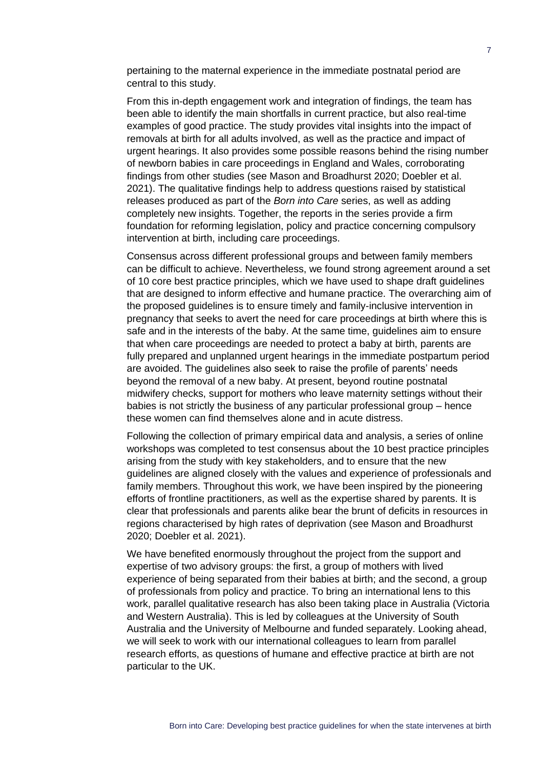pertaining to the maternal experience in the immediate postnatal period are central to this study.

From this in-depth engagement work and integration of findings, the team has been able to identify the main shortfalls in current practice, but also real-time examples of good practice. The study provides vital insights into the impact of removals at birth for all adults involved, as well as the practice and impact of urgent hearings. It also provides some possible reasons behind the rising number of newborn babies in care proceedings in England and Wales, corroborating findings from other studies (see Mason and Broadhurst 2020; Doebler et al. 2021). The qualitative findings help to address questions raised by statistical releases produced as part of the *Born into Care* series, as well as adding completely new insights. Together, the reports in the series provide a firm foundation for reforming legislation, policy and practice concerning compulsory intervention at birth, including care proceedings.

Consensus across different professional groups and between family members can be difficult to achieve. Nevertheless, we found strong agreement around a set of 10 core best practice principles, which we have used to shape draft guidelines that are designed to inform effective and humane practice. The overarching aim of the proposed guidelines is to ensure timely and family-inclusive intervention in pregnancy that seeks to avert the need for care proceedings at birth where this is safe and in the interests of the baby. At the same time, guidelines aim to ensure that when care proceedings are needed to protect a baby at birth, parents are fully prepared and unplanned urgent hearings in the immediate postpartum period are avoided. The guidelines also seek to raise the profile of parents' needs beyond the removal of a new baby. At present, beyond routine postnatal midwifery checks, support for mothers who leave maternity settings without their babies is not strictly the business of any particular professional group – hence these women can find themselves alone and in acute distress.

Following the collection of primary empirical data and analysis, a series of online workshops was completed to test consensus about the 10 best practice principles arising from the study with key stakeholders, and to ensure that the new guidelines are aligned closely with the values and experience of professionals and family members. Throughout this work, we have been inspired by the pioneering efforts of frontline practitioners, as well as the expertise shared by parents. It is clear that professionals and parents alike bear the brunt of deficits in resources in regions characterised by high rates of deprivation (see Mason and Broadhurst 2020; Doebler et al. 2021).

We have benefited enormously throughout the project from the support and expertise of two advisory groups: the first, a group of mothers with lived experience of being separated from their babies at birth; and the second, a group of professionals from policy and practice. To bring an international lens to this work, parallel qualitative research has also been taking place in Australia (Victoria and Western Australia). This is led by colleagues at the University of South Australia and the University of Melbourne and funded separately. Looking ahead, we will seek to work with our international colleagues to learn from parallel research efforts, as questions of humane and effective practice at birth are not particular to the UK.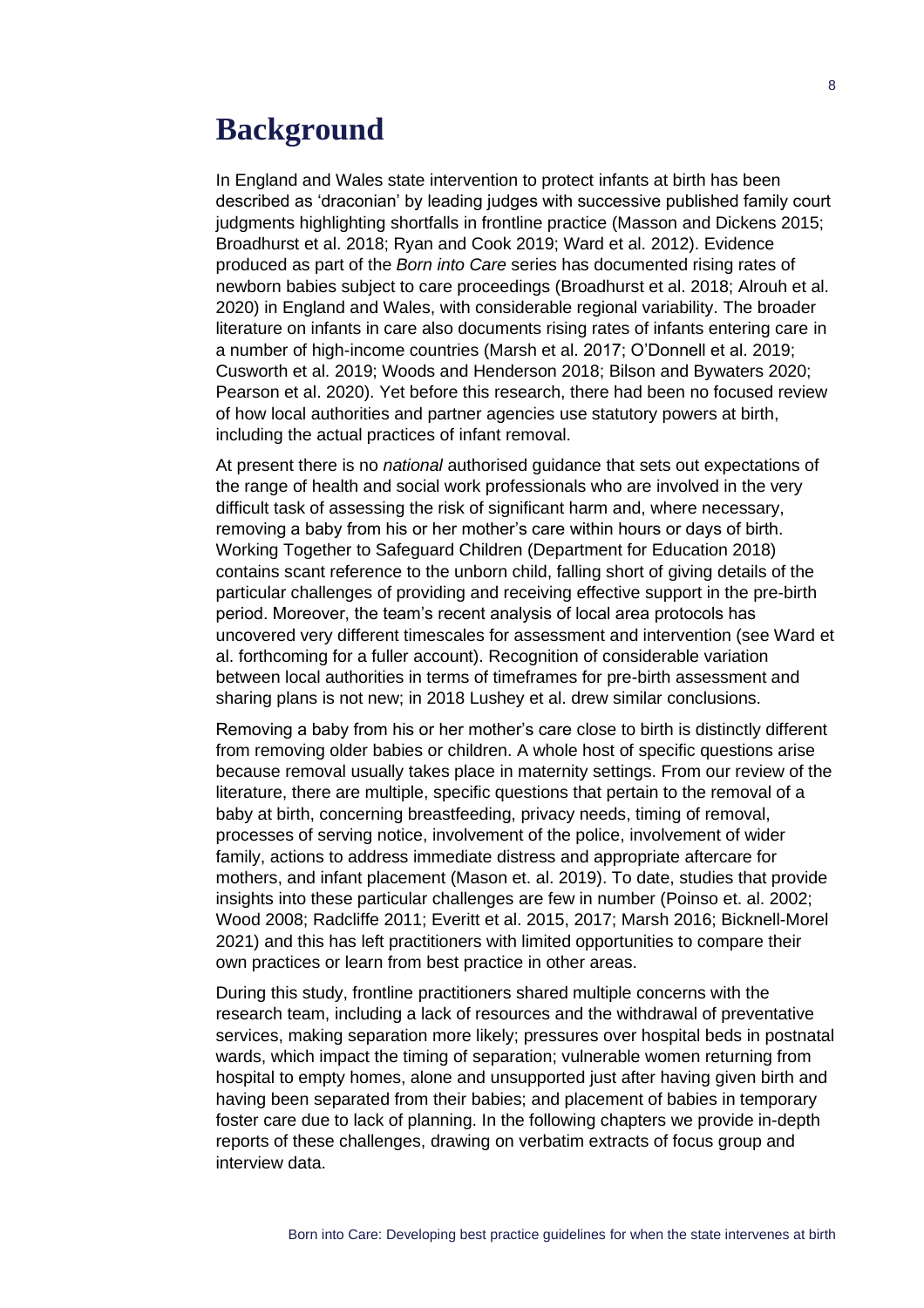# Background

In England and Wales state intervention to protect infants at birth has been described as 'draconian' by leading judges with successive published family court judgments highlighting shortfalls in frontline practice (Masson and Dickens 2015; Broadhurst et al. 2018; Ryan and Cook 2019; Ward et al. 2012). Evidence produced as part of the *Born into Care* series has documented rising rates of newborn babies subject to care proceedings (Broadhurst et al. 2018; Alrouh et al. 2020) in England and Wales, with considerable regional variability. The broader literature on infants in care also documents rising rates of infants entering care in a number of high-income countries (Marsh et al. 2017; O'Donnell et al. 2019; Cusworth et al. 2019; Woods and Henderson 2018; Bilson and Bywaters 2020; Pearson et al. 2020). Yet before this research, there had been no focused review of how local authorities and partner agencies use statutory powers at birth, including the actual practices of infant removal.

At present there is no *national* authorised guidance that sets out expectations of the range of health and social work professionals who are involved in the very difficult task of assessing the risk of significant harm and, where necessary, removing a baby from his or her mother's care within hours or days of birth. Working Together to Safeguard Children (Department for Education 2018) contains scant reference to the unborn child, falling short of giving details of the particular challenges of providing and receiving effective support in the pre-birth period. Moreover, the team's recent analysis of local area protocols has uncovered very different timescales for assessment and intervention (see Ward et al. forthcoming for a fuller account). Recognition of considerable variation between local authorities in terms of timeframes for pre-birth assessment and sharing plans is not new; in 2018 Lushey et al. drew similar conclusions.

Removing a baby from his or her mother's care close to birth is distinctly different from removing older babies or children. A whole host of specific questions arise because removal usually takes place in maternity settings. From our review of the literature, there are multiple, specific questions that pertain to the removal of a baby at birth, concerning breastfeeding, privacy needs, timing of removal, processes of serving notice, involvement of the police, involvement of wider family, actions to address immediate distress and appropriate aftercare for mothers, and infant placement (Mason et. al. 2019). To date, studies that provide insights into these particular challenges are few in number (Poinso et. al. 2002; Wood 2008; Radcliffe 2011; Everitt et al. 2015, 2017; Marsh 2016; Bicknell-Morel 2021) and this has left practitioners with limited opportunities to compare their own practices or learn from best practice in other areas.

During this study, frontline practitioners shared multiple concerns with the research team, including a lack of resources and the withdrawal of preventative services, making separation more likely; pressures over hospital beds in postnatal wards, which impact the timing of separation; vulnerable women returning from hospital to empty homes, alone and unsupported just after having given birth and having been separated from their babies; and placement of babies in temporary foster care due to lack of planning. In the following chapters we provide in-depth reports of these challenges, drawing on verbatim extracts of focus group and interview data.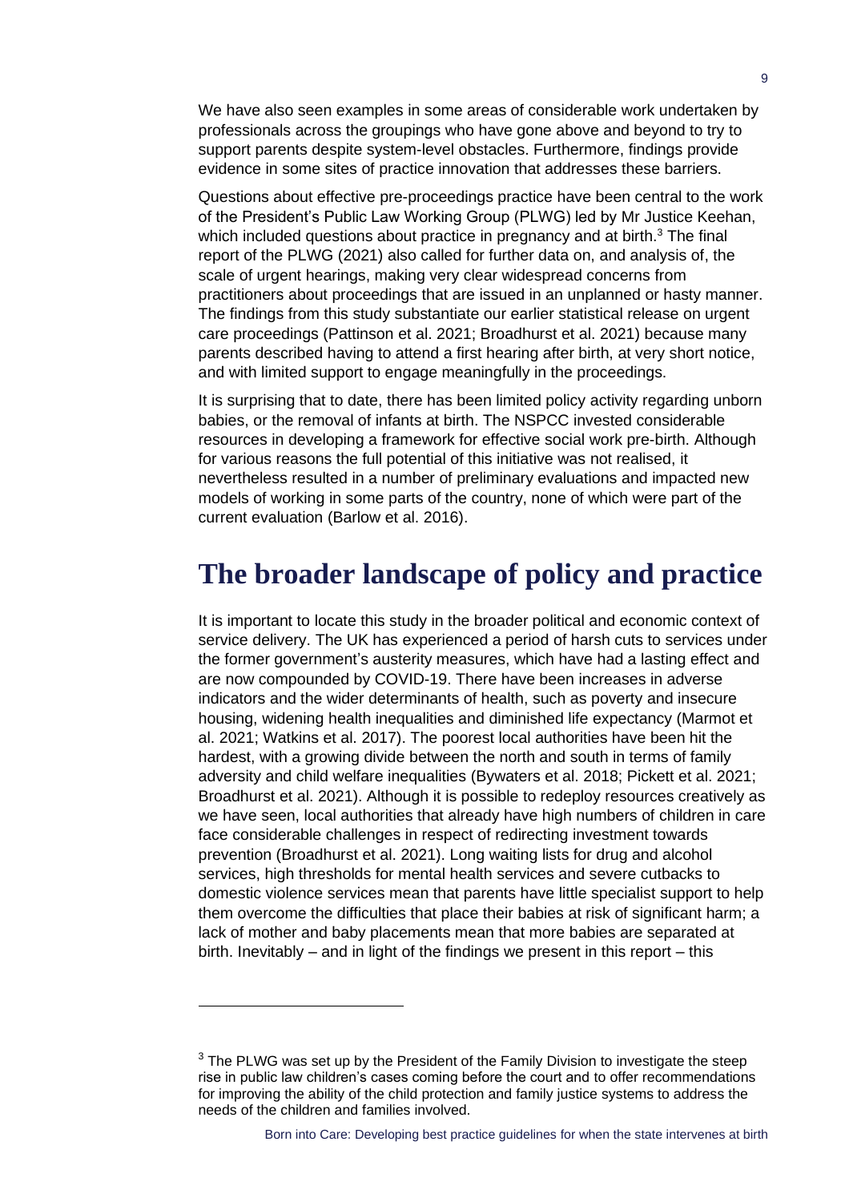We have also seen examples in some areas of considerable work undertaken by professionals across the groupings who have gone above and beyond to try to support parents despite system-level obstacles. Furthermore, findings provide evidence in some sites of practice innovation that addresses these barriers.

Questions about effective pre-proceedings practice have been central to the work of the President's Public Law Working Group (PLWG) led by Mr Justice Keehan, which included questions about practice in pregnancy and at birth.[3] The final report of the PLWG (2021) also called for further data on, and analysis of, the scale of urgent hearings, making very clear widespread concerns from practitioners about proceedings that are issued in an unplanned or hasty manner. The findings from this study substantiate our earlier statistical release on urgent care proceedings (Pattinson et al. 2021; Broadhurst et al. 2021) because many parents described having to attend a first hearing after birth, at very short notice, and with limited support to engage meaningfully in the proceedings.

It is surprising that to date, there has been limited policy activity regarding unborn babies, or the removal of infants at birth. The NSPCC invested considerable resources in developing a framework for effective social work pre-birth. Although for various reasons the full potential of this initiative was not realised, it nevertheless resulted in a number of preliminary evaluations and impacted new models of working in some parts of the country, none of which were part of the current evaluation (Barlow et al. 2016).

# The broader landscape of policy and practice

It is important to locate this study in the broader political and economic context of service delivery. The UK has experienced a period of harsh cuts to services under the former government's austerity measures, which have had a lasting effect and are now compounded by COVID-19. There have been increases in adverse indicators and the wider determinants of health, such as poverty and insecure housing, widening health inequalities and diminished life expectancy (Marmot et al. 2021; Watkins et al. 2017). The poorest local authorities have been hit the hardest, with a growing divide between the north and south in terms of family adversity and child welfare inequalities (Bywaters et al. 2018; Pickett et al. 2021; Broadhurst et al. 2021). Although it is possible to redeploy resources creatively as we have seen, local authorities that already have high numbers of children in care face considerable challenges in respect of redirecting investment towards prevention (Broadhurst et al. 2021). Long waiting lists for drug and alcohol services, high thresholds for mental health services and severe cutbacks to domestic violence services mean that parents have little specialist support to help them overcome the difficulties that place their babies at risk of significant harm; a lack of mother and baby placements mean that more babies are separated at birth. Inevitably – and in light of the findings we present in this report – this

[3] The PLWG was set up by the President of the Family Division to investigate the steep rise in public law children's cases coming before the court and to offer recommendations for improving the ability of the child protection and family justice systems to address the needs of the children and families involved.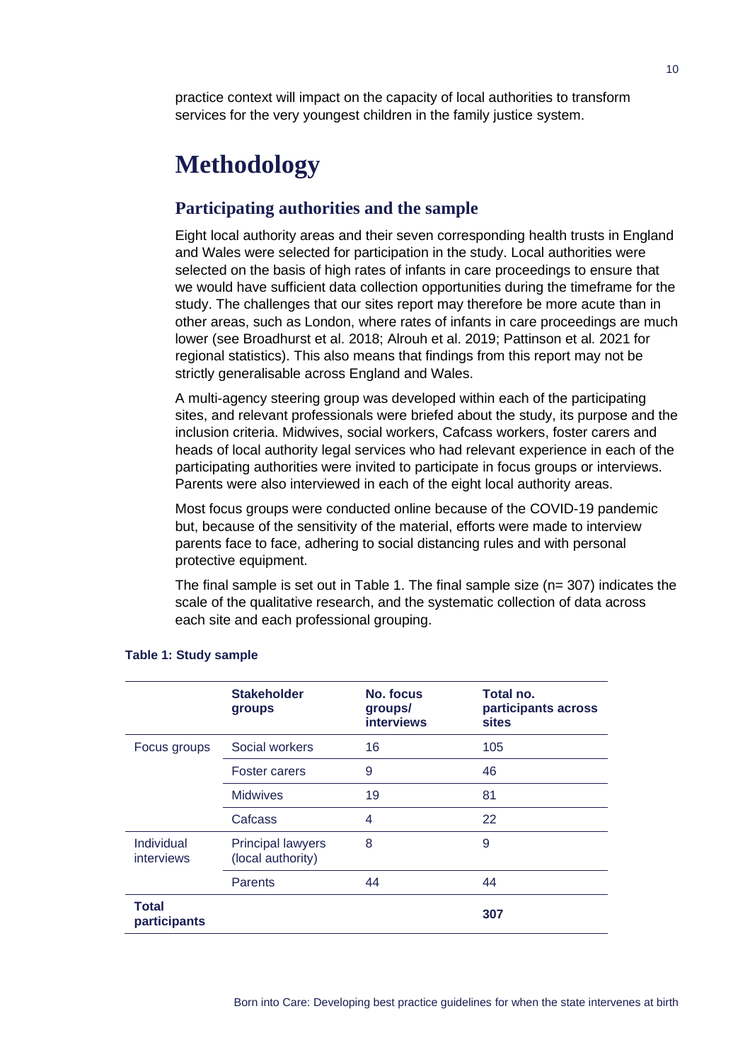practice context will impact on the capacity of local authorities to transform services for the very youngest children in the family justice system.

# Methodology

## Participating authorities and the sample

Eight local authority areas and their seven corresponding health trusts in England and Wales were selected for participation in the study. Local authorities were selected on the basis of high rates of infants in care proceedings to ensure that we would have sufficient data collection opportunities during the timeframe for the study. The challenges that our sites report may therefore be more acute than in other areas, such as London, where rates of infants in care proceedings are much lower (see Broadhurst et al. 2018; Alrouh et al. 2019; Pattinson et al. 2021 for regional statistics). This also means that findings from this report may not be strictly generalisable across England and Wales.

A multi-agency steering group was developed within each of the participating sites, and relevant professionals were briefed about the study, its purpose and the inclusion criteria. Midwives, social workers, Cafcass workers, foster carers and heads of local authority legal services who had relevant experience in each of the participating authorities were invited to participate in focus groups or interviews. Parents were also interviewed in each of the eight local authority areas.

Most focus groups were conducted online because of the COVID-19 pandemic but, because of the sensitivity of the material, efforts were made to interview parents face to face, adhering to social distancing rules and with personal protective equipment.

The final sample is set out in Table 1. The final sample size (n= 307) indicates the scale of the qualitative research, and the systematic collection of data across each site and each professional grouping.

**Table 1: Study sample**

| | Stakeholder groups | No. focus groups/ interviews | Total no. participants across sites |
|---|---|---|---|
| Focus groups | Social workers | 16 | 105 |
| | Foster carers | 9 | 46 |
| | Midwives | 19 | 81 |
| | Cafcass | 4 | 22 |
| Individual interviews | Principal lawyers (local authority) | 8 | 9 |
| | Parents | 44 | 44 |
| **Total participants** | | | **307** |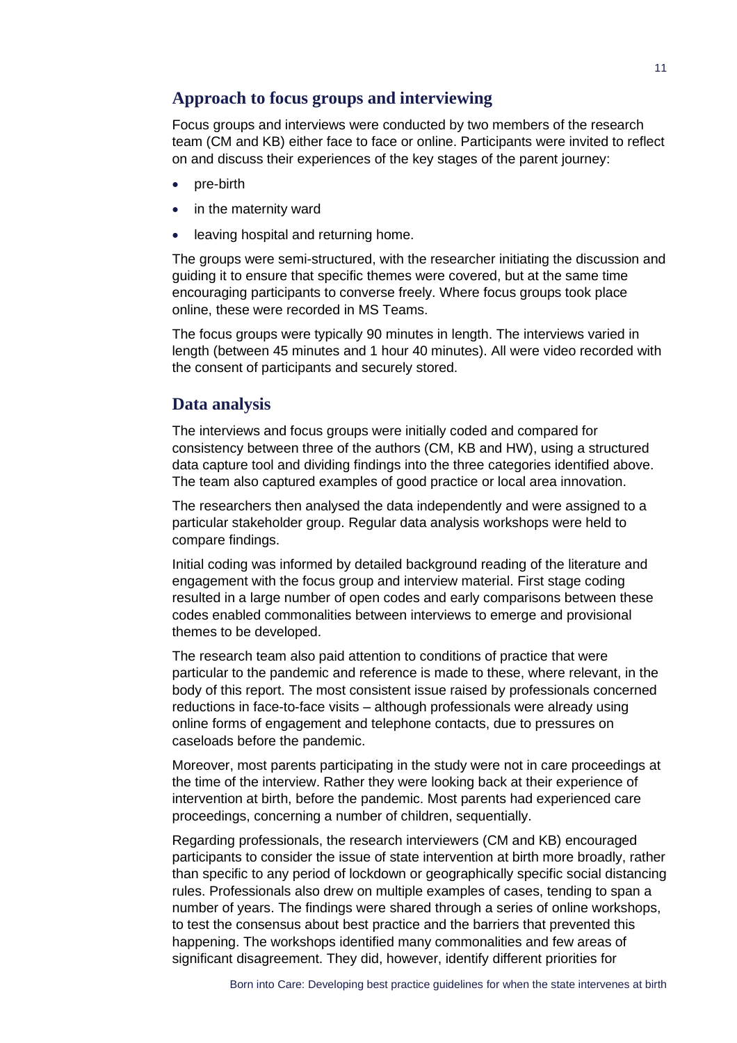## Approach to focus groups and interviewing

Focus groups and interviews were conducted by two members of the research team (CM and KB) either face to face or online. Participants were invited to reflect on and discuss their experiences of the key stages of the parent journey:

- pre-birth
- in the maternity ward
- leaving hospital and returning home.

The groups were semi-structured, with the researcher initiating the discussion and guiding it to ensure that specific themes were covered, but at the same time encouraging participants to converse freely. Where focus groups took place online, these were recorded in MS Teams.

The focus groups were typically 90 minutes in length. The interviews varied in length (between 45 minutes and 1 hour 40 minutes). All were video recorded with the consent of participants and securely stored.

## Data analysis

The interviews and focus groups were initially coded and compared for consistency between three of the authors (CM, KB and HW), using a structured data capture tool and dividing findings into the three categories identified above. The team also captured examples of good practice or local area innovation.

The researchers then analysed the data independently and were assigned to a particular stakeholder group. Regular data analysis workshops were held to compare findings.

Initial coding was informed by detailed background reading of the literature and engagement with the focus group and interview material. First stage coding resulted in a large number of open codes and early comparisons between these codes enabled commonalities between interviews to emerge and provisional themes to be developed.

The research team also paid attention to conditions of practice that were particular to the pandemic and reference is made to these, where relevant, in the body of this report. The most consistent issue raised by professionals concerned reductions in face-to-face visits – although professionals were already using online forms of engagement and telephone contacts, due to pressures on caseloads before the pandemic.

Moreover, most parents participating in the study were not in care proceedings at the time of the interview. Rather they were looking back at their experience of intervention at birth, before the pandemic. Most parents had experienced care proceedings, concerning a number of children, sequentially.

Regarding professionals, the research interviewers (CM and KB) encouraged participants to consider the issue of state intervention at birth more broadly, rather than specific to any period of lockdown or geographically specific social distancing rules. Professionals also drew on multiple examples of cases, tending to span a number of years. The findings were shared through a series of online workshops, to test the consensus about best practice and the barriers that prevented this happening. The workshops identified many commonalities and few areas of significant disagreement. They did, however, identify different priorities for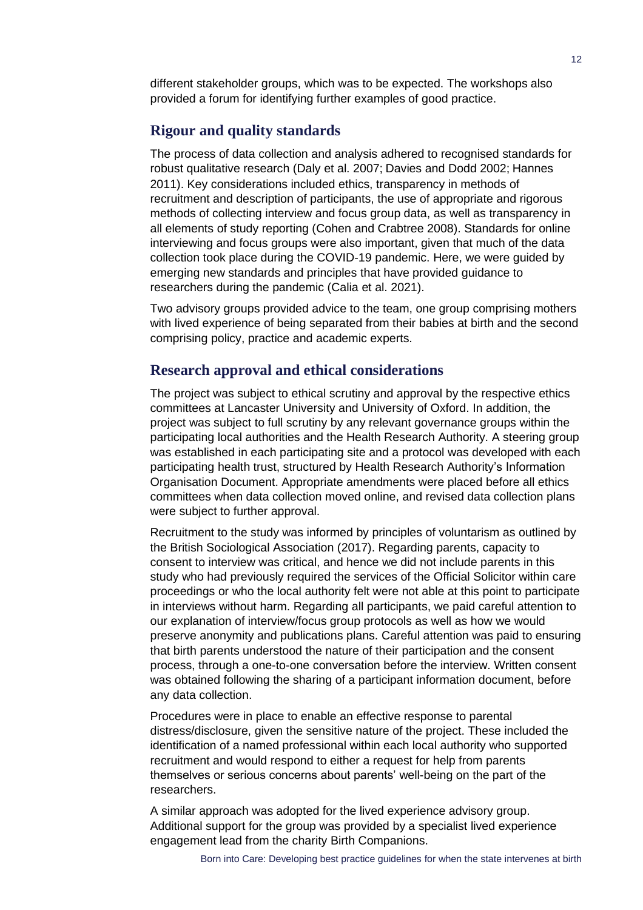different stakeholder groups, which was to be expected. The workshops also provided a forum for identifying further examples of good practice.

## Rigour and quality standards

The process of data collection and analysis adhered to recognised standards for robust qualitative research (Daly et al. 2007; Davies and Dodd 2002; Hannes 2011). Key considerations included ethics, transparency in methods of recruitment and description of participants, the use of appropriate and rigorous methods of collecting interview and focus group data, as well as transparency in all elements of study reporting (Cohen and Crabtree 2008). Standards for online interviewing and focus groups were also important, given that much of the data collection took place during the COVID-19 pandemic. Here, we were guided by emerging new standards and principles that have provided guidance to researchers during the pandemic (Calia et al. 2021).

Two advisory groups provided advice to the team, one group comprising mothers with lived experience of being separated from their babies at birth and the second comprising policy, practice and academic experts.

## Research approval and ethical considerations

The project was subject to ethical scrutiny and approval by the respective ethics committees at Lancaster University and University of Oxford. In addition, the project was subject to full scrutiny by any relevant governance groups within the participating local authorities and the Health Research Authority. A steering group was established in each participating site and a protocol was developed with each participating health trust, structured by Health Research Authority's Information Organisation Document. Appropriate amendments were placed before all ethics committees when data collection moved online, and revised data collection plans were subject to further approval.

Recruitment to the study was informed by principles of voluntarism as outlined by the British Sociological Association (2017). Regarding parents, capacity to consent to interview was critical, and hence we did not include parents in this study who had previously required the services of the Official Solicitor within care proceedings or who the local authority felt were not able at this point to participate in interviews without harm. Regarding all participants, we paid careful attention to our explanation of interview/focus group protocols as well as how we would preserve anonymity and publications plans. Careful attention was paid to ensuring that birth parents understood the nature of their participation and the consent process, through a one-to-one conversation before the interview. Written consent was obtained following the sharing of a participant information document, before any data collection.

Procedures were in place to enable an effective response to parental distress/disclosure, given the sensitive nature of the project. These included the identification of a named professional within each local authority who supported recruitment and would respond to either a request for help from parents themselves or serious concerns about parents' well-being on the part of the researchers.

A similar approach was adopted for the lived experience advisory group. Additional support for the group was provided by a specialist lived experience engagement lead from the charity Birth Companions.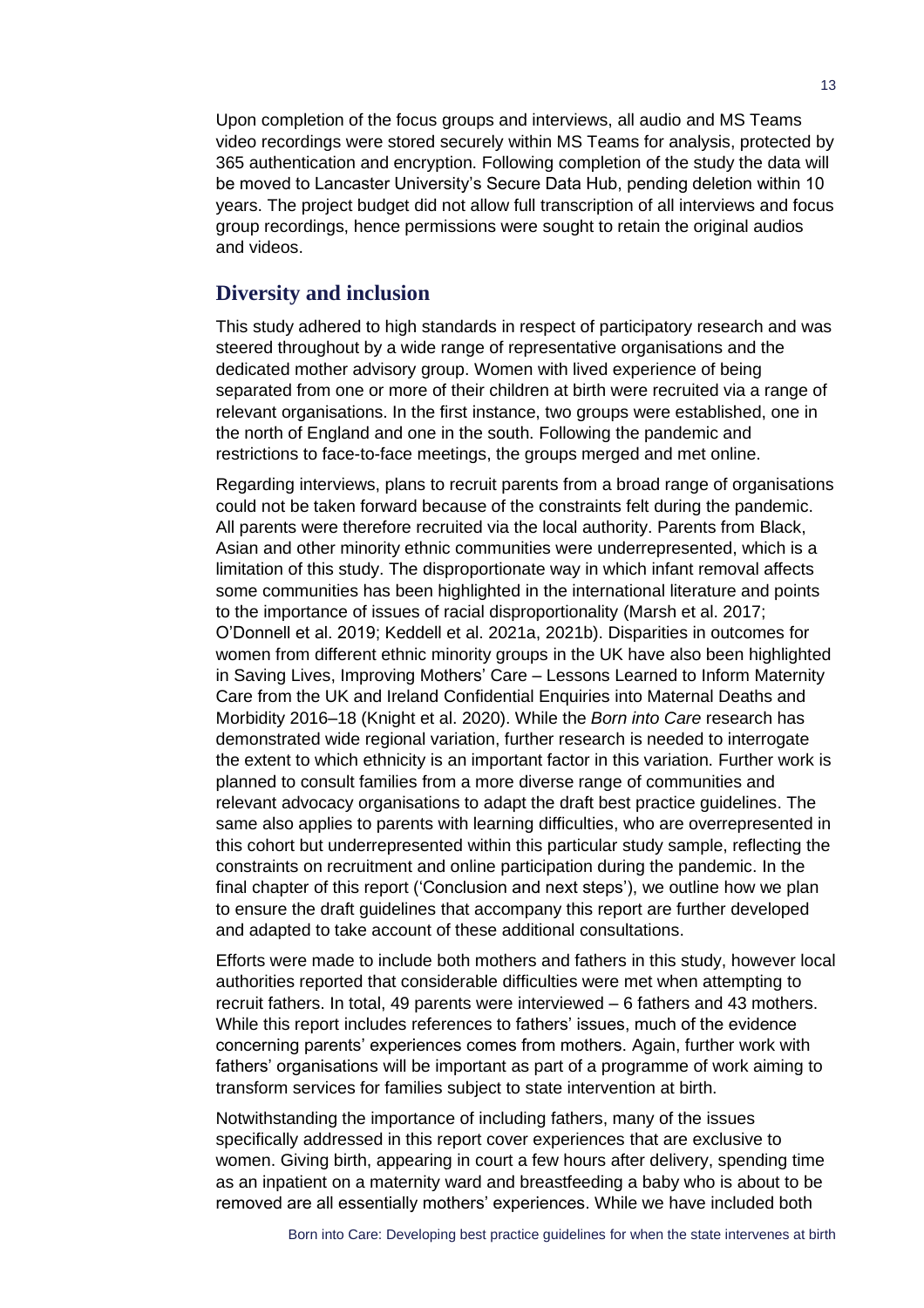Upon completion of the focus groups and interviews, all audio and MS Teams video recordings were stored securely within MS Teams for analysis, protected by 365 authentication and encryption. Following completion of the study the data will be moved to Lancaster University's Secure Data Hub, pending deletion within 10 years. The project budget did not allow full transcription of all interviews and focus group recordings, hence permissions were sought to retain the original audios and videos.

## Diversity and inclusion

This study adhered to high standards in respect of participatory research and was steered throughout by a wide range of representative organisations and the dedicated mother advisory group. Women with lived experience of being separated from one or more of their children at birth were recruited via a range of relevant organisations. In the first instance, two groups were established, one in the north of England and one in the south. Following the pandemic and restrictions to face-to-face meetings, the groups merged and met online.

Regarding interviews, plans to recruit parents from a broad range of organisations could not be taken forward because of the constraints felt during the pandemic. All parents were therefore recruited via the local authority. Parents from Black, Asian and other minority ethnic communities were underrepresented, which is a limitation of this study. The disproportionate way in which infant removal affects some communities has been highlighted in the international literature and points to the importance of issues of racial disproportionality (Marsh et al. 2017; O'Donnell et al. 2019; Keddell et al. 2021a, 2021b). Disparities in outcomes for women from different ethnic minority groups in the UK have also been highlighted in Saving Lives, Improving Mothers' Care – Lessons Learned to Inform Maternity Care from the UK and Ireland Confidential Enquiries into Maternal Deaths and Morbidity 2016–18 (Knight et al. 2020). While the *Born into Care* research has demonstrated wide regional variation, further research is needed to interrogate the extent to which ethnicity is an important factor in this variation. Further work is planned to consult families from a more diverse range of communities and relevant advocacy organisations to adapt the draft best practice guidelines. The same also applies to parents with learning difficulties, who are overrepresented in this cohort but underrepresented within this particular study sample, reflecting the constraints on recruitment and online participation during the pandemic. In the final chapter of this report ('Conclusion and next steps'), we outline how we plan to ensure the draft guidelines that accompany this report are further developed and adapted to take account of these additional consultations.

Efforts were made to include both mothers and fathers in this study, however local authorities reported that considerable difficulties were met when attempting to recruit fathers. In total, 49 parents were interviewed – 6 fathers and 43 mothers. While this report includes references to fathers' issues, much of the evidence concerning parents' experiences comes from mothers. Again, further work with fathers' organisations will be important as part of a programme of work aiming to transform services for families subject to state intervention at birth.

Notwithstanding the importance of including fathers, many of the issues specifically addressed in this report cover experiences that are exclusive to women. Giving birth, appearing in court a few hours after delivery, spending time as an inpatient on a maternity ward and breastfeeding a baby who is about to be removed are all essentially mothers' experiences. While we have included both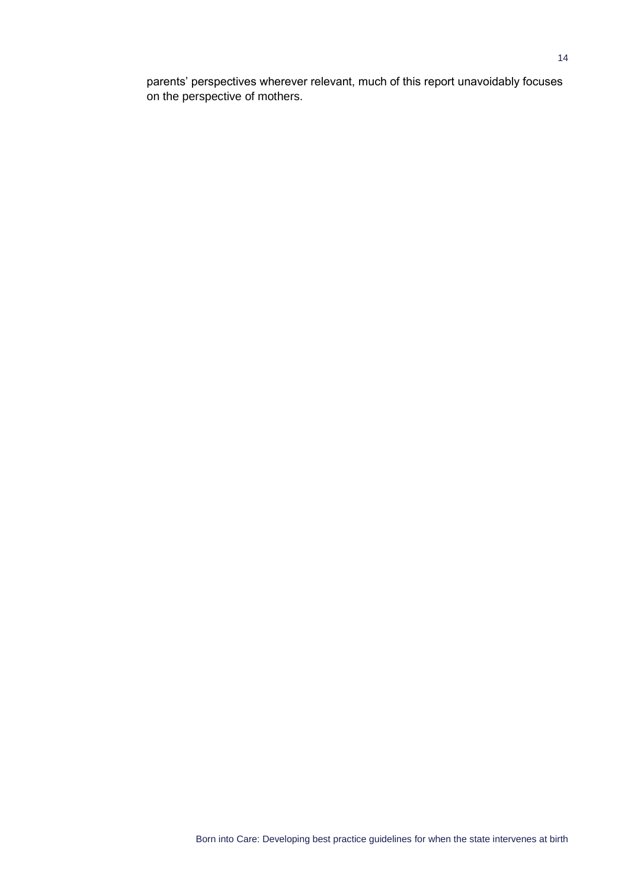parents' perspectives wherever relevant, much of this report unavoidably focuses on the perspective of mothers.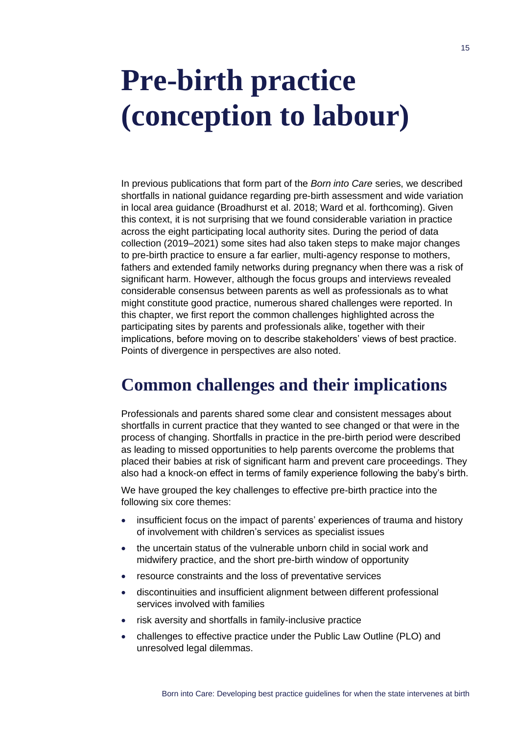# Pre-birth practice (conception to labour)

In previous publications that form part of the *Born into Care* series, we described shortfalls in national guidance regarding pre-birth assessment and wide variation in local area guidance (Broadhurst et al. 2018; Ward et al. forthcoming). Given this context, it is not surprising that we found considerable variation in practice across the eight participating local authority sites. During the period of data collection (2019–2021) some sites had also taken steps to make major changes to pre-birth practice to ensure a far earlier, multi-agency response to mothers, fathers and extended family networks during pregnancy when there was a risk of significant harm. However, although the focus groups and interviews revealed considerable consensus between parents as well as professionals as to what might constitute good practice, numerous shared challenges were reported. In this chapter, we first report the common challenges highlighted across the participating sites by parents and professionals alike, together with their implications, before moving on to describe stakeholders' views of best practice. Points of divergence in perspectives are also noted.

## Common challenges and their implications

Professionals and parents shared some clear and consistent messages about shortfalls in current practice that they wanted to see changed or that were in the process of changing. Shortfalls in practice in the pre-birth period were described as leading to missed opportunities to help parents overcome the problems that placed their babies at risk of significant harm and prevent care proceedings. They also had a knock-on effect in terms of family experience following the baby's birth.

We have grouped the key challenges to effective pre-birth practice into the following six core themes:

- insufficient focus on the impact of parents' experiences of trauma and history of involvement with children's services as specialist issues
- the uncertain status of the vulnerable unborn child in social work and midwifery practice, and the short pre-birth window of opportunity
- resource constraints and the loss of preventative services
- discontinuities and insufficient alignment between different professional services involved with families
- risk aversity and shortfalls in family-inclusive practice
- challenges to effective practice under the Public Law Outline (PLO) and unresolved legal dilemmas.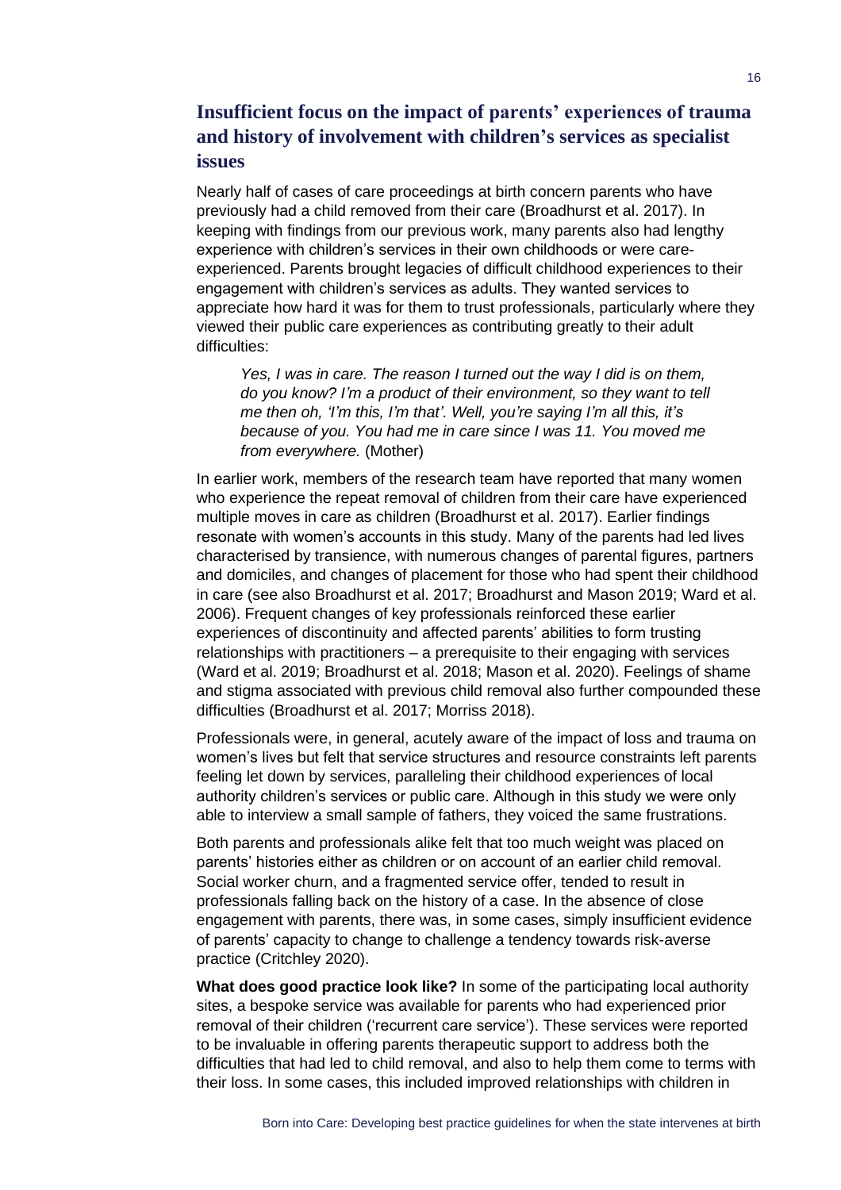## Insufficient focus on the impact of parents' experiences of trauma and history of involvement with children's services as specialist issues

Nearly half of cases of care proceedings at birth concern parents who have previously had a child removed from their care (Broadhurst et al. 2017). In keeping with findings from our previous work, many parents also had lengthy experience with children's services in their own childhoods or were care-experienced. Parents brought legacies of difficult childhood experiences to their engagement with children's services as adults. They wanted services to appreciate how hard it was for them to trust professionals, particularly where they viewed their public care experiences as contributing greatly to their adult difficulties:

> *Yes, I was in care. The reason I turned out the way I did is on them, do you know? I'm a product of their environment, so they want to tell me then oh, 'I'm this, I'm that'. Well, you're saying I'm all this, it's because of you. You had me in care since I was 11. You moved me from everywhere.* (Mother)

In earlier work, members of the research team have reported that many women who experience the repeat removal of children from their care have experienced multiple moves in care as children (Broadhurst et al. 2017). Earlier findings resonate with women's accounts in this study. Many of the parents had led lives characterised by transience, with numerous changes of parental figures, partners and domiciles, and changes of placement for those who had spent their childhood in care (see also Broadhurst et al. 2017; Broadhurst and Mason 2019; Ward et al. 2006). Frequent changes of key professionals reinforced these earlier experiences of discontinuity and affected parents' abilities to form trusting relationships with practitioners – a prerequisite to their engaging with services (Ward et al. 2019; Broadhurst et al. 2018; Mason et al. 2020). Feelings of shame and stigma associated with previous child removal also further compounded these difficulties (Broadhurst et al. 2017; Morriss 2018).

Professionals were, in general, acutely aware of the impact of loss and trauma on women's lives but felt that service structures and resource constraints left parents feeling let down by services, paralleling their childhood experiences of local authority children's services or public care. Although in this study we were only able to interview a small sample of fathers, they voiced the same frustrations.

Both parents and professionals alike felt that too much weight was placed on parents' histories either as children or on account of an earlier child removal. Social worker churn, and a fragmented service offer, tended to result in professionals falling back on the history of a case. In the absence of close engagement with parents, there was, in some cases, simply insufficient evidence of parents' capacity to change to challenge a tendency towards risk-averse practice (Critchley 2020).

**What does good practice look like?** In some of the participating local authority sites, a bespoke service was available for parents who had experienced prior removal of their children ('recurrent care service'). These services were reported to be invaluable in offering parents therapeutic support to address both the difficulties that had led to child removal, and also to help them come to terms with their loss. In some cases, this included improved relationships with children in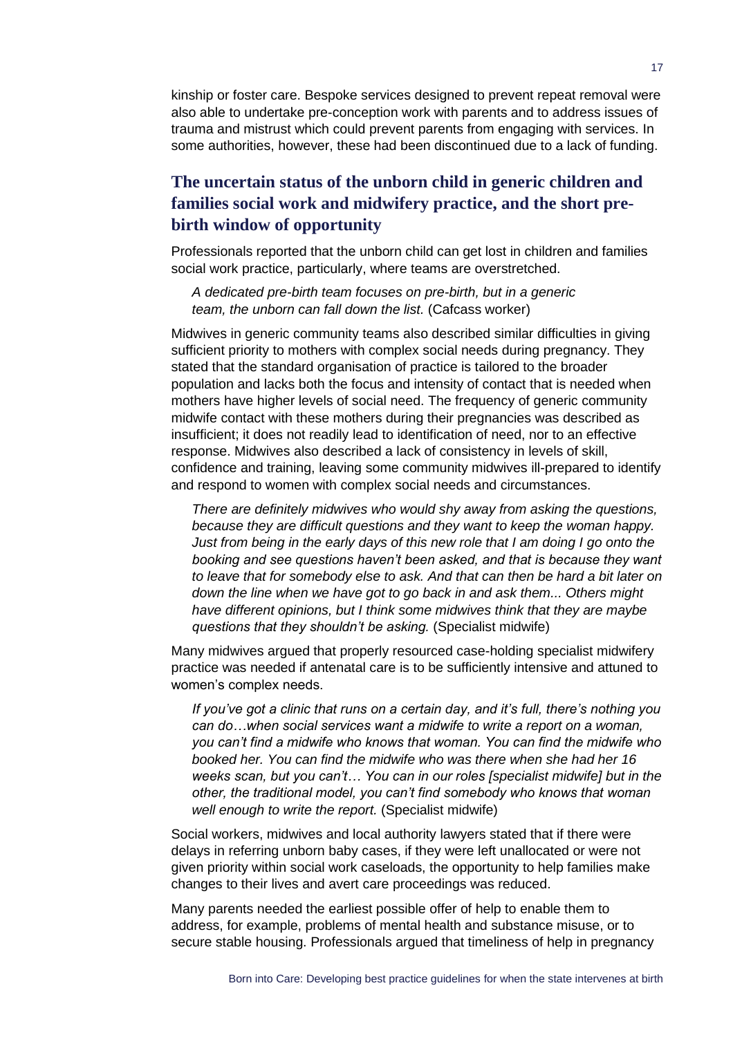kinship or foster care. Bespoke services designed to prevent repeat removal were also able to undertake pre-conception work with parents and to address issues of trauma and mistrust which could prevent parents from engaging with services. In some authorities, however, these had been discontinued due to a lack of funding.

## The uncertain status of the unborn child in generic children and families social work and midwifery practice, and the short pre-birth window of opportunity

Professionals reported that the unborn child can get lost in children and families social work practice, particularly, where teams are overstretched.

> *A dedicated pre-birth team focuses on pre-birth, but in a generic team, the unborn can fall down the list.* (Cafcass worker)

Midwives in generic community teams also described similar difficulties in giving sufficient priority to mothers with complex social needs during pregnancy. They stated that the standard organisation of practice is tailored to the broader population and lacks both the focus and intensity of contact that is needed when mothers have higher levels of social need. The frequency of generic community midwife contact with these mothers during their pregnancies was described as insufficient; it does not readily lead to identification of need, nor to an effective response. Midwives also described a lack of consistency in levels of skill, confidence and training, leaving some community midwives ill-prepared to identify and respond to women with complex social needs and circumstances.

> *There are definitely midwives who would shy away from asking the questions, because they are difficult questions and they want to keep the woman happy. Just from being in the early days of this new role that I am doing I go onto the booking and see questions haven't been asked, and that is because they want to leave that for somebody else to ask. And that can then be hard a bit later on down the line when we have got to go back in and ask them... Others might have different opinions, but I think some midwives think that they are maybe questions that they shouldn't be asking.* (Specialist midwife)

Many midwives argued that properly resourced case-holding specialist midwifery practice was needed if antenatal care is to be sufficiently intensive and attuned to women's complex needs.

> *If you've got a clinic that runs on a certain day, and it's full, there's nothing you can do…when social services want a midwife to write a report on a woman, you can't find a midwife who knows that woman. You can find the midwife who booked her. You can find the midwife who was there when she had her 16 weeks scan, but you can't… You can in our roles [specialist midwife] but in the other, the traditional model, you can't find somebody who knows that woman well enough to write the report.* (Specialist midwife)

Social workers, midwives and local authority lawyers stated that if there were delays in referring unborn baby cases, if they were left unallocated or were not given priority within social work caseloads, the opportunity to help families make changes to their lives and avert care proceedings was reduced.

Many parents needed the earliest possible offer of help to enable them to address, for example, problems of mental health and substance misuse, or to secure stable housing. Professionals argued that timeliness of help in pregnancy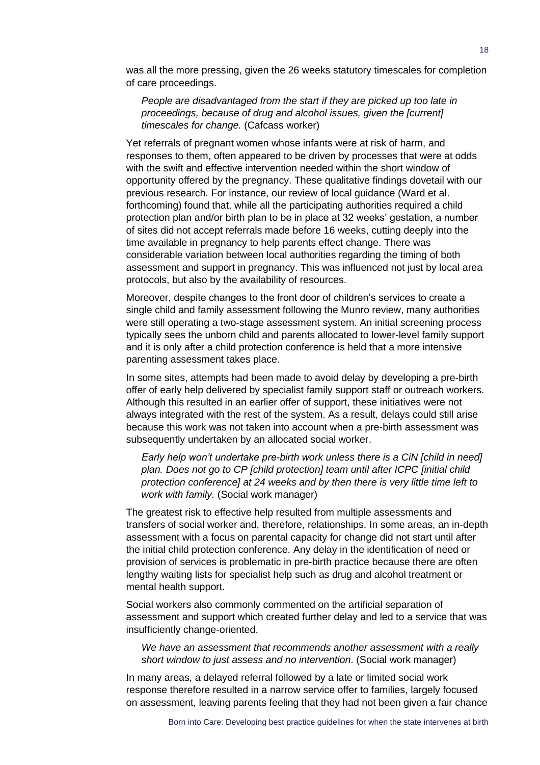was all the more pressing, given the 26 weeks statutory timescales for completion of care proceedings.

> *People are disadvantaged from the start if they are picked up too late in proceedings, because of drug and alcohol issues, given the [current] timescales for change.* (Cafcass worker)

Yet referrals of pregnant women whose infants were at risk of harm, and responses to them, often appeared to be driven by processes that were at odds with the swift and effective intervention needed within the short window of opportunity offered by the pregnancy. These qualitative findings dovetail with our previous research. For instance, our review of local guidance (Ward et al. forthcoming) found that, while all the participating authorities required a child protection plan and/or birth plan to be in place at 32 weeks' gestation, a number of sites did not accept referrals made before 16 weeks, cutting deeply into the time available in pregnancy to help parents effect change. There was considerable variation between local authorities regarding the timing of both assessment and support in pregnancy. This was influenced not just by local area protocols, but also by the availability of resources.

Moreover, despite changes to the front door of children's services to create a single child and family assessment following the Munro review, many authorities were still operating a two-stage assessment system. An initial screening process typically sees the unborn child and parents allocated to lower-level family support and it is only after a child protection conference is held that a more intensive parenting assessment takes place.

In some sites, attempts had been made to avoid delay by developing a pre-birth offer of early help delivered by specialist family support staff or outreach workers. Although this resulted in an earlier offer of support, these initiatives were not always integrated with the rest of the system. As a result, delays could still arise because this work was not taken into account when a pre-birth assessment was subsequently undertaken by an allocated social worker.

> *Early help won't undertake pre-birth work unless there is a CiN [child in need] plan. Does not go to CP [child protection] team until after ICPC [initial child protection conference] at 24 weeks and by then there is very little time left to work with family.* (Social work manager)

The greatest risk to effective help resulted from multiple assessments and transfers of social worker and, therefore, relationships. In some areas, an in-depth assessment with a focus on parental capacity for change did not start until after the initial child protection conference. Any delay in the identification of need or provision of services is problematic in pre-birth practice because there are often lengthy waiting lists for specialist help such as drug and alcohol treatment or mental health support.

Social workers also commonly commented on the artificial separation of assessment and support which created further delay and led to a service that was insufficiently change-oriented.

> *We have an assessment that recommends another assessment with a really short window to just assess and no intervention*. (Social work manager)

In many areas, a delayed referral followed by a late or limited social work response therefore resulted in a narrow service offer to families, largely focused on assessment, leaving parents feeling that they had not been given a fair chance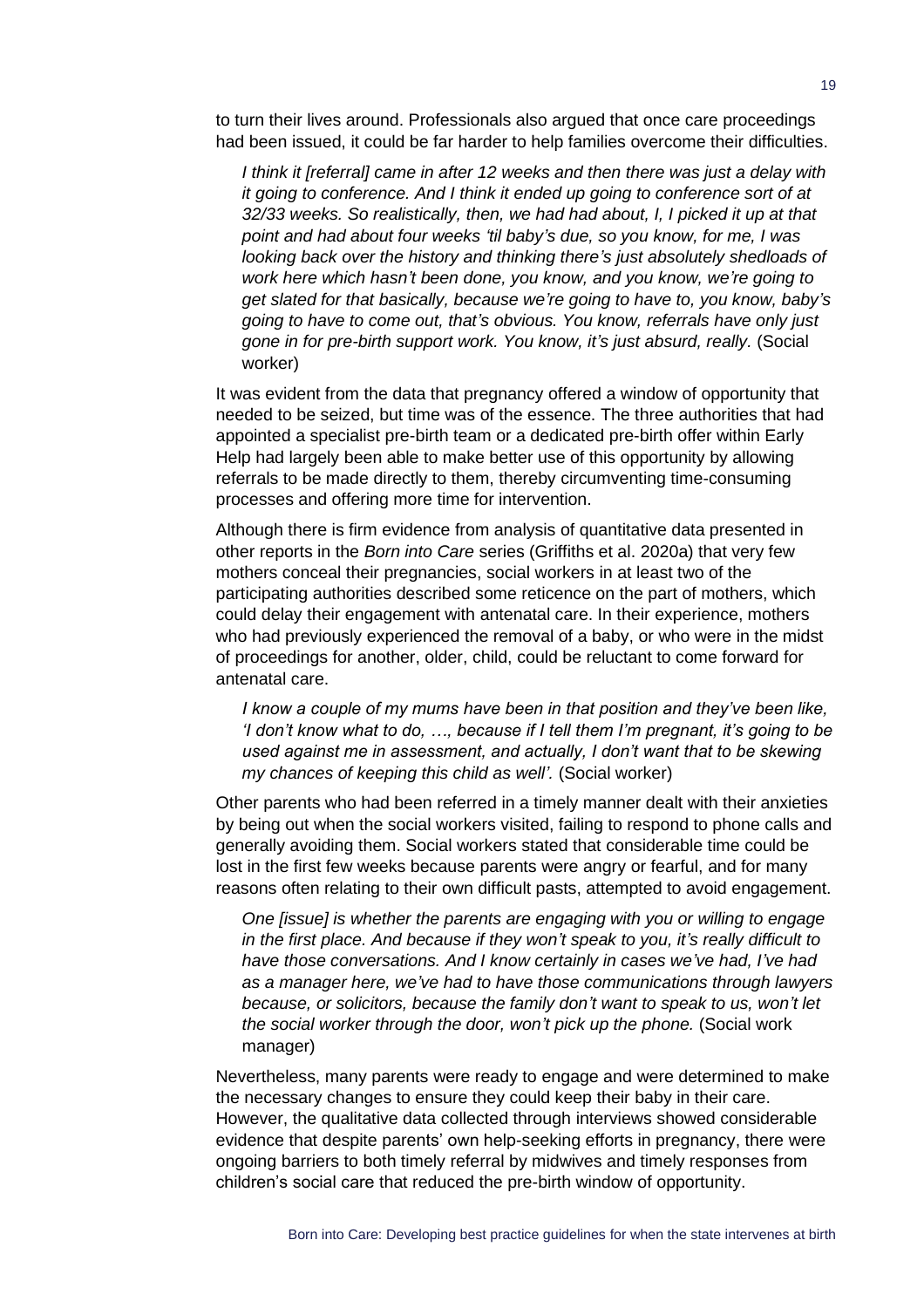to turn their lives around. Professionals also argued that once care proceedings had been issued, it could be far harder to help families overcome their difficulties.

> *I think it [referral] came in after 12 weeks and then there was just a delay with it going to conference. And I think it ended up going to conference sort of at 32/33 weeks. So realistically, then, we had had about, I, I picked it up at that point and had about four weeks 'til baby's due, so you know, for me, I was looking back over the history and thinking there's just absolutely shedloads of work here which hasn't been done, you know, and you know, we're going to get slated for that basically, because we're going to have to, you know, baby's going to have to come out, that's obvious. You know, referrals have only just gone in for pre-birth support work. You know, it's just absurd, really.* (Social worker)

It was evident from the data that pregnancy offered a window of opportunity that needed to be seized, but time was of the essence. The three authorities that had appointed a specialist pre-birth team or a dedicated pre-birth offer within Early Help had largely been able to make better use of this opportunity by allowing referrals to be made directly to them, thereby circumventing time-consuming processes and offering more time for intervention.

Although there is firm evidence from analysis of quantitative data presented in other reports in the *Born into Care* series (Griffiths et al. 2020a) that very few mothers conceal their pregnancies, social workers in at least two of the participating authorities described some reticence on the part of mothers, which could delay their engagement with antenatal care. In their experience, mothers who had previously experienced the removal of a baby, or who were in the midst of proceedings for another, older, child, could be reluctant to come forward for antenatal care.

> *I know a couple of my mums have been in that position and they've been like, 'I don't know what to do, …, because if I tell them I'm pregnant, it's going to be used against me in assessment, and actually, I don't want that to be skewing my chances of keeping this child as well'.* (Social worker)

Other parents who had been referred in a timely manner dealt with their anxieties by being out when the social workers visited, failing to respond to phone calls and generally avoiding them. Social workers stated that considerable time could be lost in the first few weeks because parents were angry or fearful, and for many reasons often relating to their own difficult pasts, attempted to avoid engagement.

> *One [issue] is whether the parents are engaging with you or willing to engage in the first place. And because if they won't speak to you, it's really difficult to have those conversations. And I know certainly in cases we've had, I've had as a manager here, we've had to have those communications through lawyers because, or solicitors, because the family don't want to speak to us, won't let the social worker through the door, won't pick up the phone.* (Social work manager)

Nevertheless, many parents were ready to engage and were determined to make the necessary changes to ensure they could keep their baby in their care. However, the qualitative data collected through interviews showed considerable evidence that despite parents' own help-seeking efforts in pregnancy, there were ongoing barriers to both timely referral by midwives and timely responses from children's social care that reduced the pre-birth window of opportunity.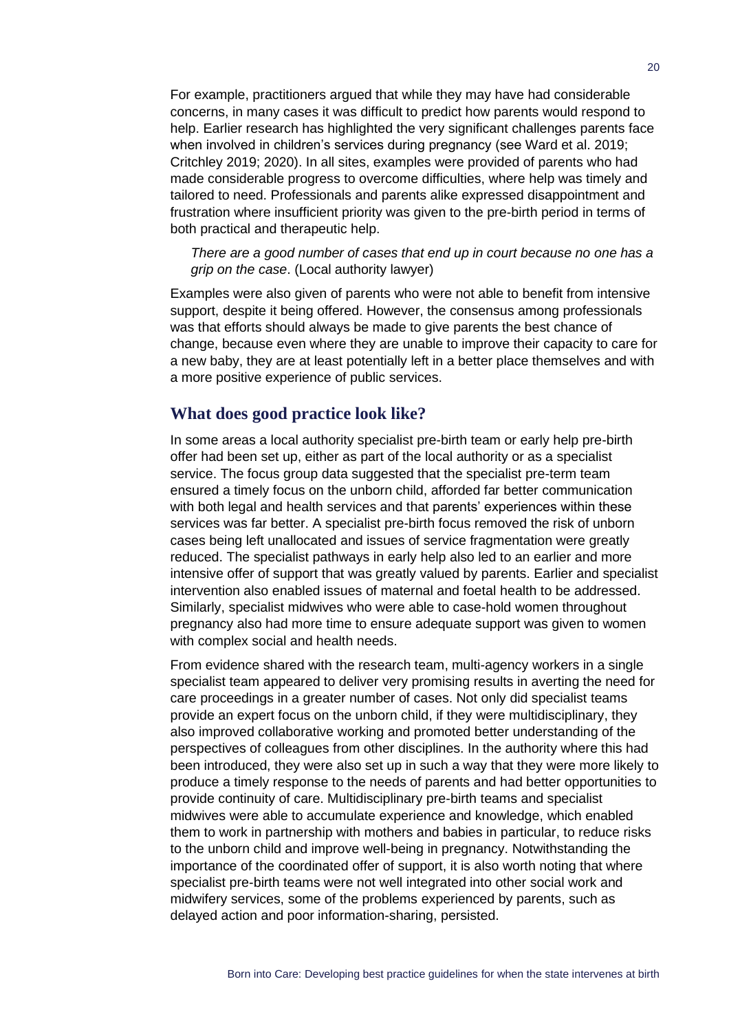For example, practitioners argued that while they may have had considerable concerns, in many cases it was difficult to predict how parents would respond to help. Earlier research has highlighted the very significant challenges parents face when involved in children's services during pregnancy (see Ward et al. 2019; Critchley 2019; 2020). In all sites, examples were provided of parents who had made considerable progress to overcome difficulties, where help was timely and tailored to need. Professionals and parents alike expressed disappointment and frustration where insufficient priority was given to the pre-birth period in terms of both practical and therapeutic help.

> *There are a good number of cases that end up in court because no one has a grip on the case*. (Local authority lawyer)

Examples were also given of parents who were not able to benefit from intensive support, despite it being offered. However, the consensus among professionals was that efforts should always be made to give parents the best chance of change, because even where they are unable to improve their capacity to care for a new baby, they are at least potentially left in a better place themselves and with a more positive experience of public services.

## What does good practice look like?

In some areas a local authority specialist pre-birth team or early help pre-birth offer had been set up, either as part of the local authority or as a specialist service. The focus group data suggested that the specialist pre-term team ensured a timely focus on the unborn child, afforded far better communication with both legal and health services and that parents' experiences within these services was far better. A specialist pre-birth focus removed the risk of unborn cases being left unallocated and issues of service fragmentation were greatly reduced. The specialist pathways in early help also led to an earlier and more intensive offer of support that was greatly valued by parents. Earlier and specialist intervention also enabled issues of maternal and foetal health to be addressed. Similarly, specialist midwives who were able to case-hold women throughout pregnancy also had more time to ensure adequate support was given to women with complex social and health needs.

From evidence shared with the research team, multi-agency workers in a single specialist team appeared to deliver very promising results in averting the need for care proceedings in a greater number of cases. Not only did specialist teams provide an expert focus on the unborn child, if they were multidisciplinary, they also improved collaborative working and promoted better understanding of the perspectives of colleagues from other disciplines. In the authority where this had been introduced, they were also set up in such a way that they were more likely to produce a timely response to the needs of parents and had better opportunities to provide continuity of care. Multidisciplinary pre-birth teams and specialist midwives were able to accumulate experience and knowledge, which enabled them to work in partnership with mothers and babies in particular, to reduce risks to the unborn child and improve well-being in pregnancy. Notwithstanding the importance of the coordinated offer of support, it is also worth noting that where specialist pre-birth teams were not well integrated into other social work and midwifery services, some of the problems experienced by parents, such as delayed action and poor information-sharing, persisted.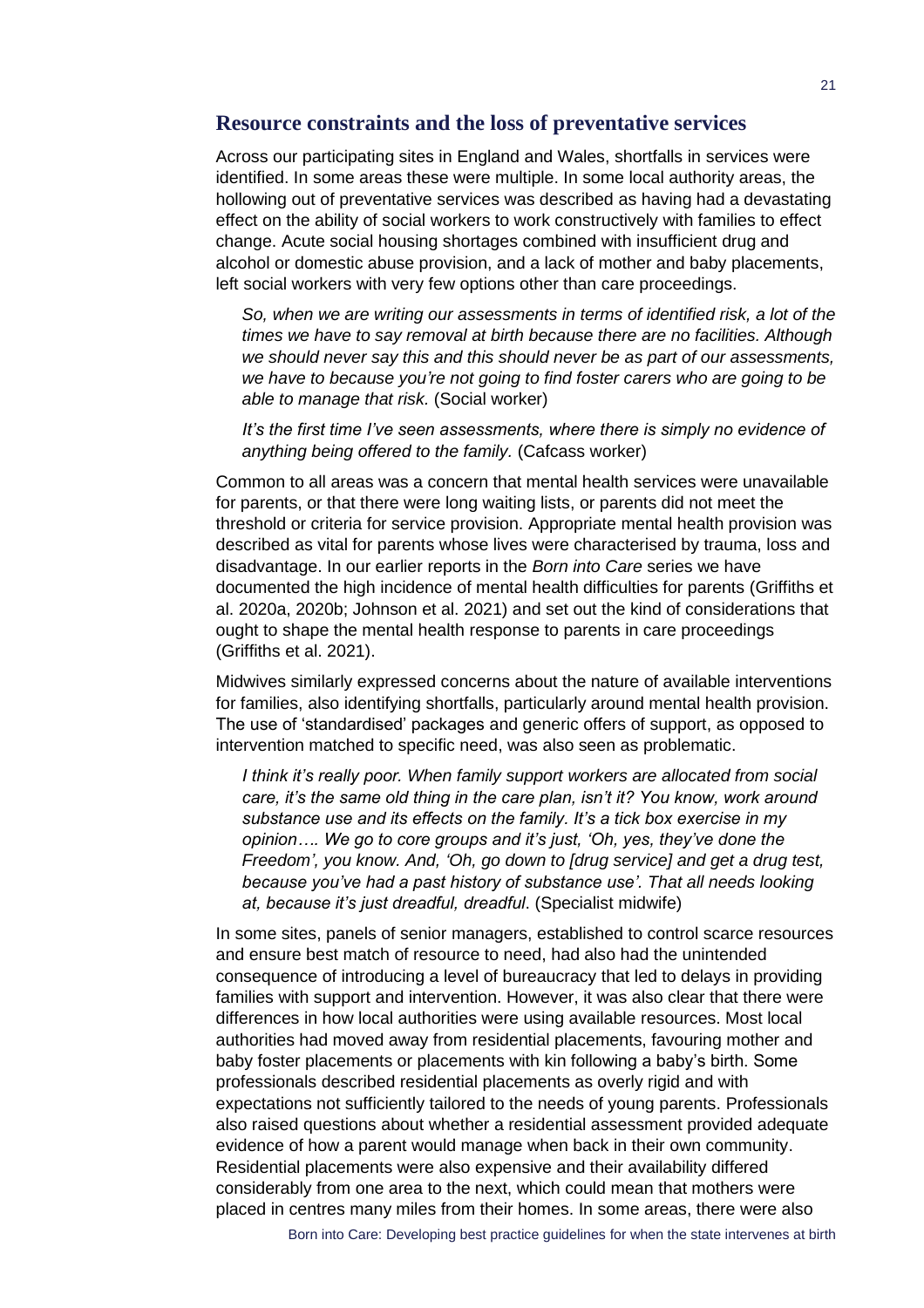## Resource constraints and the loss of preventative services

Across our participating sites in England and Wales, shortfalls in services were identified. In some areas these were multiple. In some local authority areas, the hollowing out of preventative services was described as having had a devastating effect on the ability of social workers to work constructively with families to effect change. Acute social housing shortages combined with insufficient drug and alcohol or domestic abuse provision, and a lack of mother and baby placements, left social workers with very few options other than care proceedings.

> *So, when we are writing our assessments in terms of identified risk, a lot of the times we have to say removal at birth because there are no facilities. Although we should never say this and this should never be as part of our assessments, we have to because you're not going to find foster carers who are going to be able to manage that risk.* (Social worker)

> *It's the first time I've seen assessments, where there is simply no evidence of anything being offered to the family.* (Cafcass worker)

Common to all areas was a concern that mental health services were unavailable for parents, or that there were long waiting lists, or parents did not meet the threshold or criteria for service provision. Appropriate mental health provision was described as vital for parents whose lives were characterised by trauma, loss and disadvantage. In our earlier reports in the *Born into Care* series we have documented the high incidence of mental health difficulties for parents (Griffiths et al. 2020a, 2020b; Johnson et al. 2021) and set out the kind of considerations that ought to shape the mental health response to parents in care proceedings (Griffiths et al. 2021).

Midwives similarly expressed concerns about the nature of available interventions for families, also identifying shortfalls, particularly around mental health provision. The use of 'standardised' packages and generic offers of support, as opposed to intervention matched to specific need, was also seen as problematic.

> *I think it's really poor. When family support workers are allocated from social care, it's the same old thing in the care plan, isn't it? You know, work around substance use and its effects on the family. It's a tick box exercise in my opinion…. We go to core groups and it's just, 'Oh, yes, they've done the Freedom', you know. And, 'Oh, go down to [drug service] and get a drug test, because you've had a past history of substance use'. That all needs looking at, because it's just dreadful, dreadful*. (Specialist midwife)

In some sites, panels of senior managers, established to control scarce resources and ensure best match of resource to need, had also had the unintended consequence of introducing a level of bureaucracy that led to delays in providing families with support and intervention. However, it was also clear that there were differences in how local authorities were using available resources. Most local authorities had moved away from residential placements, favouring mother and baby foster placements or placements with kin following a baby's birth. Some professionals described residential placements as overly rigid and with expectations not sufficiently tailored to the needs of young parents. Professionals also raised questions about whether a residential assessment provided adequate evidence of how a parent would manage when back in their own community. Residential placements were also expensive and their availability differed considerably from one area to the next, which could mean that mothers were placed in centres many miles from their homes. In some areas, there were also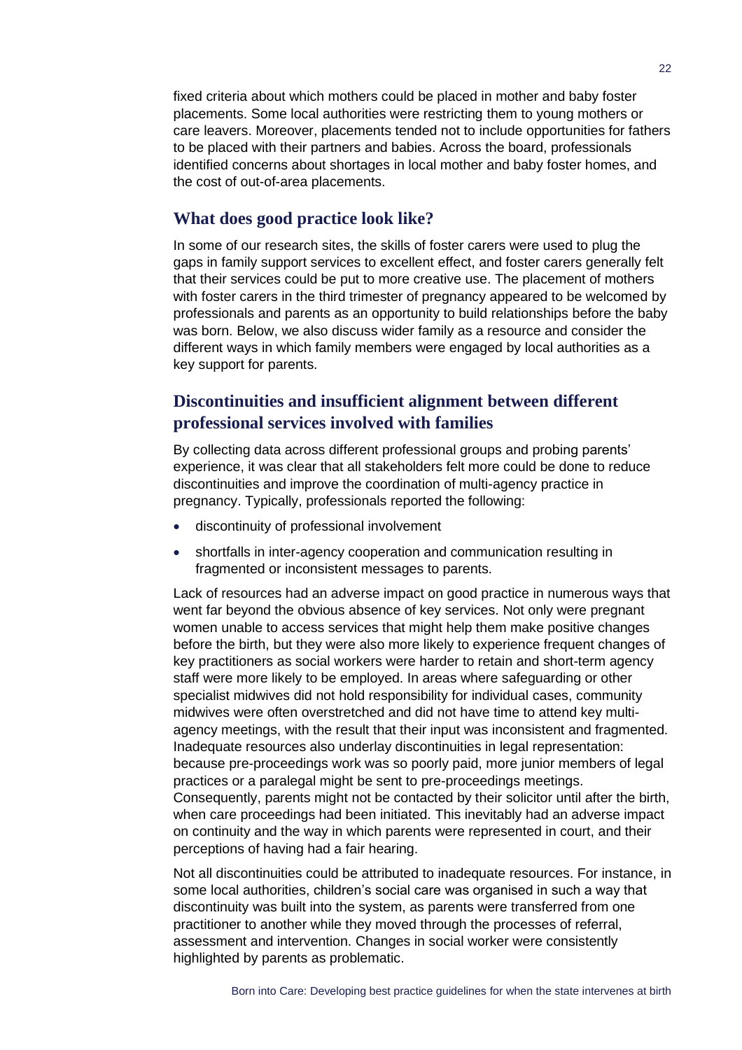fixed criteria about which mothers could be placed in mother and baby foster placements. Some local authorities were restricting them to young mothers or care leavers. Moreover, placements tended not to include opportunities for fathers to be placed with their partners and babies. Across the board, professionals identified concerns about shortages in local mother and baby foster homes, and the cost of out-of-area placements.

## What does good practice look like?

In some of our research sites, the skills of foster carers were used to plug the gaps in family support services to excellent effect, and foster carers generally felt that their services could be put to more creative use. The placement of mothers with foster carers in the third trimester of pregnancy appeared to be welcomed by professionals and parents as an opportunity to build relationships before the baby was born. Below, we also discuss wider family as a resource and consider the different ways in which family members were engaged by local authorities as a key support for parents.

## Discontinuities and insufficient alignment between different professional services involved with families

By collecting data across different professional groups and probing parents' experience, it was clear that all stakeholders felt more could be done to reduce discontinuities and improve the coordination of multi-agency practice in pregnancy. Typically, professionals reported the following:

- discontinuity of professional involvement
- shortfalls in inter-agency cooperation and communication resulting in fragmented or inconsistent messages to parents.

Lack of resources had an adverse impact on good practice in numerous ways that went far beyond the obvious absence of key services. Not only were pregnant women unable to access services that might help them make positive changes before the birth, but they were also more likely to experience frequent changes of key practitioners as social workers were harder to retain and short-term agency staff were more likely to be employed. In areas where safeguarding or other specialist midwives did not hold responsibility for individual cases, community midwives were often overstretched and did not have time to attend key multi-agency meetings, with the result that their input was inconsistent and fragmented. Inadequate resources also underlay discontinuities in legal representation: because pre-proceedings work was so poorly paid, more junior members of legal practices or a paralegal might be sent to pre-proceedings meetings. Consequently, parents might not be contacted by their solicitor until after the birth, when care proceedings had been initiated. This inevitably had an adverse impact on continuity and the way in which parents were represented in court, and their perceptions of having had a fair hearing.

Not all discontinuities could be attributed to inadequate resources. For instance, in some local authorities, children's social care was organised in such a way that discontinuity was built into the system, as parents were transferred from one practitioner to another while they moved through the processes of referral, assessment and intervention. Changes in social worker were consistently highlighted by parents as problematic.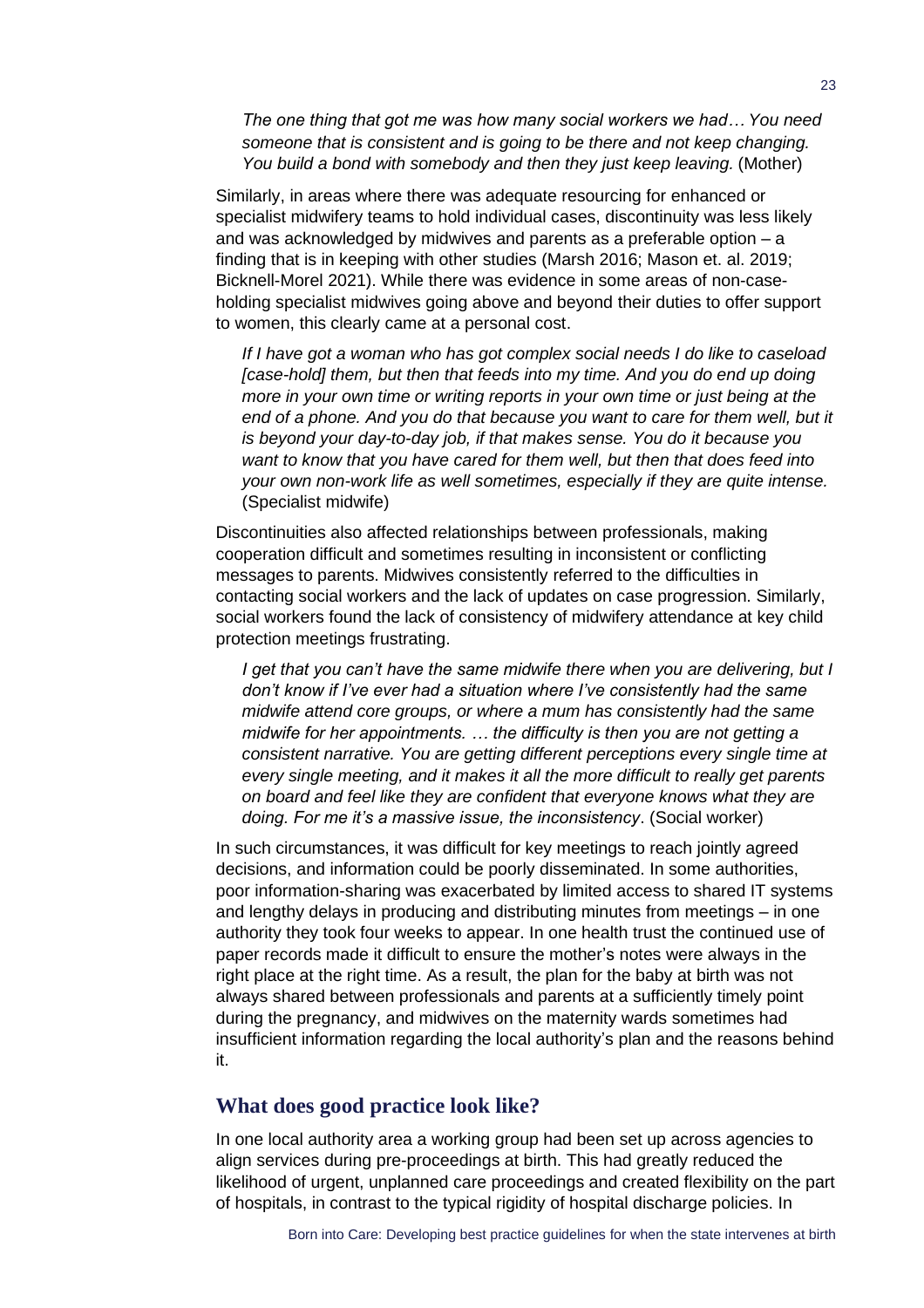*The one thing that got me was how many social workers we had… You need someone that is consistent and is going to be there and not keep changing. You build a bond with somebody and then they just keep leaving.* (Mother)

Similarly, in areas where there was adequate resourcing for enhanced or specialist midwifery teams to hold individual cases, discontinuity was less likely and was acknowledged by midwives and parents as a preferable option – a finding that is in keeping with other studies (Marsh 2016; Mason et. al. 2019; Bicknell-Morel 2021). While there was evidence in some areas of non-case-holding specialist midwives going above and beyond their duties to offer support to women, this clearly came at a personal cost.

*If I have got a woman who has got complex social needs I do like to caseload [case-hold] them, but then that feeds into my time. And you do end up doing more in your own time or writing reports in your own time or just being at the end of a phone. And you do that because you want to care for them well, but it is beyond your day-to-day job, if that makes sense. You do it because you want to know that you have cared for them well, but then that does feed into your own non-work life as well sometimes, especially if they are quite intense.* (Specialist midwife)

Discontinuities also affected relationships between professionals, making cooperation difficult and sometimes resulting in inconsistent or conflicting messages to parents. Midwives consistently referred to the difficulties in contacting social workers and the lack of updates on case progression. Similarly, social workers found the lack of consistency of midwifery attendance at key child protection meetings frustrating.

*I get that you can't have the same midwife there when you are delivering, but I don't know if I've ever had a situation where I've consistently had the same midwife attend core groups, or where a mum has consistently had the same midwife for her appointments. … the difficulty is then you are not getting a consistent narrative. You are getting different perceptions every single time at every single meeting, and it makes it all the more difficult to really get parents on board and feel like they are confident that everyone knows what they are doing. For me it's a massive issue, the inconsistency*. (Social worker)

In such circumstances, it was difficult for key meetings to reach jointly agreed decisions, and information could be poorly disseminated. In some authorities, poor information-sharing was exacerbated by limited access to shared IT systems and lengthy delays in producing and distributing minutes from meetings – in one authority they took four weeks to appear. In one health trust the continued use of paper records made it difficult to ensure the mother's notes were always in the right place at the right time. As a result, the plan for the baby at birth was not always shared between professionals and parents at a sufficiently timely point during the pregnancy, and midwives on the maternity wards sometimes had insufficient information regarding the local authority's plan and the reasons behind it.

## What does good practice look like?

In one local authority area a working group had been set up across agencies to align services during pre-proceedings at birth. This had greatly reduced the likelihood of urgent, unplanned care proceedings and created flexibility on the part of hospitals, in contrast to the typical rigidity of hospital discharge policies. In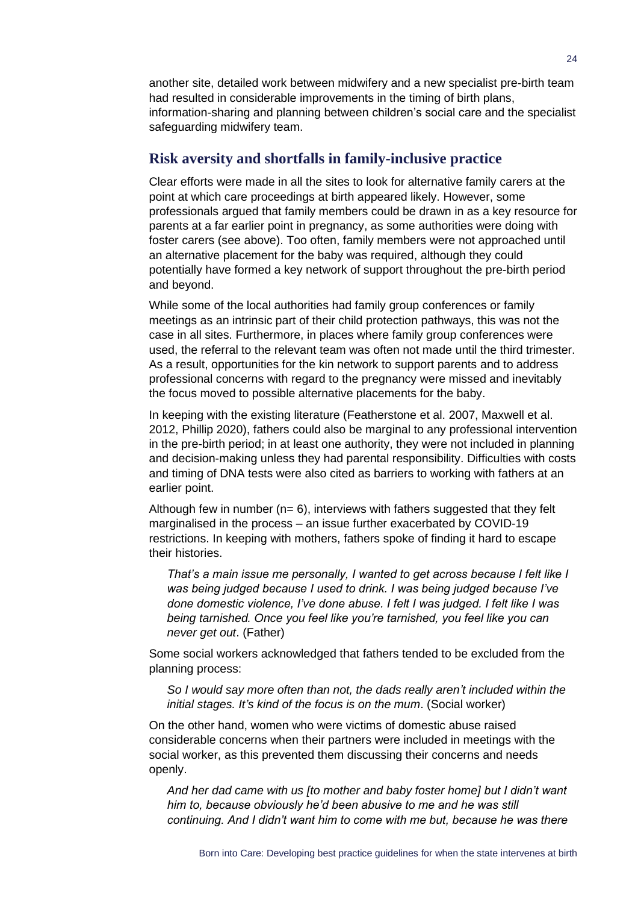another site, detailed work between midwifery and a new specialist pre-birth team had resulted in considerable improvements in the timing of birth plans, information-sharing and planning between children's social care and the specialist safeguarding midwifery team.

## Risk aversity and shortfalls in family-inclusive practice

Clear efforts were made in all the sites to look for alternative family carers at the point at which care proceedings at birth appeared likely. However, some professionals argued that family members could be drawn in as a key resource for parents at a far earlier point in pregnancy, as some authorities were doing with foster carers (see above). Too often, family members were not approached until an alternative placement for the baby was required, although they could potentially have formed a key network of support throughout the pre-birth period and beyond.

While some of the local authorities had family group conferences or family meetings as an intrinsic part of their child protection pathways, this was not the case in all sites. Furthermore, in places where family group conferences were used, the referral to the relevant team was often not made until the third trimester. As a result, opportunities for the kin network to support parents and to address professional concerns with regard to the pregnancy were missed and inevitably the focus moved to possible alternative placements for the baby.

In keeping with the existing literature (Featherstone et al. 2007, Maxwell et al. 2012, Phillip 2020), fathers could also be marginal to any professional intervention in the pre-birth period; in at least one authority, they were not included in planning and decision-making unless they had parental responsibility. Difficulties with costs and timing of DNA tests were also cited as barriers to working with fathers at an earlier point.

Although few in number (n= 6), interviews with fathers suggested that they felt marginalised in the process – an issue further exacerbated by COVID-19 restrictions. In keeping with mothers, fathers spoke of finding it hard to escape their histories.

> *That's a main issue me personally, I wanted to get across because I felt like I was being judged because I used to drink. I was being judged because I've done domestic violence, I've done abuse. I felt I was judged. I felt like I was being tarnished. Once you feel like you're tarnished, you feel like you can never get out*. (Father)

Some social workers acknowledged that fathers tended to be excluded from the planning process:

> *So I would say more often than not, the dads really aren't included within the initial stages. It's kind of the focus is on the mum*. (Social worker)

On the other hand, women who were victims of domestic abuse raised considerable concerns when their partners were included in meetings with the social worker, as this prevented them discussing their concerns and needs openly.

> *And her dad came with us [to mother and baby foster home] but I didn't want him to, because obviously he'd been abusive to me and he was still continuing. And I didn't want him to come with me but, because he was there*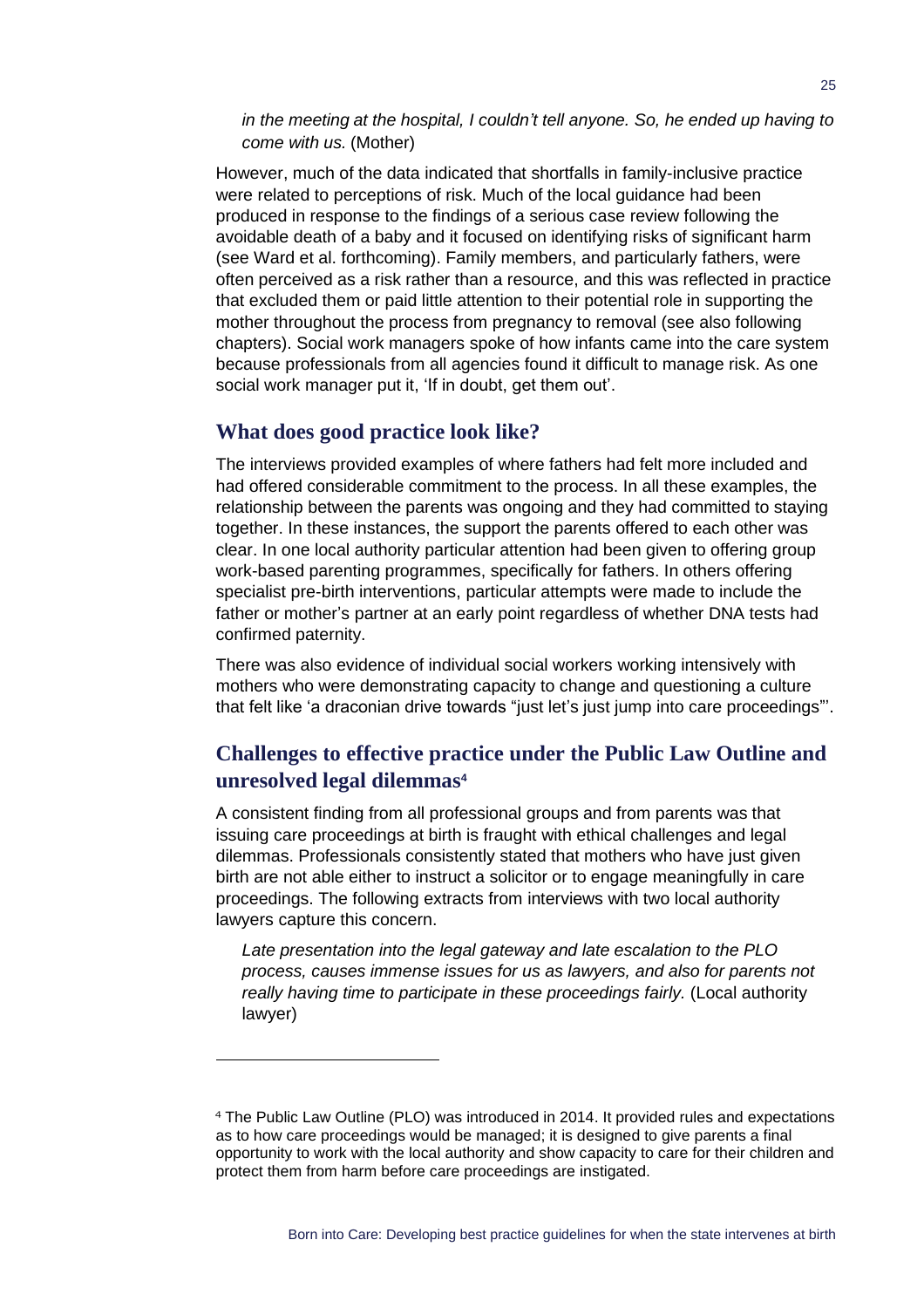*in the meeting at the hospital, I couldn't tell anyone. So, he ended up having to come with us.* (Mother)

However, much of the data indicated that shortfalls in family-inclusive practice were related to perceptions of risk. Much of the local guidance had been produced in response to the findings of a serious case review following the avoidable death of a baby and it focused on identifying risks of significant harm (see Ward et al. forthcoming). Family members, and particularly fathers, were often perceived as a risk rather than a resource, and this was reflected in practice that excluded them or paid little attention to their potential role in supporting the mother throughout the process from pregnancy to removal (see also following chapters). Social work managers spoke of how infants came into the care system because professionals from all agencies found it difficult to manage risk. As one social work manager put it, 'If in doubt, get them out'.

## What does good practice look like?

The interviews provided examples of where fathers had felt more included and had offered considerable commitment to the process. In all these examples, the relationship between the parents was ongoing and they had committed to staying together. In these instances, the support the parents offered to each other was clear. In one local authority particular attention had been given to offering group work-based parenting programmes, specifically for fathers. In others offering specialist pre-birth interventions, particular attempts were made to include the father or mother's partner at an early point regardless of whether DNA tests had confirmed paternity.

There was also evidence of individual social workers working intensively with mothers who were demonstrating capacity to change and questioning a culture that felt like 'a draconian drive towards "just let's just jump into care proceedings"'.

## Challenges to effective practice under the Public Law Outline and unresolved legal dilemmas[4]

A consistent finding from all professional groups and from parents was that issuing care proceedings at birth is fraught with ethical challenges and legal dilemmas. Professionals consistently stated that mothers who have just given birth are not able either to instruct a solicitor or to engage meaningfully in care proceedings. The following extracts from interviews with two local authority lawyers capture this concern.

*Late presentation into the legal gateway and late escalation to the PLO process, causes immense issues for us as lawyers, and also for parents not really having time to participate in these proceedings fairly.* (Local authority lawyer)

---

[4] The Public Law Outline (PLO) was introduced in 2014. It provided rules and expectations as to how care proceedings would be managed; it is designed to give parents a final opportunity to work with the local authority and show capacity to care for their children and protect them from harm before care proceedings are instigated.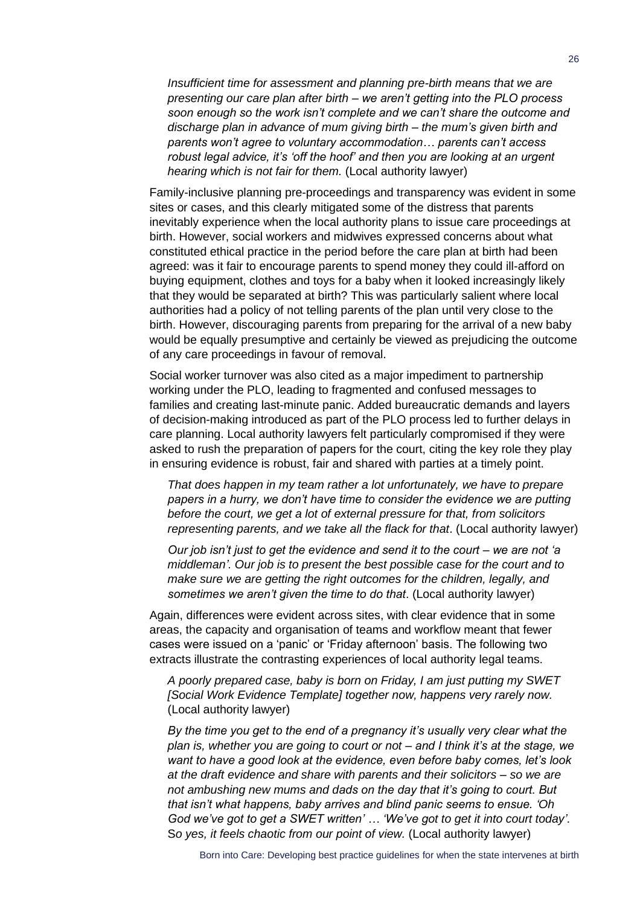*Insufficient time for assessment and planning pre-birth means that we are presenting our care plan after birth – we aren't getting into the PLO process soon enough so the work isn't complete and we can't share the outcome and discharge plan in advance of mum giving birth – the mum's given birth and parents won't agree to voluntary accommodation… parents can't access robust legal advice, it's 'off the hoof' and then you are looking at an urgent hearing which is not fair for them.* (Local authority lawyer)

Family-inclusive planning pre-proceedings and transparency was evident in some sites or cases, and this clearly mitigated some of the distress that parents inevitably experience when the local authority plans to issue care proceedings at birth. However, social workers and midwives expressed concerns about what constituted ethical practice in the period before the care plan at birth had been agreed: was it fair to encourage parents to spend money they could ill-afford on buying equipment, clothes and toys for a baby when it looked increasingly likely that they would be separated at birth? This was particularly salient where local authorities had a policy of not telling parents of the plan until very close to the birth. However, discouraging parents from preparing for the arrival of a new baby would be equally presumptive and certainly be viewed as prejudicing the outcome of any care proceedings in favour of removal.

Social worker turnover was also cited as a major impediment to partnership working under the PLO, leading to fragmented and confused messages to families and creating last-minute panic. Added bureaucratic demands and layers of decision-making introduced as part of the PLO process led to further delays in care planning. Local authority lawyers felt particularly compromised if they were asked to rush the preparation of papers for the court, citing the key role they play in ensuring evidence is robust, fair and shared with parties at a timely point.

*That does happen in my team rather a lot unfortunately, we have to prepare papers in a hurry, we don't have time to consider the evidence we are putting before the court, we get a lot of external pressure for that, from solicitors representing parents, and we take all the flack for that*. (Local authority lawyer)

*Our job isn't just to get the evidence and send it to the court – we are not 'a middleman'. Our job is to present the best possible case for the court and to make sure we are getting the right outcomes for the children, legally, and sometimes we aren't given the time to do that*. (Local authority lawyer)

Again, differences were evident across sites, with clear evidence that in some areas, the capacity and organisation of teams and workflow meant that fewer cases were issued on a 'panic' or 'Friday afternoon' basis. The following two extracts illustrate the contrasting experiences of local authority legal teams.

*A poorly prepared case, baby is born on Friday, I am just putting my SWET [Social Work Evidence Template] together now, happens very rarely now.* (Local authority lawyer)

*By the time you get to the end of a pregnancy it's usually very clear what the plan is, whether you are going to court or not – and I think it's at the stage, we want to have a good look at the evidence, even before baby comes, let's look at the draft evidence and share with parents and their solicitors – so we are not ambushing new mums and dads on the day that it's going to court. But that isn't what happens, baby arrives and blind panic seems to ensue. 'Oh God we've got to get a SWET written' … 'We've got to get it into court today'. So yes, it feels chaotic from our point of view.* (Local authority lawyer)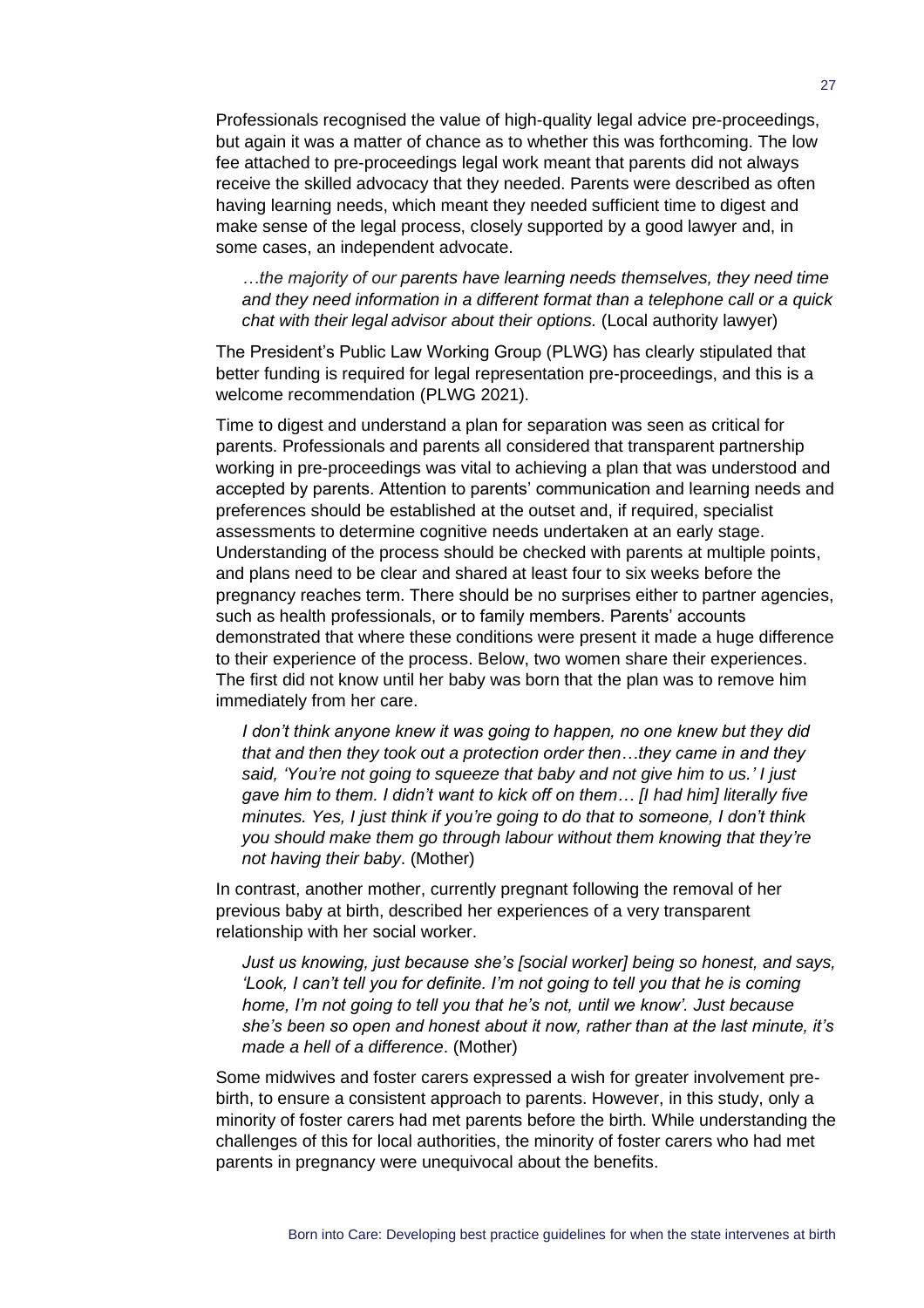Professionals recognised the value of high-quality legal advice pre-proceedings, but again it was a matter of chance as to whether this was forthcoming. The low fee attached to pre-proceedings legal work meant that parents did not always receive the skilled advocacy that they needed. Parents were described as often having learning needs, which meant they needed sufficient time to digest and make sense of the legal process, closely supported by a good lawyer and, in some cases, an independent advocate.

> *…the majority of our parents have learning needs themselves, they need time and they need information in a different format than a telephone call or a quick chat with their legal advisor about their options.* (Local authority lawyer)

The President's Public Law Working Group (PLWG) has clearly stipulated that better funding is required for legal representation pre-proceedings, and this is a welcome recommendation (PLWG 2021).

Time to digest and understand a plan for separation was seen as critical for parents. Professionals and parents all considered that transparent partnership working in pre-proceedings was vital to achieving a plan that was understood and accepted by parents. Attention to parents' communication and learning needs and preferences should be established at the outset and, if required, specialist assessments to determine cognitive needs undertaken at an early stage. Understanding of the process should be checked with parents at multiple points, and plans need to be clear and shared at least four to six weeks before the pregnancy reaches term. There should be no surprises either to partner agencies, such as health professionals, or to family members. Parents' accounts demonstrated that where these conditions were present it made a huge difference to their experience of the process. Below, two women share their experiences. The first did not know until her baby was born that the plan was to remove him immediately from her care.

> *I don't think anyone knew it was going to happen, no one knew but they did that and then they took out a protection order then…they came in and they said, 'You're not going to squeeze that baby and not give him to us.' I just gave him to them. I didn't want to kick off on them… [I had him] literally five minutes. Yes, I just think if you're going to do that to someone, I don't think you should make them go through labour without them knowing that they're not having their baby*. (Mother)

In contrast, another mother, currently pregnant following the removal of her previous baby at birth, described her experiences of a very transparent relationship with her social worker.

> *Just us knowing, just because she's [social worker] being so honest, and says, 'Look, I can't tell you for definite. I'm not going to tell you that he is coming home, I'm not going to tell you that he's not, until we know'. Just because she's been so open and honest about it now, rather than at the last minute, it's made a hell of a difference*. (Mother)

Some midwives and foster carers expressed a wish for greater involvement pre-birth, to ensure a consistent approach to parents. However, in this study, only a minority of foster carers had met parents before the birth. While understanding the challenges of this for local authorities, the minority of foster carers who had met parents in pregnancy were unequivocal about the benefits.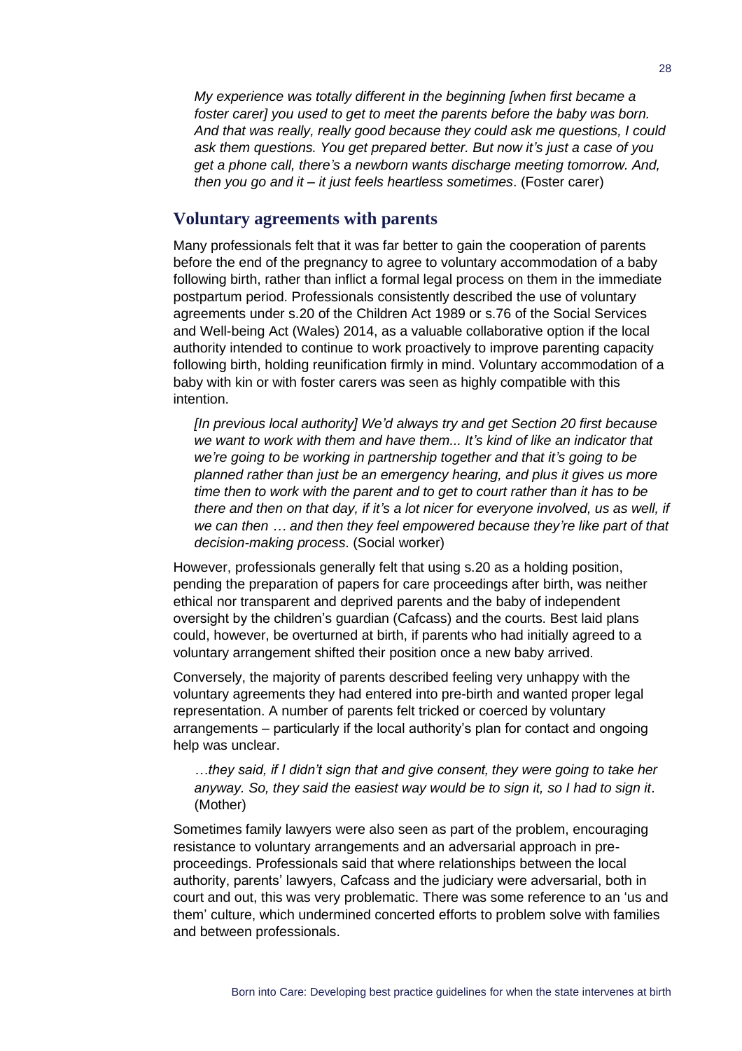*My experience was totally different in the beginning [when first became a foster carer] you used to get to meet the parents before the baby was born. And that was really, really good because they could ask me questions, I could ask them questions. You get prepared better. But now it's just a case of you get a phone call, there's a newborn wants discharge meeting tomorrow. And, then you go and it – it just feels heartless sometimes*. (Foster carer)

## Voluntary agreements with parents

Many professionals felt that it was far better to gain the cooperation of parents before the end of the pregnancy to agree to voluntary accommodation of a baby following birth, rather than inflict a formal legal process on them in the immediate postpartum period. Professionals consistently described the use of voluntary agreements under s.20 of the Children Act 1989 or s.76 of the Social Services and Well-being Act (Wales) 2014, as a valuable collaborative option if the local authority intended to continue to work proactively to improve parenting capacity following birth, holding reunification firmly in mind. Voluntary accommodation of a baby with kin or with foster carers was seen as highly compatible with this intention.

*[In previous local authority] We'd always try and get Section 20 first because we want to work with them and have them... It's kind of like an indicator that we're going to be working in partnership together and that it's going to be planned rather than just be an emergency hearing, and plus it gives us more time then to work with the parent and to get to court rather than it has to be there and then on that day, if it's a lot nicer for everyone involved, us as well, if we can then … and then they feel empowered because they're like part of that decision-making process*. (Social worker)

However, professionals generally felt that using s.20 as a holding position, pending the preparation of papers for care proceedings after birth, was neither ethical nor transparent and deprived parents and the baby of independent oversight by the children's guardian (Cafcass) and the courts. Best laid plans could, however, be overturned at birth, if parents who had initially agreed to a voluntary arrangement shifted their position once a new baby arrived.

Conversely, the majority of parents described feeling very unhappy with the voluntary agreements they had entered into pre-birth and wanted proper legal representation. A number of parents felt tricked or coerced by voluntary arrangements – particularly if the local authority's plan for contact and ongoing help was unclear.

*…they said, if I didn't sign that and give consent, they were going to take her anyway. So, they said the easiest way would be to sign it, so I had to sign it*. (Mother)

Sometimes family lawyers were also seen as part of the problem, encouraging resistance to voluntary arrangements and an adversarial approach in pre-proceedings. Professionals said that where relationships between the local authority, parents' lawyers, Cafcass and the judiciary were adversarial, both in court and out, this was very problematic. There was some reference to an 'us and them' culture, which undermined concerted efforts to problem solve with families and between professionals.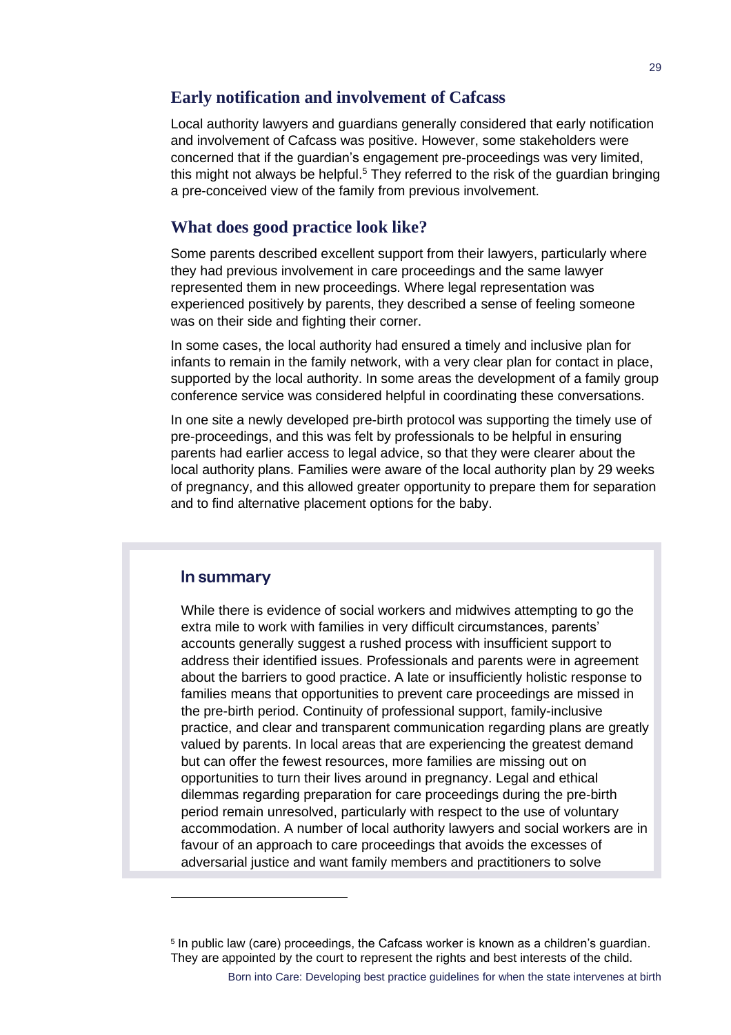## Early notification and involvement of Cafcass

Local authority lawyers and guardians generally considered that early notification and involvement of Cafcass was positive. However, some stakeholders were concerned that if the guardian's engagement pre-proceedings was very limited, this might not always be helpful.[5] They referred to the risk of the guardian bringing a pre-conceived view of the family from previous involvement.

## What does good practice look like?

Some parents described excellent support from their lawyers, particularly where they had previous involvement in care proceedings and the same lawyer represented them in new proceedings. Where legal representation was experienced positively by parents, they described a sense of feeling someone was on their side and fighting their corner.

In some cases, the local authority had ensured a timely and inclusive plan for infants to remain in the family network, with a very clear plan for contact in place, supported by the local authority. In some areas the development of a family group conference service was considered helpful in coordinating these conversations.

In one site a newly developed pre-birth protocol was supporting the timely use of pre-proceedings, and this was felt by professionals to be helpful in ensuring parents had earlier access to legal advice, so that they were clearer about the local authority plans. Families were aware of the local authority plan by 29 weeks of pregnancy, and this allowed greater opportunity to prepare them for separation and to find alternative placement options for the baby.

### In summary

While there is evidence of social workers and midwives attempting to go the extra mile to work with families in very difficult circumstances, parents' accounts generally suggest a rushed process with insufficient support to address their identified issues. Professionals and parents were in agreement about the barriers to good practice. A late or insufficiently holistic response to families means that opportunities to prevent care proceedings are missed in the pre-birth period. Continuity of professional support, family-inclusive practice, and clear and transparent communication regarding plans are greatly valued by parents. In local areas that are experiencing the greatest demand but can offer the fewest resources, more families are missing out on opportunities to turn their lives around in pregnancy. Legal and ethical dilemmas regarding preparation for care proceedings during the pre-birth period remain unresolved, particularly with respect to the use of voluntary accommodation. A number of local authority lawyers and social workers are in favour of an approach to care proceedings that avoids the excesses of adversarial justice and want family members and practitioners to solve

---

[5] In public law (care) proceedings, the Cafcass worker is known as a children's guardian. They are appointed by the court to represent the rights and best interests of the child.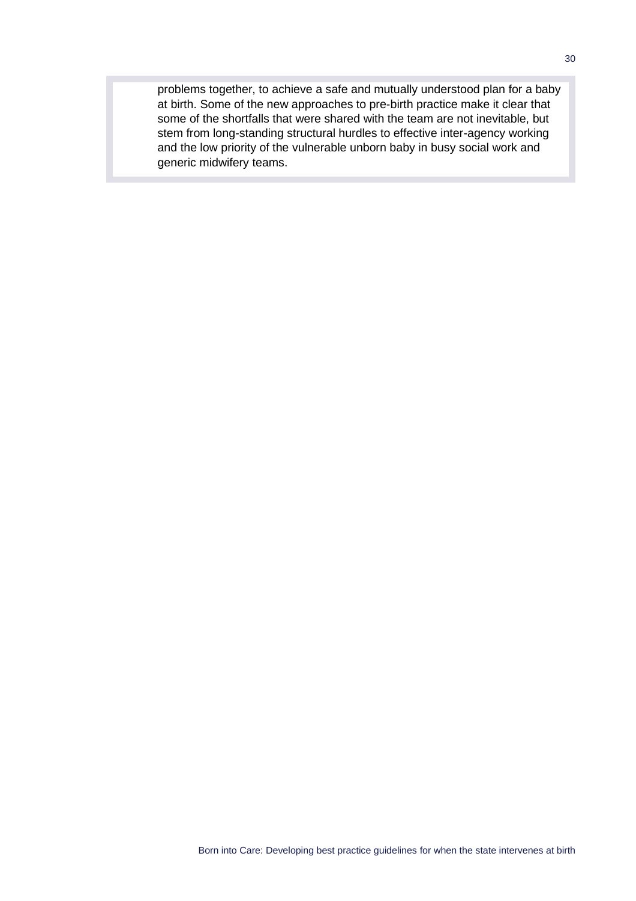problems together, to achieve a safe and mutually understood plan for a baby at birth. Some of the new approaches to pre-birth practice make it clear that some of the shortfalls that were shared with the team are not inevitable, but stem from long-standing structural hurdles to effective inter-agency working and the low priority of the vulnerable unborn baby in busy social work and generic midwifery teams.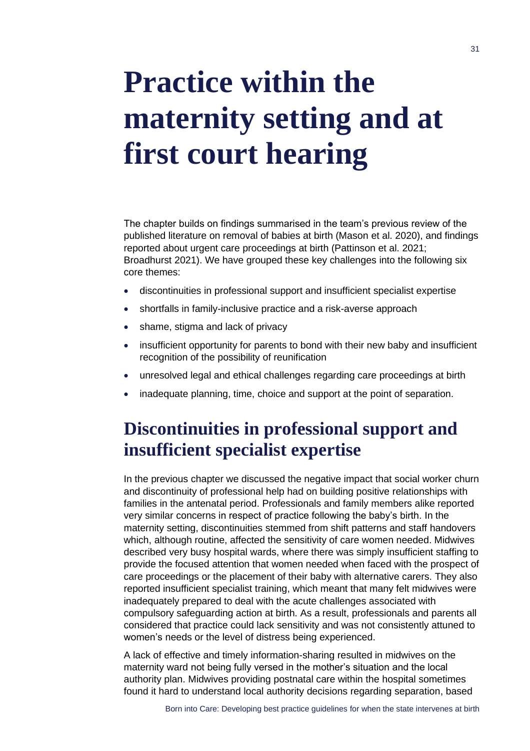# Practice within the maternity setting and at first court hearing

The chapter builds on findings summarised in the team's previous review of the published literature on removal of babies at birth (Mason et al. 2020), and findings reported about urgent care proceedings at birth (Pattinson et al. 2021; Broadhurst 2021). We have grouped these key challenges into the following six core themes:

- discontinuities in professional support and insufficient specialist expertise
- shortfalls in family-inclusive practice and a risk-averse approach
- shame, stigma and lack of privacy
- insufficient opportunity for parents to bond with their new baby and insufficient recognition of the possibility of reunification
- unresolved legal and ethical challenges regarding care proceedings at birth
- inadequate planning, time, choice and support at the point of separation.

## Discontinuities in professional support and insufficient specialist expertise

In the previous chapter we discussed the negative impact that social worker churn and discontinuity of professional help had on building positive relationships with families in the antenatal period. Professionals and family members alike reported very similar concerns in respect of practice following the baby's birth. In the maternity setting, discontinuities stemmed from shift patterns and staff handovers which, although routine, affected the sensitivity of care women needed. Midwives described very busy hospital wards, where there was simply insufficient staffing to provide the focused attention that women needed when faced with the prospect of care proceedings or the placement of their baby with alternative carers. They also reported insufficient specialist training, which meant that many felt midwives were inadequately prepared to deal with the acute challenges associated with compulsory safeguarding action at birth. As a result, professionals and parents all considered that practice could lack sensitivity and was not consistently attuned to women's needs or the level of distress being experienced.

A lack of effective and timely information-sharing resulted in midwives on the maternity ward not being fully versed in the mother's situation and the local authority plan. Midwives providing postnatal care within the hospital sometimes found it hard to understand local authority decisions regarding separation, based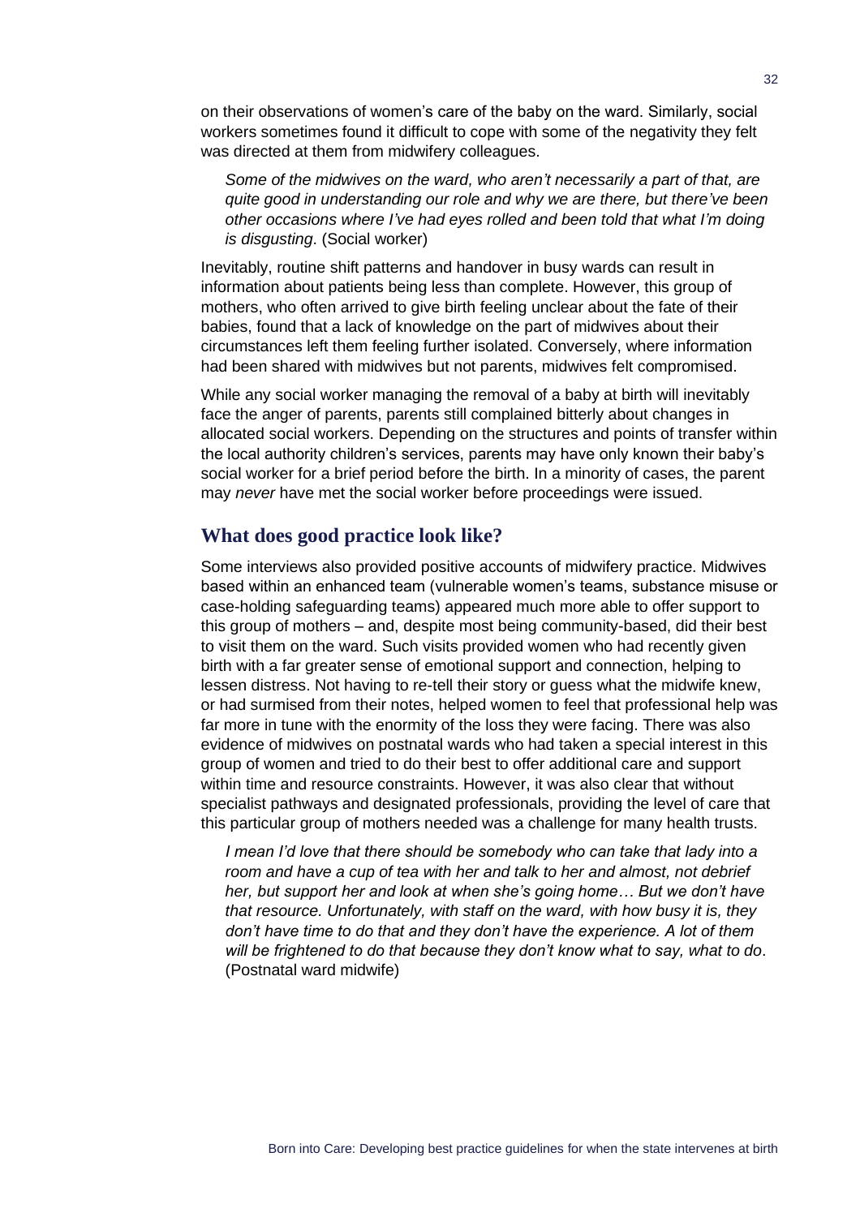on their observations of women's care of the baby on the ward. Similarly, social workers sometimes found it difficult to cope with some of the negativity they felt was directed at them from midwifery colleagues.

> *Some of the midwives on the ward, who aren't necessarily a part of that, are quite good in understanding our role and why we are there, but there've been other occasions where I've had eyes rolled and been told that what I'm doing is disgusting*. (Social worker)

Inevitably, routine shift patterns and handover in busy wards can result in information about patients being less than complete. However, this group of mothers, who often arrived to give birth feeling unclear about the fate of their babies, found that a lack of knowledge on the part of midwives about their circumstances left them feeling further isolated. Conversely, where information had been shared with midwives but not parents, midwives felt compromised.

While any social worker managing the removal of a baby at birth will inevitably face the anger of parents, parents still complained bitterly about changes in allocated social workers. Depending on the structures and points of transfer within the local authority children's services, parents may have only known their baby's social worker for a brief period before the birth. In a minority of cases, the parent may *never* have met the social worker before proceedings were issued.

## What does good practice look like?

Some interviews also provided positive accounts of midwifery practice. Midwives based within an enhanced team (vulnerable women's teams, substance misuse or case-holding safeguarding teams) appeared much more able to offer support to this group of mothers – and, despite most being community-based, did their best to visit them on the ward. Such visits provided women who had recently given birth with a far greater sense of emotional support and connection, helping to lessen distress. Not having to re-tell their story or guess what the midwife knew, or had surmised from their notes, helped women to feel that professional help was far more in tune with the enormity of the loss they were facing. There was also evidence of midwives on postnatal wards who had taken a special interest in this group of women and tried to do their best to offer additional care and support within time and resource constraints. However, it was also clear that without specialist pathways and designated professionals, providing the level of care that this particular group of mothers needed was a challenge for many health trusts.

> *I mean I'd love that there should be somebody who can take that lady into a room and have a cup of tea with her and talk to her and almost, not debrief her, but support her and look at when she's going home… But we don't have that resource. Unfortunately, with staff on the ward, with how busy it is, they don't have time to do that and they don't have the experience. A lot of them will be frightened to do that because they don't know what to say, what to do*. (Postnatal ward midwife)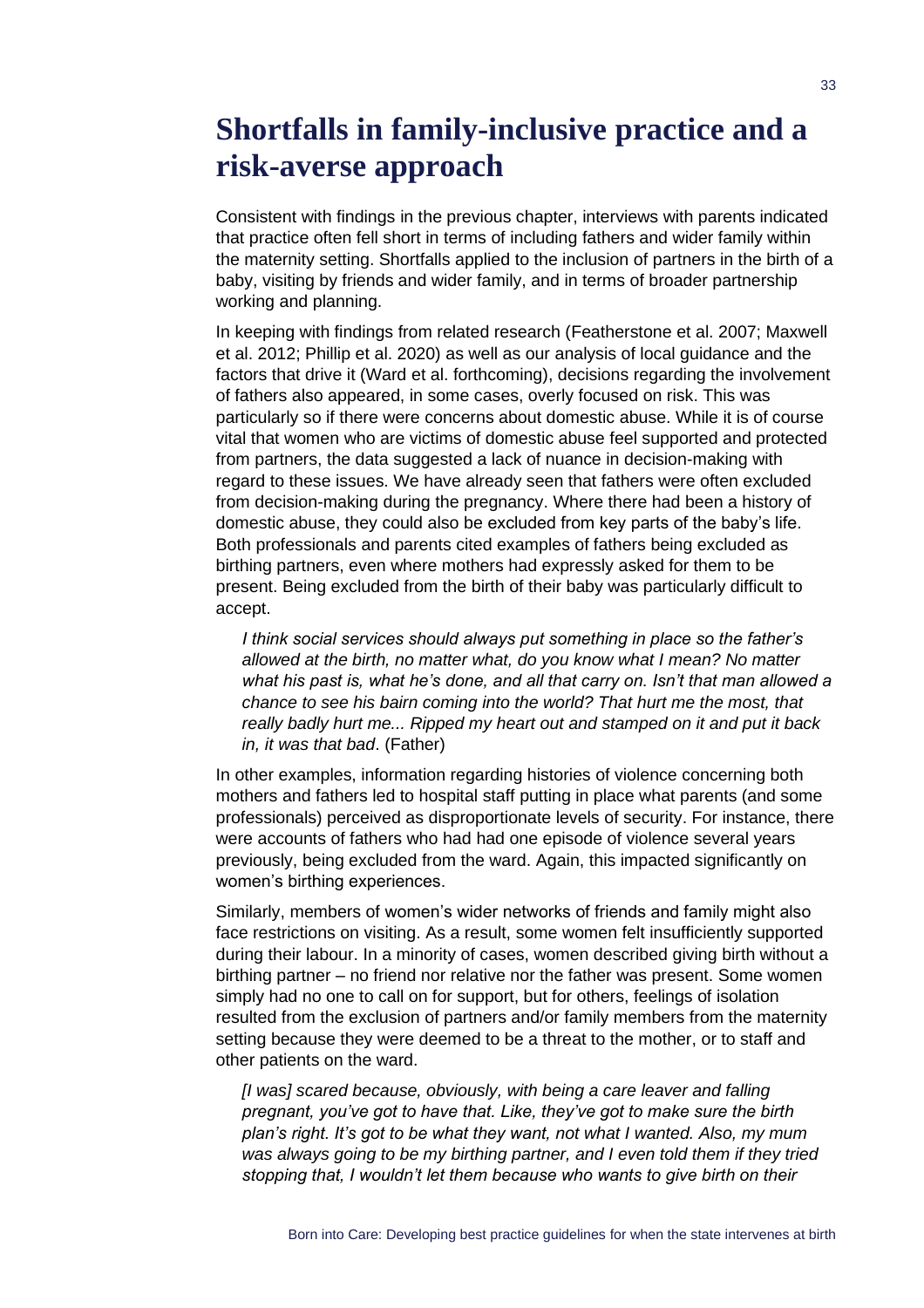# Shortfalls in family-inclusive practice and a risk-averse approach

Consistent with findings in the previous chapter, interviews with parents indicated that practice often fell short in terms of including fathers and wider family within the maternity setting. Shortfalls applied to the inclusion of partners in the birth of a baby, visiting by friends and wider family, and in terms of broader partnership working and planning.

In keeping with findings from related research (Featherstone et al. 2007; Maxwell et al. 2012; Phillip et al. 2020) as well as our analysis of local guidance and the factors that drive it (Ward et al. forthcoming), decisions regarding the involvement of fathers also appeared, in some cases, overly focused on risk. This was particularly so if there were concerns about domestic abuse. While it is of course vital that women who are victims of domestic abuse feel supported and protected from partners, the data suggested a lack of nuance in decision-making with regard to these issues. We have already seen that fathers were often excluded from decision-making during the pregnancy. Where there had been a history of domestic abuse, they could also be excluded from key parts of the baby's life. Both professionals and parents cited examples of fathers being excluded as birthing partners, even where mothers had expressly asked for them to be present. Being excluded from the birth of their baby was particularly difficult to accept.

> *I think social services should always put something in place so the father's allowed at the birth, no matter what, do you know what I mean? No matter what his past is, what he's done, and all that carry on. Isn't that man allowed a chance to see his bairn coming into the world? That hurt me the most, that really badly hurt me... Ripped my heart out and stamped on it and put it back in, it was that bad*. (Father)

In other examples, information regarding histories of violence concerning both mothers and fathers led to hospital staff putting in place what parents (and some professionals) perceived as disproportionate levels of security. For instance, there were accounts of fathers who had had one episode of violence several years previously, being excluded from the ward. Again, this impacted significantly on women's birthing experiences.

Similarly, members of women's wider networks of friends and family might also face restrictions on visiting. As a result, some women felt insufficiently supported during their labour. In a minority of cases, women described giving birth without a birthing partner – no friend nor relative nor the father was present. Some women simply had no one to call on for support, but for others, feelings of isolation resulted from the exclusion of partners and/or family members from the maternity setting because they were deemed to be a threat to the mother, or to staff and other patients on the ward.

> *[I was] scared because, obviously, with being a care leaver and falling pregnant, you've got to have that. Like, they've got to make sure the birth plan's right. It's got to be what they want, not what I wanted. Also, my mum was always going to be my birthing partner, and I even told them if they tried stopping that, I wouldn't let them because who wants to give birth on their*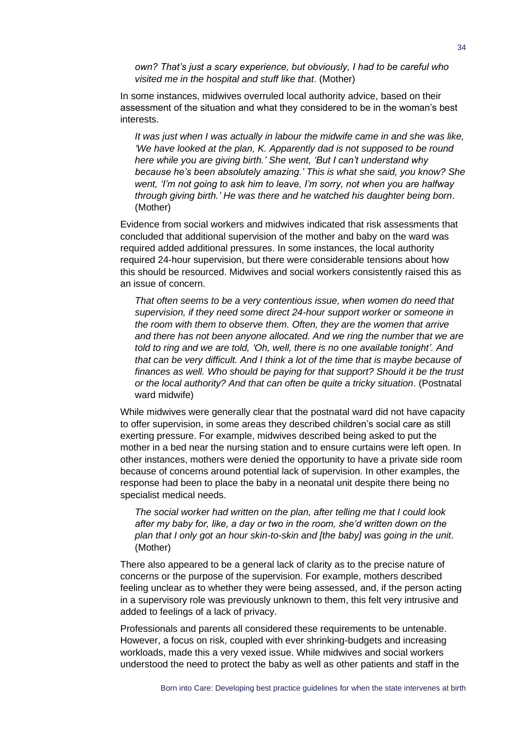*own? That's just a scary experience, but obviously, I had to be careful who visited me in the hospital and stuff like that*. (Mother)

In some instances, midwives overruled local authority advice, based on their assessment of the situation and what they considered to be in the woman's best interests.

> *It was just when I was actually in labour the midwife came in and she was like, 'We have looked at the plan, K. Apparently dad is not supposed to be round here while you are giving birth.' She went, 'But I can't understand why because he's been absolutely amazing.' This is what she said, you know? She went, 'I'm not going to ask him to leave, I'm sorry, not when you are halfway through giving birth.' He was there and he watched his daughter being born*. (Mother)

Evidence from social workers and midwives indicated that risk assessments that concluded that additional supervision of the mother and baby on the ward was required added additional pressures. In some instances, the local authority required 24-hour supervision, but there were considerable tensions about how this should be resourced. Midwives and social workers consistently raised this as an issue of concern.

> *That often seems to be a very contentious issue, when women do need that supervision, if they need some direct 24-hour support worker or someone in the room with them to observe them. Often, they are the women that arrive and there has not been anyone allocated. And we ring the number that we are told to ring and we are told, 'Oh, well, there is no one available tonight'. And that can be very difficult. And I think a lot of the time that is maybe because of finances as well. Who should be paying for that support? Should it be the trust or the local authority? And that can often be quite a tricky situation*. (Postnatal ward midwife)

While midwives were generally clear that the postnatal ward did not have capacity to offer supervision, in some areas they described children's social care as still exerting pressure. For example, midwives described being asked to put the mother in a bed near the nursing station and to ensure curtains were left open. In other instances, mothers were denied the opportunity to have a private side room because of concerns around potential lack of supervision. In other examples, the response had been to place the baby in a neonatal unit despite there being no specialist medical needs.

> *The social worker had written on the plan, after telling me that I could look after my baby for, like, a day or two in the room, she'd written down on the plan that I only got an hour skin-to-skin and [the baby] was going in the unit*. (Mother)

There also appeared to be a general lack of clarity as to the precise nature of concerns or the purpose of the supervision. For example, mothers described feeling unclear as to whether they were being assessed, and, if the person acting in a supervisory role was previously unknown to them, this felt very intrusive and added to feelings of a lack of privacy.

Professionals and parents all considered these requirements to be untenable. However, a focus on risk, coupled with ever shrinking-budgets and increasing workloads, made this a very vexed issue. While midwives and social workers understood the need to protect the baby as well as other patients and staff in the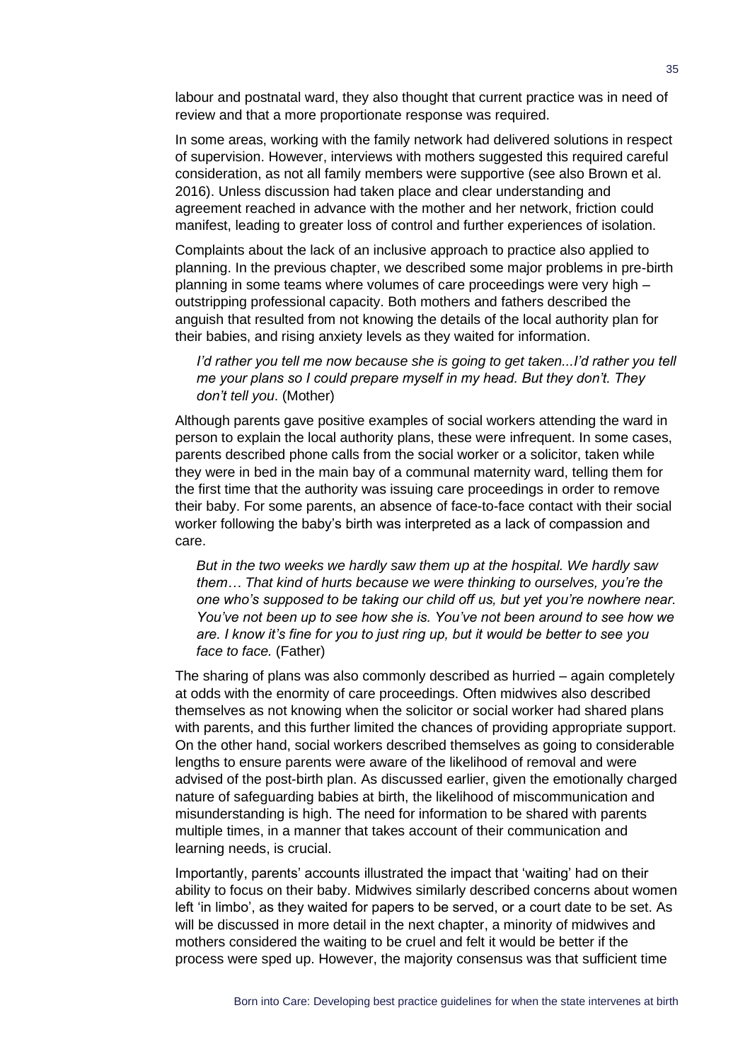labour and postnatal ward, they also thought that current practice was in need of review and that a more proportionate response was required.

In some areas, working with the family network had delivered solutions in respect of supervision. However, interviews with mothers suggested this required careful consideration, as not all family members were supportive (see also Brown et al. 2016). Unless discussion had taken place and clear understanding and agreement reached in advance with the mother and her network, friction could manifest, leading to greater loss of control and further experiences of isolation.

Complaints about the lack of an inclusive approach to practice also applied to planning. In the previous chapter, we described some major problems in pre-birth planning in some teams where volumes of care proceedings were very high – outstripping professional capacity. Both mothers and fathers described the anguish that resulted from not knowing the details of the local authority plan for their babies, and rising anxiety levels as they waited for information.

> *I'd rather you tell me now because she is going to get taken...I'd rather you tell me your plans so I could prepare myself in my head. But they don't. They don't tell you*. (Mother)

Although parents gave positive examples of social workers attending the ward in person to explain the local authority plans, these were infrequent. In some cases, parents described phone calls from the social worker or a solicitor, taken while they were in bed in the main bay of a communal maternity ward, telling them for the first time that the authority was issuing care proceedings in order to remove their baby. For some parents, an absence of face-to-face contact with their social worker following the baby's birth was interpreted as a lack of compassion and care.

> *But in the two weeks we hardly saw them up at the hospital. We hardly saw them… That kind of hurts because we were thinking to ourselves, you're the one who's supposed to be taking our child off us, but yet you're nowhere near. You've not been up to see how she is. You've not been around to see how we are. I know it's fine for you to just ring up, but it would be better to see you face to face.* (Father)

The sharing of plans was also commonly described as hurried – again completely at odds with the enormity of care proceedings. Often midwives also described themselves as not knowing when the solicitor or social worker had shared plans with parents, and this further limited the chances of providing appropriate support. On the other hand, social workers described themselves as going to considerable lengths to ensure parents were aware of the likelihood of removal and were advised of the post-birth plan. As discussed earlier, given the emotionally charged nature of safeguarding babies at birth, the likelihood of miscommunication and misunderstanding is high. The need for information to be shared with parents multiple times, in a manner that takes account of their communication and learning needs, is crucial.

Importantly, parents' accounts illustrated the impact that 'waiting' had on their ability to focus on their baby. Midwives similarly described concerns about women left 'in limbo', as they waited for papers to be served, or a court date to be set. As will be discussed in more detail in the next chapter, a minority of midwives and mothers considered the waiting to be cruel and felt it would be better if the process were sped up. However, the majority consensus was that sufficient time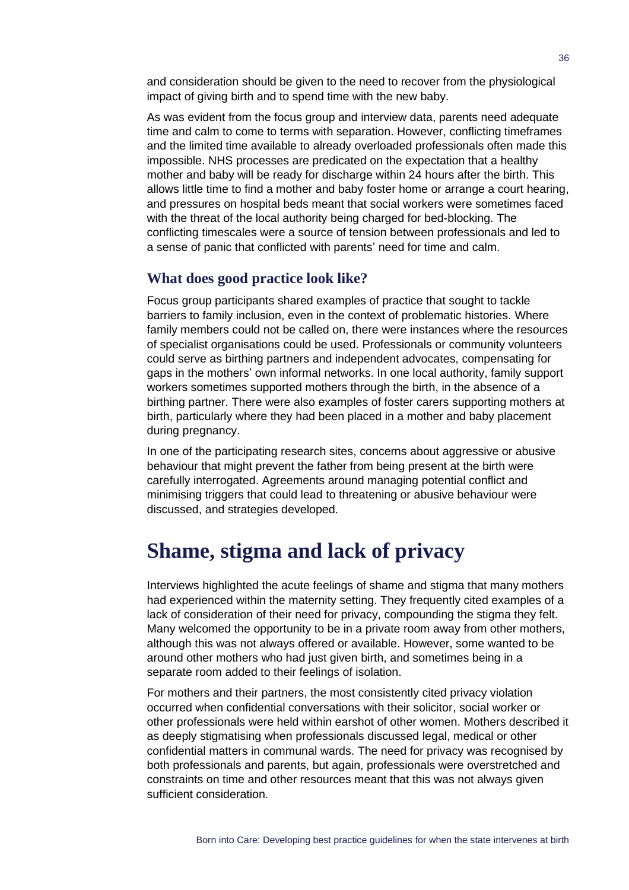and consideration should be given to the need to recover from the physiological impact of giving birth and to spend time with the new baby.

As was evident from the focus group and interview data, parents need adequate time and calm to come to terms with separation. However, conflicting timeframes and the limited time available to already overloaded professionals often made this impossible. NHS processes are predicated on the expectation that a healthy mother and baby will be ready for discharge within 24 hours after the birth. This allows little time to find a mother and baby foster home or arrange a court hearing, and pressures on hospital beds meant that social workers were sometimes faced with the threat of the local authority being charged for bed-blocking. The conflicting timescales were a source of tension between professionals and led to a sense of panic that conflicted with parents' need for time and calm.

### What does good practice look like?

Focus group participants shared examples of practice that sought to tackle barriers to family inclusion, even in the context of problematic histories. Where family members could not be called on, there were instances where the resources of specialist organisations could be used. Professionals or community volunteers could serve as birthing partners and independent advocates, compensating for gaps in the mothers' own informal networks. In one local authority, family support workers sometimes supported mothers through the birth, in the absence of a birthing partner. There were also examples of foster carers supporting mothers at birth, particularly where they had been placed in a mother and baby placement during pregnancy.

In one of the participating research sites, concerns about aggressive or abusive behaviour that might prevent the father from being present at the birth were carefully interrogated. Agreements around managing potential conflict and minimising triggers that could lead to threatening or abusive behaviour were discussed, and strategies developed.

## Shame, stigma and lack of privacy

Interviews highlighted the acute feelings of shame and stigma that many mothers had experienced within the maternity setting. They frequently cited examples of a lack of consideration of their need for privacy, compounding the stigma they felt. Many welcomed the opportunity to be in a private room away from other mothers, although this was not always offered or available. However, some wanted to be around other mothers who had just given birth, and sometimes being in a separate room added to their feelings of isolation.

For mothers and their partners, the most consistently cited privacy violation occurred when confidential conversations with their solicitor, social worker or other professionals were held within earshot of other women. Mothers described it as deeply stigmatising when professionals discussed legal, medical or other confidential matters in communal wards. The need for privacy was recognised by both professionals and parents, but again, professionals were overstretched and constraints on time and other resources meant that this was not always given sufficient consideration.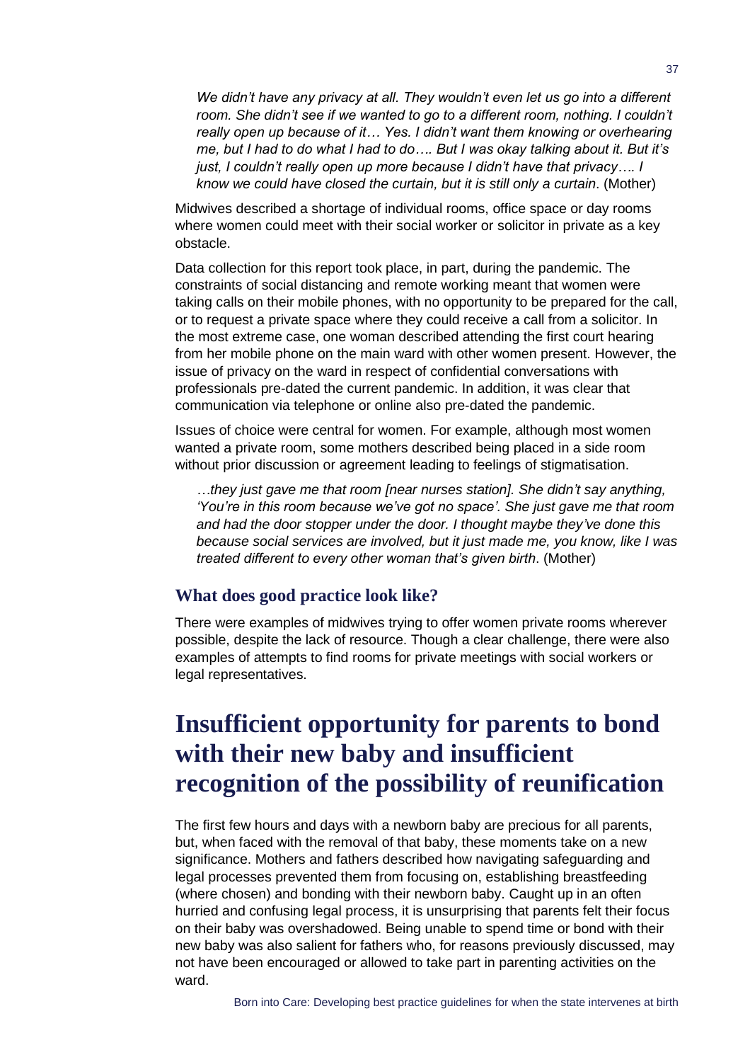*We didn't have any privacy at all. They wouldn't even let us go into a different room. She didn't see if we wanted to go to a different room, nothing. I couldn't really open up because of it… Yes. I didn't want them knowing or overhearing me, but I had to do what I had to do…. But I was okay talking about it. But it's just, I couldn't really open up more because I didn't have that privacy…. I know we could have closed the curtain, but it is still only a curtain*. (Mother)

Midwives described a shortage of individual rooms, office space or day rooms where women could meet with their social worker or solicitor in private as a key obstacle.

Data collection for this report took place, in part, during the pandemic. The constraints of social distancing and remote working meant that women were taking calls on their mobile phones, with no opportunity to be prepared for the call, or to request a private space where they could receive a call from a solicitor. In the most extreme case, one woman described attending the first court hearing from her mobile phone on the main ward with other women present. However, the issue of privacy on the ward in respect of confidential conversations with professionals pre-dated the current pandemic. In addition, it was clear that communication via telephone or online also pre-dated the pandemic.

Issues of choice were central for women. For example, although most women wanted a private room, some mothers described being placed in a side room without prior discussion or agreement leading to feelings of stigmatisation.

*…they just gave me that room [near nurses station]. She didn't say anything, 'You're in this room because we've got no space'. She just gave me that room and had the door stopper under the door. I thought maybe they've done this because social services are involved, but it just made me, you know, like I was treated different to every other woman that's given birth*. (Mother)

### What does good practice look like?

There were examples of midwives trying to offer women private rooms wherever possible, despite the lack of resource. Though a clear challenge, there were also examples of attempts to find rooms for private meetings with social workers or legal representatives.

## Insufficient opportunity for parents to bond with their new baby and insufficient recognition of the possibility of reunification

The first few hours and days with a newborn baby are precious for all parents, but, when faced with the removal of that baby, these moments take on a new significance. Mothers and fathers described how navigating safeguarding and legal processes prevented them from focusing on, establishing breastfeeding (where chosen) and bonding with their newborn baby. Caught up in an often hurried and confusing legal process, it is unsurprising that parents felt their focus on their baby was overshadowed. Being unable to spend time or bond with their new baby was also salient for fathers who, for reasons previously discussed, may not have been encouraged or allowed to take part in parenting activities on the ward.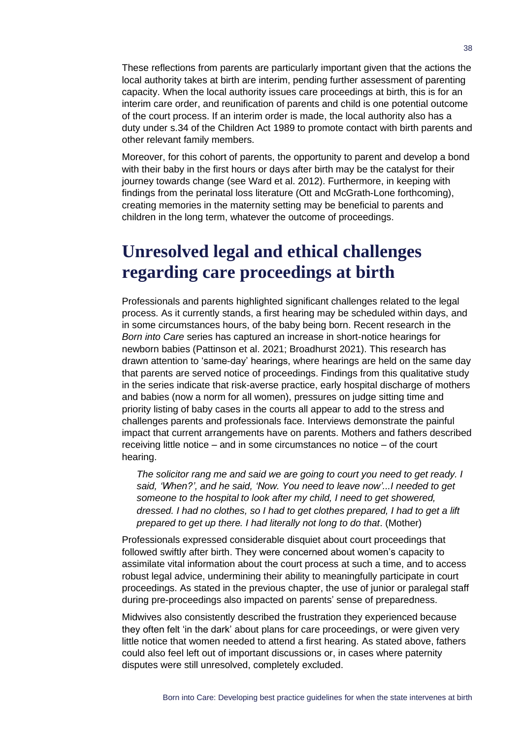These reflections from parents are particularly important given that the actions the local authority takes at birth are interim, pending further assessment of parenting capacity. When the local authority issues care proceedings at birth, this is for an interim care order, and reunification of parents and child is one potential outcome of the court process. If an interim order is made, the local authority also has a duty under s.34 of the Children Act 1989 to promote contact with birth parents and other relevant family members.

Moreover, for this cohort of parents, the opportunity to parent and develop a bond with their baby in the first hours or days after birth may be the catalyst for their journey towards change (see Ward et al. 2012). Furthermore, in keeping with findings from the perinatal loss literature (Ott and McGrath-Lone forthcoming), creating memories in the maternity setting may be beneficial to parents and children in the long term, whatever the outcome of proceedings.

# Unresolved legal and ethical challenges regarding care proceedings at birth

Professionals and parents highlighted significant challenges related to the legal process. As it currently stands, a first hearing may be scheduled within days, and in some circumstances hours, of the baby being born. Recent research in the *Born into Care* series has captured an increase in short-notice hearings for newborn babies (Pattinson et al. 2021; Broadhurst 2021). This research has drawn attention to 'same-day' hearings, where hearings are held on the same day that parents are served notice of proceedings. Findings from this qualitative study in the series indicate that risk-averse practice, early hospital discharge of mothers and babies (now a norm for all women), pressures on judge sitting time and priority listing of baby cases in the courts all appear to add to the stress and challenges parents and professionals face. Interviews demonstrate the painful impact that current arrangements have on parents. Mothers and fathers described receiving little notice – and in some circumstances no notice – of the court hearing.

> *The solicitor rang me and said we are going to court you need to get ready. I said, 'When?', and he said, 'Now. You need to leave now'...I needed to get someone to the hospital to look after my child, I need to get showered, dressed. I had no clothes, so I had to get clothes prepared, I had to get a lift prepared to get up there. I had literally not long to do that*. (Mother)

Professionals expressed considerable disquiet about court proceedings that followed swiftly after birth. They were concerned about women's capacity to assimilate vital information about the court process at such a time, and to access robust legal advice, undermining their ability to meaningfully participate in court proceedings. As stated in the previous chapter, the use of junior or paralegal staff during pre-proceedings also impacted on parents' sense of preparedness.

Midwives also consistently described the frustration they experienced because they often felt 'in the dark' about plans for care proceedings, or were given very little notice that women needed to attend a first hearing. As stated above, fathers could also feel left out of important discussions or, in cases where paternity disputes were still unresolved, completely excluded.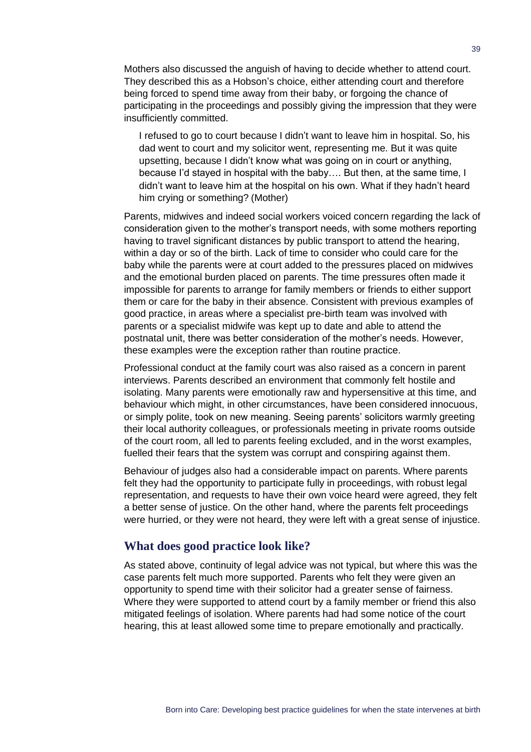Mothers also discussed the anguish of having to decide whether to attend court. They described this as a Hobson's choice, either attending court and therefore being forced to spend time away from their baby, or forgoing the chance of participating in the proceedings and possibly giving the impression that they were insufficiently committed.

> I refused to go to court because I didn't want to leave him in hospital. So, his dad went to court and my solicitor went, representing me. But it was quite upsetting, because I didn't know what was going on in court or anything, because I'd stayed in hospital with the baby…. But then, at the same time, I didn't want to leave him at the hospital on his own. What if they hadn't heard him crying or something? (Mother)

Parents, midwives and indeed social workers voiced concern regarding the lack of consideration given to the mother's transport needs, with some mothers reporting having to travel significant distances by public transport to attend the hearing, within a day or so of the birth. Lack of time to consider who could care for the baby while the parents were at court added to the pressures placed on midwives and the emotional burden placed on parents. The time pressures often made it impossible for parents to arrange for family members or friends to either support them or care for the baby in their absence. Consistent with previous examples of good practice, in areas where a specialist pre-birth team was involved with parents or a specialist midwife was kept up to date and able to attend the postnatal unit, there was better consideration of the mother's needs. However, these examples were the exception rather than routine practice.

Professional conduct at the family court was also raised as a concern in parent interviews. Parents described an environment that commonly felt hostile and isolating. Many parents were emotionally raw and hypersensitive at this time, and behaviour which might, in other circumstances, have been considered innocuous, or simply polite, took on new meaning. Seeing parents' solicitors warmly greeting their local authority colleagues, or professionals meeting in private rooms outside of the court room, all led to parents feeling excluded, and in the worst examples, fuelled their fears that the system was corrupt and conspiring against them.

Behaviour of judges also had a considerable impact on parents. Where parents felt they had the opportunity to participate fully in proceedings, with robust legal representation, and requests to have their own voice heard were agreed, they felt a better sense of justice. On the other hand, where the parents felt proceedings were hurried, or they were not heard, they were left with a great sense of injustice.

## What does good practice look like?

As stated above, continuity of legal advice was not typical, but where this was the case parents felt much more supported. Parents who felt they were given an opportunity to spend time with their solicitor had a greater sense of fairness. Where they were supported to attend court by a family member or friend this also mitigated feelings of isolation. Where parents had had some notice of the court hearing, this at least allowed some time to prepare emotionally and practically.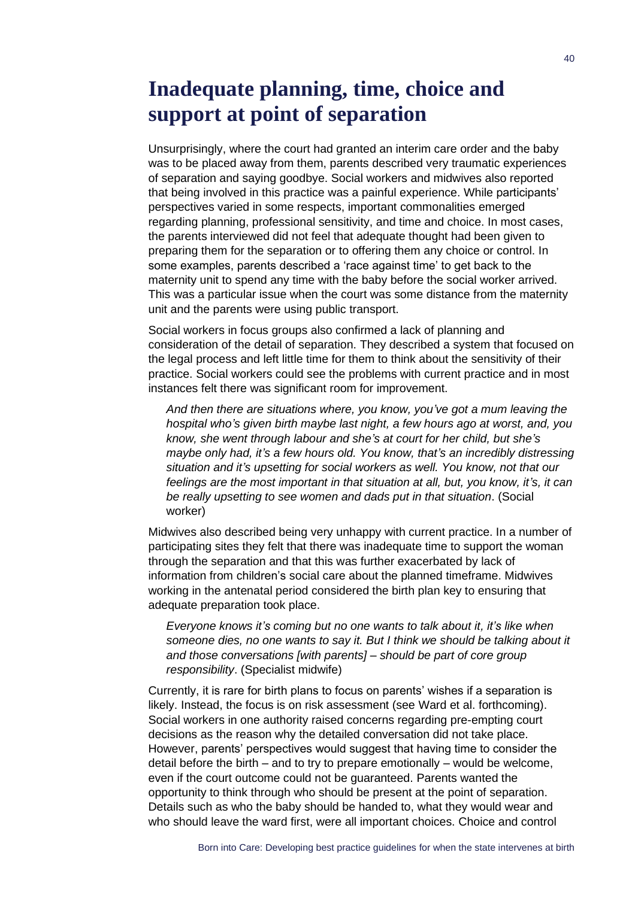# Inadequate planning, time, choice and support at point of separation

Unsurprisingly, where the court had granted an interim care order and the baby was to be placed away from them, parents described very traumatic experiences of separation and saying goodbye. Social workers and midwives also reported that being involved in this practice was a painful experience. While participants' perspectives varied in some respects, important commonalities emerged regarding planning, professional sensitivity, and time and choice. In most cases, the parents interviewed did not feel that adequate thought had been given to preparing them for the separation or to offering them any choice or control. In some examples, parents described a 'race against time' to get back to the maternity unit to spend any time with the baby before the social worker arrived. This was a particular issue when the court was some distance from the maternity unit and the parents were using public transport.

Social workers in focus groups also confirmed a lack of planning and consideration of the detail of separation. They described a system that focused on the legal process and left little time for them to think about the sensitivity of their practice. Social workers could see the problems with current practice and in most instances felt there was significant room for improvement.

> *And then there are situations where, you know, you've got a mum leaving the hospital who's given birth maybe last night, a few hours ago at worst, and, you know, she went through labour and she's at court for her child, but she's maybe only had, it's a few hours old. You know, that's an incredibly distressing situation and it's upsetting for social workers as well. You know, not that our feelings are the most important in that situation at all, but, you know, it's, it can be really upsetting to see women and dads put in that situation*. (Social worker)

Midwives also described being very unhappy with current practice. In a number of participating sites they felt that there was inadequate time to support the woman through the separation and that this was further exacerbated by lack of information from children's social care about the planned timeframe. Midwives working in the antenatal period considered the birth plan key to ensuring that adequate preparation took place.

> *Everyone knows it's coming but no one wants to talk about it, it's like when someone dies, no one wants to say it. But I think we should be talking about it and those conversations [with parents] – should be part of core group responsibility*. (Specialist midwife)

Currently, it is rare for birth plans to focus on parents' wishes if a separation is likely. Instead, the focus is on risk assessment (see Ward et al. forthcoming). Social workers in one authority raised concerns regarding pre-empting court decisions as the reason why the detailed conversation did not take place. However, parents' perspectives would suggest that having time to consider the detail before the birth – and to try to prepare emotionally – would be welcome, even if the court outcome could not be guaranteed. Parents wanted the opportunity to think through who should be present at the point of separation. Details such as who the baby should be handed to, what they would wear and who should leave the ward first, were all important choices. Choice and control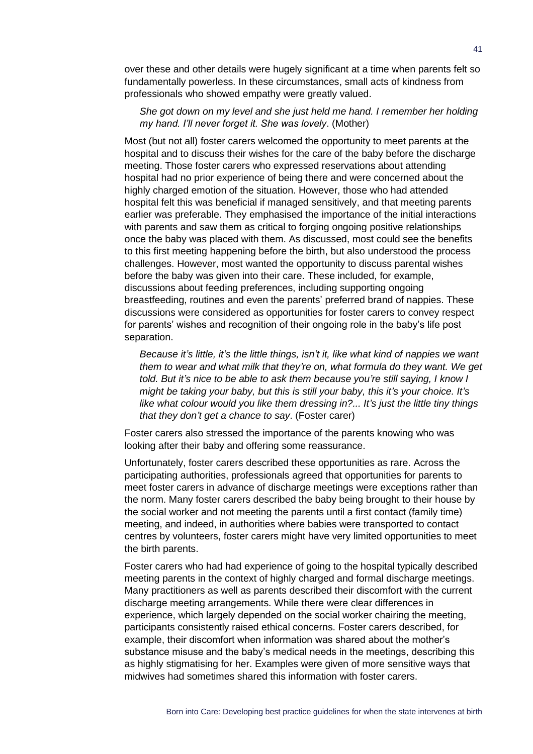over these and other details were hugely significant at a time when parents felt so fundamentally powerless. In these circumstances, small acts of kindness from professionals who showed empathy were greatly valued.

> *She got down on my level and she just held me hand. I remember her holding my hand. I'll never forget it. She was lovely*. (Mother)

Most (but not all) foster carers welcomed the opportunity to meet parents at the hospital and to discuss their wishes for the care of the baby before the discharge meeting. Those foster carers who expressed reservations about attending hospital had no prior experience of being there and were concerned about the highly charged emotion of the situation. However, those who had attended hospital felt this was beneficial if managed sensitively, and that meeting parents earlier was preferable. They emphasised the importance of the initial interactions with parents and saw them as critical to forging ongoing positive relationships once the baby was placed with them. As discussed, most could see the benefits to this first meeting happening before the birth, but also understood the process challenges. However, most wanted the opportunity to discuss parental wishes before the baby was given into their care. These included, for example, discussions about feeding preferences, including supporting ongoing breastfeeding, routines and even the parents' preferred brand of nappies. These discussions were considered as opportunities for foster carers to convey respect for parents' wishes and recognition of their ongoing role in the baby's life post separation.

> *Because it's little, it's the little things, isn't it, like what kind of nappies we want them to wear and what milk that they're on, what formula do they want. We get told. But it's nice to be able to ask them because you're still saying, I know I might be taking your baby, but this is still your baby, this it's your choice. It's like what colour would you like them dressing in?... It's just the little tiny things that they don't get a chance to say*. (Foster carer)

Foster carers also stressed the importance of the parents knowing who was looking after their baby and offering some reassurance.

Unfortunately, foster carers described these opportunities as rare. Across the participating authorities, professionals agreed that opportunities for parents to meet foster carers in advance of discharge meetings were exceptions rather than the norm. Many foster carers described the baby being brought to their house by the social worker and not meeting the parents until a first contact (family time) meeting, and indeed, in authorities where babies were transported to contact centres by volunteers, foster carers might have very limited opportunities to meet the birth parents.

Foster carers who had had experience of going to the hospital typically described meeting parents in the context of highly charged and formal discharge meetings. Many practitioners as well as parents described their discomfort with the current discharge meeting arrangements. While there were clear differences in experience, which largely depended on the social worker chairing the meeting, participants consistently raised ethical concerns. Foster carers described, for example, their discomfort when information was shared about the mother's substance misuse and the baby's medical needs in the meetings, describing this as highly stigmatising for her. Examples were given of more sensitive ways that midwives had sometimes shared this information with foster carers.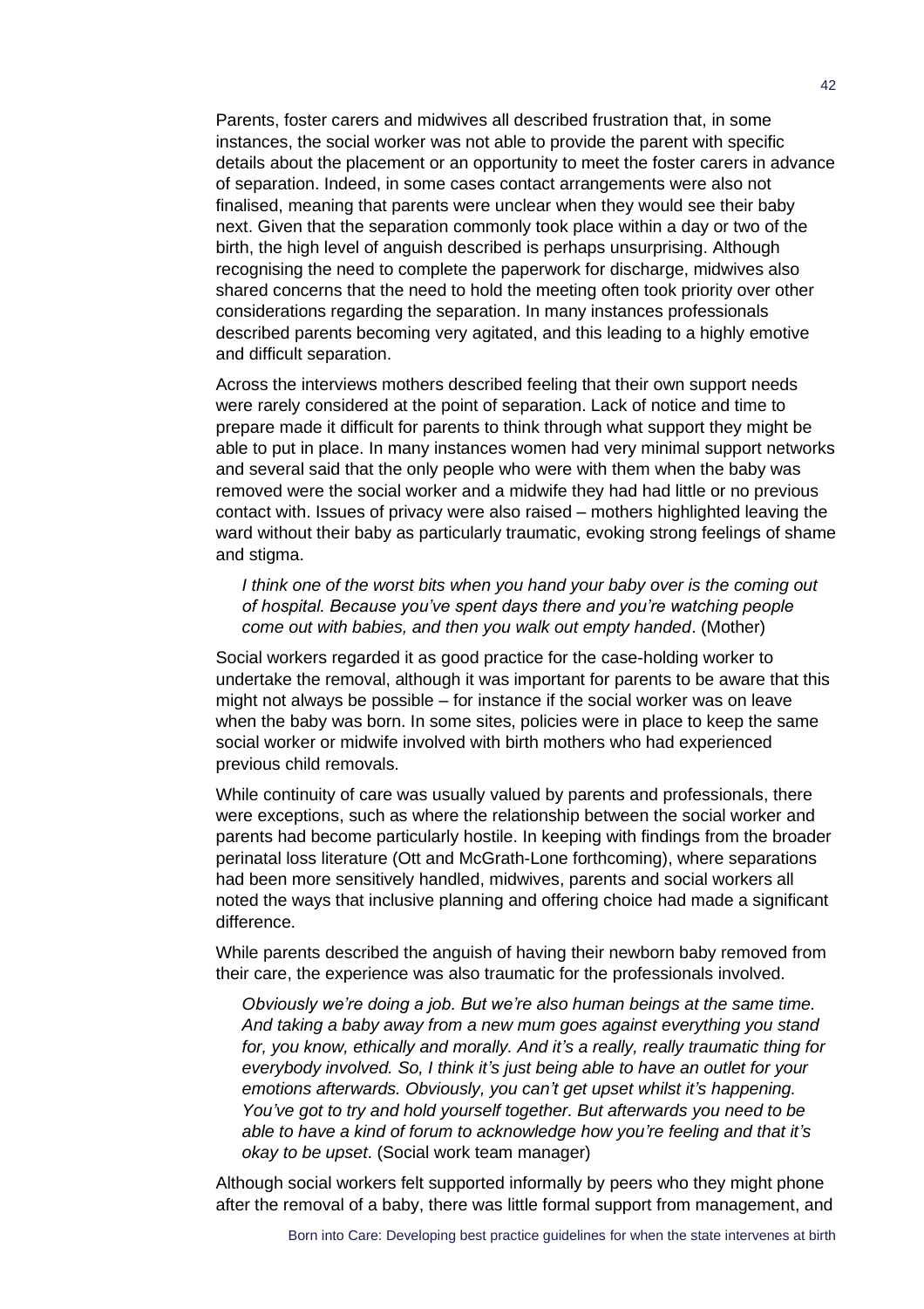Parents, foster carers and midwives all described frustration that, in some instances, the social worker was not able to provide the parent with specific details about the placement or an opportunity to meet the foster carers in advance of separation. Indeed, in some cases contact arrangements were also not finalised, meaning that parents were unclear when they would see their baby next. Given that the separation commonly took place within a day or two of the birth, the high level of anguish described is perhaps unsurprising. Although recognising the need to complete the paperwork for discharge, midwives also shared concerns that the need to hold the meeting often took priority over other considerations regarding the separation. In many instances professionals described parents becoming very agitated, and this leading to a highly emotive and difficult separation.

Across the interviews mothers described feeling that their own support needs were rarely considered at the point of separation. Lack of notice and time to prepare made it difficult for parents to think through what support they might be able to put in place. In many instances women had very minimal support networks and several said that the only people who were with them when the baby was removed were the social worker and a midwife they had had little or no previous contact with. Issues of privacy were also raised – mothers highlighted leaving the ward without their baby as particularly traumatic, evoking strong feelings of shame and stigma.

> *I think one of the worst bits when you hand your baby over is the coming out of hospital. Because you've spent days there and you're watching people come out with babies, and then you walk out empty handed*. (Mother)

Social workers regarded it as good practice for the case-holding worker to undertake the removal, although it was important for parents to be aware that this might not always be possible – for instance if the social worker was on leave when the baby was born. In some sites, policies were in place to keep the same social worker or midwife involved with birth mothers who had experienced previous child removals.

While continuity of care was usually valued by parents and professionals, there were exceptions, such as where the relationship between the social worker and parents had become particularly hostile. In keeping with findings from the broader perinatal loss literature (Ott and McGrath-Lone forthcoming), where separations had been more sensitively handled, midwives, parents and social workers all noted the ways that inclusive planning and offering choice had made a significant difference.

While parents described the anguish of having their newborn baby removed from their care, the experience was also traumatic for the professionals involved.

> *Obviously we're doing a job. But we're also human beings at the same time. And taking a baby away from a new mum goes against everything you stand for, you know, ethically and morally. And it's a really, really traumatic thing for everybody involved. So, I think it's just being able to have an outlet for your emotions afterwards. Obviously, you can't get upset whilst it's happening. You've got to try and hold yourself together. But afterwards you need to be able to have a kind of forum to acknowledge how you're feeling and that it's okay to be upset*. (Social work team manager)

Although social workers felt supported informally by peers who they might phone after the removal of a baby, there was little formal support from management, and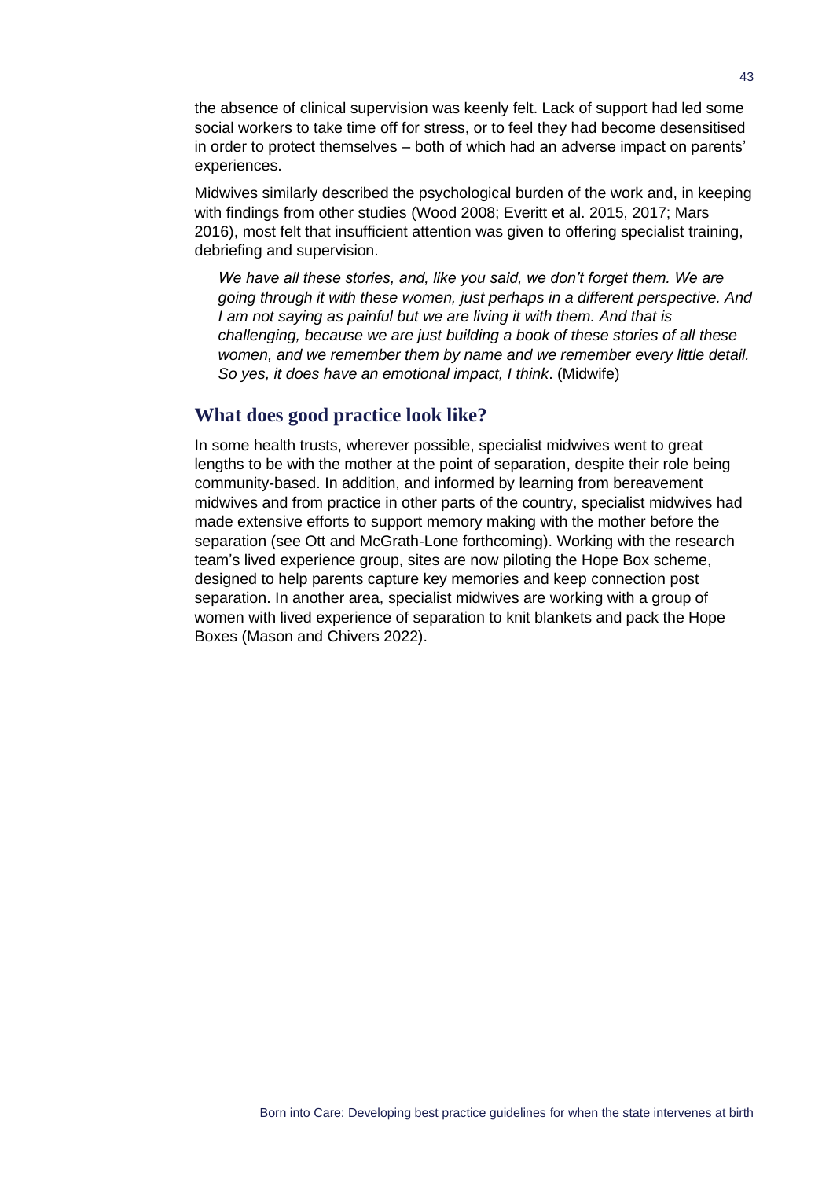the absence of clinical supervision was keenly felt. Lack of support had led some social workers to take time off for stress, or to feel they had become desensitised in order to protect themselves – both of which had an adverse impact on parents' experiences.

Midwives similarly described the psychological burden of the work and, in keeping with findings from other studies (Wood 2008; Everitt et al. 2015, 2017; Mars 2016), most felt that insufficient attention was given to offering specialist training, debriefing and supervision.

> *We have all these stories, and, like you said, we don't forget them. We are going through it with these women, just perhaps in a different perspective. And I am not saying as painful but we are living it with them. And that is challenging, because we are just building a book of these stories of all these women, and we remember them by name and we remember every little detail. So yes, it does have an emotional impact, I think*. (Midwife)

## What does good practice look like?

In some health trusts, wherever possible, specialist midwives went to great lengths to be with the mother at the point of separation, despite their role being community-based. In addition, and informed by learning from bereavement midwives and from practice in other parts of the country, specialist midwives had made extensive efforts to support memory making with the mother before the separation (see Ott and McGrath-Lone forthcoming). Working with the research team's lived experience group, sites are now piloting the Hope Box scheme, designed to help parents capture key memories and keep connection post separation. In another area, specialist midwives are working with a group of women with lived experience of separation to knit blankets and pack the Hope Boxes (Mason and Chivers 2022).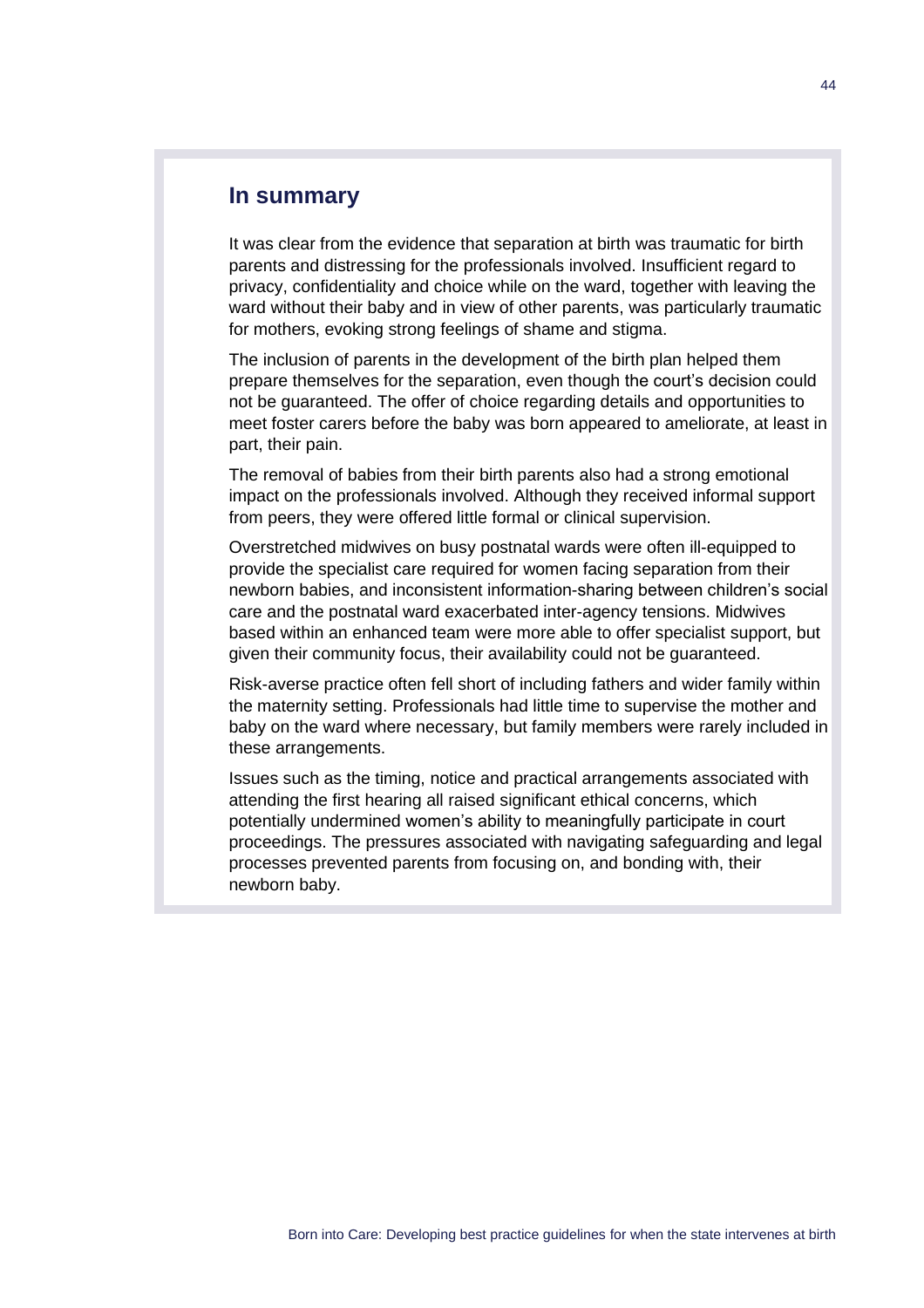## In summary

It was clear from the evidence that separation at birth was traumatic for birth parents and distressing for the professionals involved. Insufficient regard to privacy, confidentiality and choice while on the ward, together with leaving the ward without their baby and in view of other parents, was particularly traumatic for mothers, evoking strong feelings of shame and stigma.

The inclusion of parents in the development of the birth plan helped them prepare themselves for the separation, even though the court's decision could not be guaranteed. The offer of choice regarding details and opportunities to meet foster carers before the baby was born appeared to ameliorate, at least in part, their pain.

The removal of babies from their birth parents also had a strong emotional impact on the professionals involved. Although they received informal support from peers, they were offered little formal or clinical supervision.

Overstretched midwives on busy postnatal wards were often ill-equipped to provide the specialist care required for women facing separation from their newborn babies, and inconsistent information-sharing between children's social care and the postnatal ward exacerbated inter-agency tensions. Midwives based within an enhanced team were more able to offer specialist support, but given their community focus, their availability could not be guaranteed.

Risk-averse practice often fell short of including fathers and wider family within the maternity setting. Professionals had little time to supervise the mother and baby on the ward where necessary, but family members were rarely included in these arrangements.

Issues such as the timing, notice and practical arrangements associated with attending the first hearing all raised significant ethical concerns, which potentially undermined women's ability to meaningfully participate in court proceedings. The pressures associated with navigating safeguarding and legal processes prevented parents from focusing on, and bonding with, their newborn baby.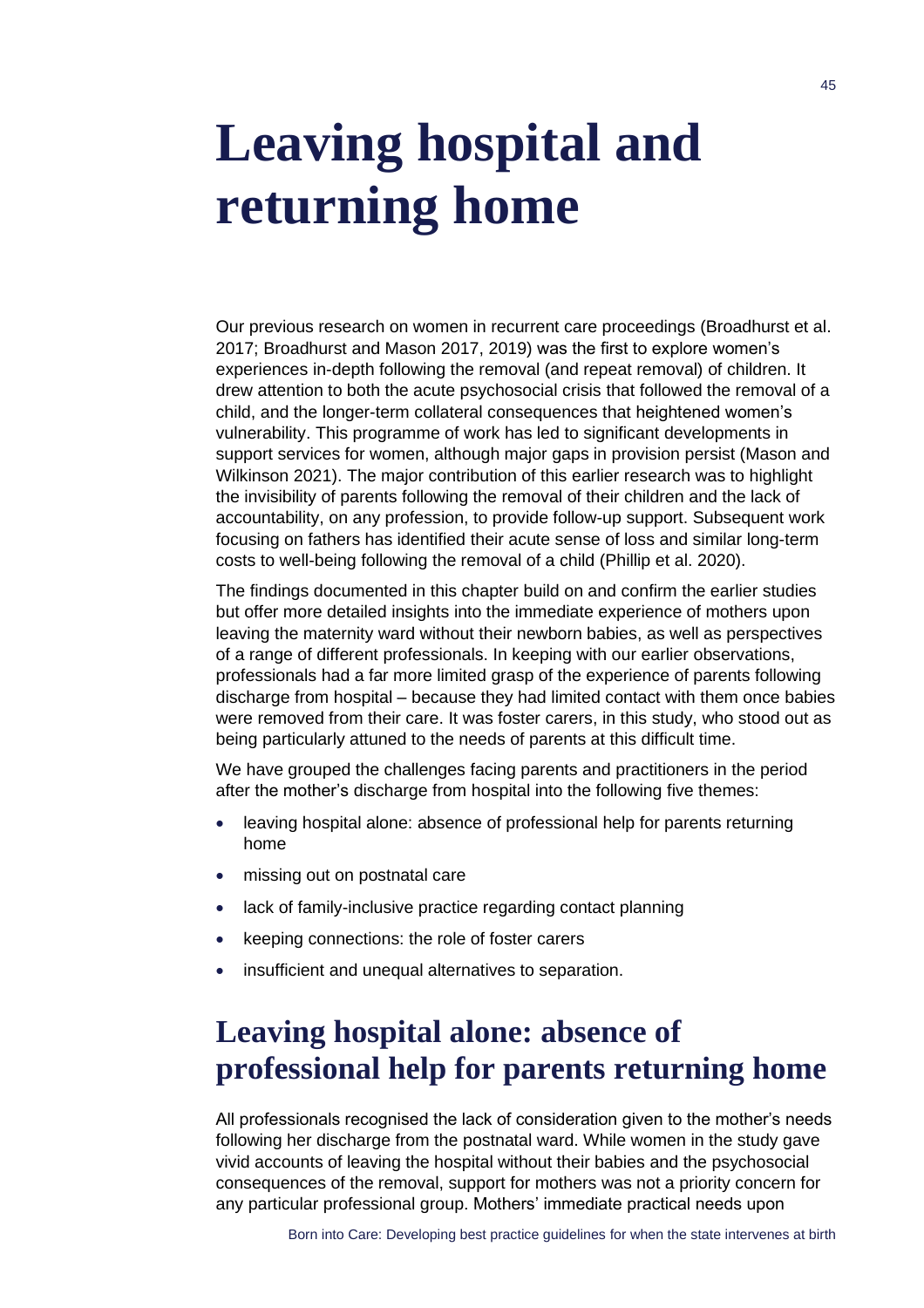# Leaving hospital and returning home

Our previous research on women in recurrent care proceedings (Broadhurst et al. 2017; Broadhurst and Mason 2017, 2019) was the first to explore women's experiences in-depth following the removal (and repeat removal) of children. It drew attention to both the acute psychosocial crisis that followed the removal of a child, and the longer-term collateral consequences that heightened women's vulnerability. This programme of work has led to significant developments in support services for women, although major gaps in provision persist (Mason and Wilkinson 2021). The major contribution of this earlier research was to highlight the invisibility of parents following the removal of their children and the lack of accountability, on any profession, to provide follow-up support. Subsequent work focusing on fathers has identified their acute sense of loss and similar long-term costs to well-being following the removal of a child (Phillip et al. 2020).

The findings documented in this chapter build on and confirm the earlier studies but offer more detailed insights into the immediate experience of mothers upon leaving the maternity ward without their newborn babies, as well as perspectives of a range of different professionals. In keeping with our earlier observations, professionals had a far more limited grasp of the experience of parents following discharge from hospital – because they had limited contact with them once babies were removed from their care. It was foster carers, in this study, who stood out as being particularly attuned to the needs of parents at this difficult time.

We have grouped the challenges facing parents and practitioners in the period after the mother's discharge from hospital into the following five themes:

- leaving hospital alone: absence of professional help for parents returning home
- missing out on postnatal care
- lack of family-inclusive practice regarding contact planning
- keeping connections: the role of foster carers
- insufficient and unequal alternatives to separation.

## Leaving hospital alone: absence of professional help for parents returning home

All professionals recognised the lack of consideration given to the mother's needs following her discharge from the postnatal ward. While women in the study gave vivid accounts of leaving the hospital without their babies and the psychosocial consequences of the removal, support for mothers was not a priority concern for any particular professional group. Mothers' immediate practical needs upon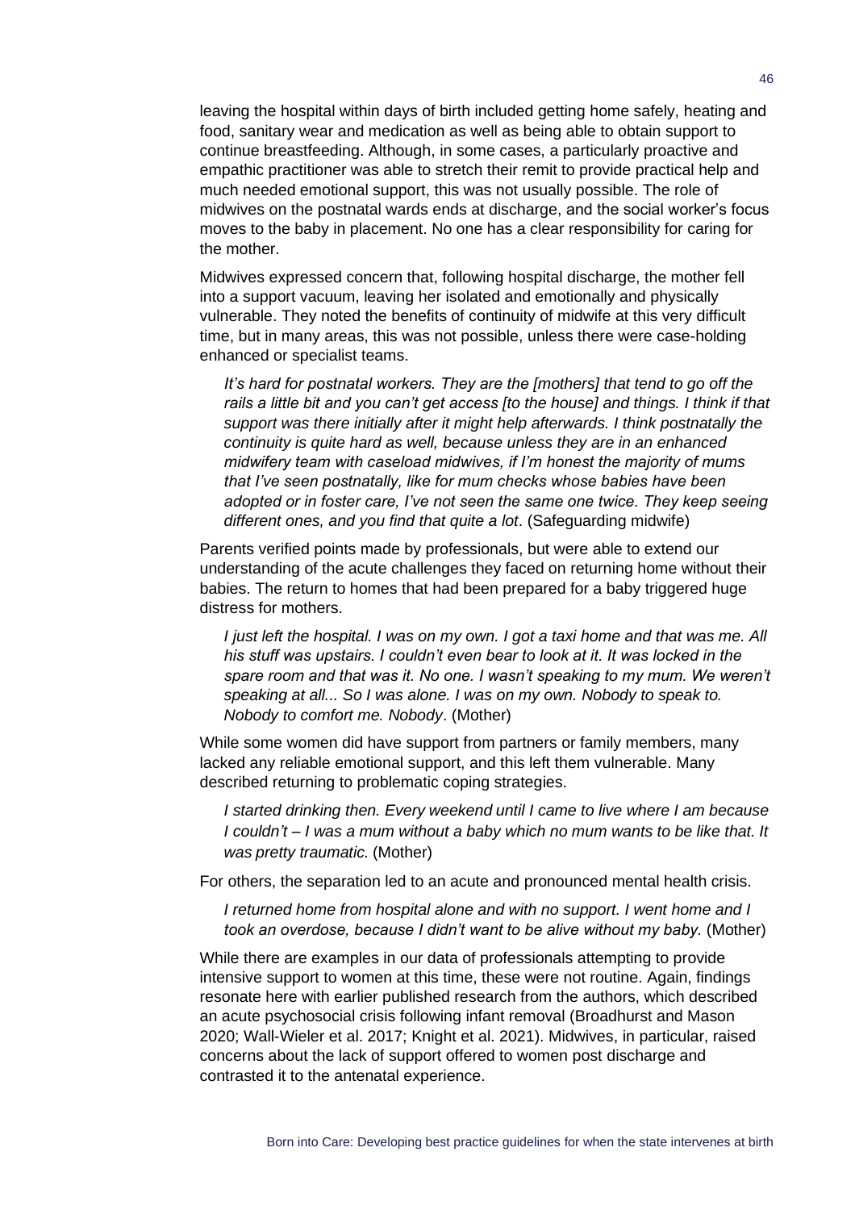leaving the hospital within days of birth included getting home safely, heating and food, sanitary wear and medication as well as being able to obtain support to continue breastfeeding. Although, in some cases, a particularly proactive and empathic practitioner was able to stretch their remit to provide practical help and much needed emotional support, this was not usually possible. The role of midwives on the postnatal wards ends at discharge, and the social worker's focus moves to the baby in placement. No one has a clear responsibility for caring for the mother.

Midwives expressed concern that, following hospital discharge, the mother fell into a support vacuum, leaving her isolated and emotionally and physically vulnerable. They noted the benefits of continuity of midwife at this very difficult time, but in many areas, this was not possible, unless there were case-holding enhanced or specialist teams.

> *It's hard for postnatal workers. They are the [mothers] that tend to go off the rails a little bit and you can't get access [to the house] and things. I think if that support was there initially after it might help afterwards. I think postnatally the continuity is quite hard as well, because unless they are in an enhanced midwifery team with caseload midwives, if I'm honest the majority of mums that I've seen postnatally, like for mum checks whose babies have been adopted or in foster care, I've not seen the same one twice. They keep seeing different ones, and you find that quite a lot*. (Safeguarding midwife)

Parents verified points made by professionals, but were able to extend our understanding of the acute challenges they faced on returning home without their babies. The return to homes that had been prepared for a baby triggered huge distress for mothers.

> *I just left the hospital. I was on my own. I got a taxi home and that was me. All his stuff was upstairs. I couldn't even bear to look at it. It was locked in the spare room and that was it. No one. I wasn't speaking to my mum. We weren't speaking at all... So I was alone. I was on my own. Nobody to speak to. Nobody to comfort me. Nobody*. (Mother)

While some women did have support from partners or family members, many lacked any reliable emotional support, and this left them vulnerable. Many described returning to problematic coping strategies.

> *I started drinking then. Every weekend until I came to live where I am because I couldn't – I was a mum without a baby which no mum wants to be like that. It was pretty traumatic.* (Mother)

For others, the separation led to an acute and pronounced mental health crisis.

> *I returned home from hospital alone and with no support. I went home and I took an overdose, because I didn't want to be alive without my baby.* (Mother)

While there are examples in our data of professionals attempting to provide intensive support to women at this time, these were not routine. Again, findings resonate here with earlier published research from the authors, which described an acute psychosocial crisis following infant removal (Broadhurst and Mason 2020; Wall-Wieler et al. 2017; Knight et al. 2021). Midwives, in particular, raised concerns about the lack of support offered to women post discharge and contrasted it to the antenatal experience.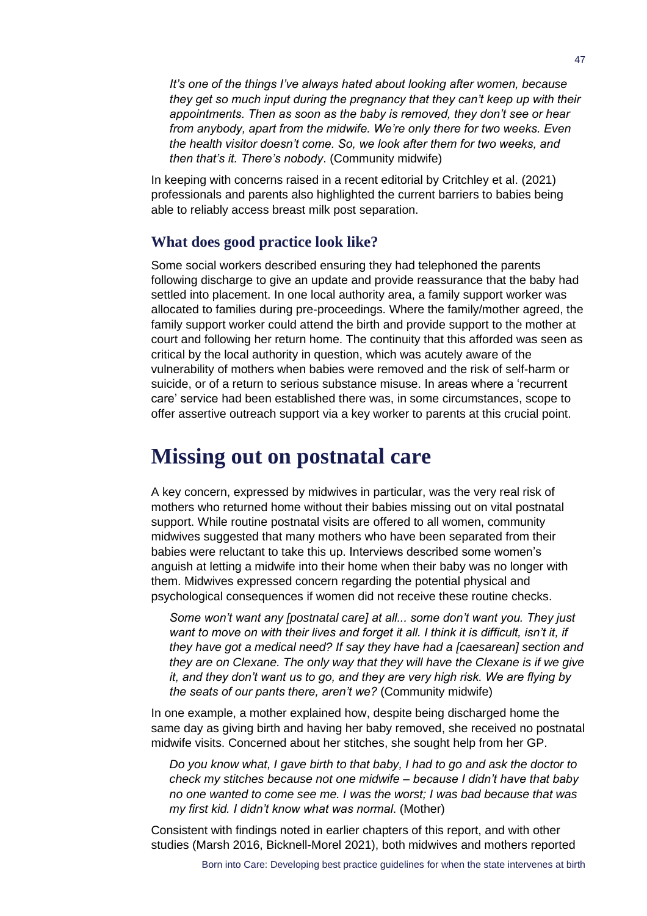*It's one of the things I've always hated about looking after women, because they get so much input during the pregnancy that they can't keep up with their appointments. Then as soon as the baby is removed, they don't see or hear from anybody, apart from the midwife. We're only there for two weeks. Even the health visitor doesn't come. So, we look after them for two weeks, and then that's it. There's nobody*. (Community midwife)

In keeping with concerns raised in a recent editorial by Critchley et al. (2021) professionals and parents also highlighted the current barriers to babies being able to reliably access breast milk post separation.

### What does good practice look like?

Some social workers described ensuring they had telephoned the parents following discharge to give an update and provide reassurance that the baby had settled into placement. In one local authority area, a family support worker was allocated to families during pre-proceedings. Where the family/mother agreed, the family support worker could attend the birth and provide support to the mother at court and following her return home. The continuity that this afforded was seen as critical by the local authority in question, which was acutely aware of the vulnerability of mothers when babies were removed and the risk of self-harm or suicide, or of a return to serious substance misuse. In areas where a 'recurrent care' service had been established there was, in some circumstances, scope to offer assertive outreach support via a key worker to parents at this crucial point.

# Missing out on postnatal care

A key concern, expressed by midwives in particular, was the very real risk of mothers who returned home without their babies missing out on vital postnatal support. While routine postnatal visits are offered to all women, community midwives suggested that many mothers who have been separated from their babies were reluctant to take this up. Interviews described some women's anguish at letting a midwife into their home when their baby was no longer with them. Midwives expressed concern regarding the potential physical and psychological consequences if women did not receive these routine checks.

*Some won't want any [postnatal care] at all... some don't want you. They just want to move on with their lives and forget it all. I think it is difficult, isn't it, if they have got a medical need? If say they have had a [caesarean] section and they are on Clexane. The only way that they will have the Clexane is if we give it, and they don't want us to go, and they are very high risk. We are flying by the seats of our pants there, aren't we?* (Community midwife)

In one example, a mother explained how, despite being discharged home the same day as giving birth and having her baby removed, she received no postnatal midwife visits. Concerned about her stitches, she sought help from her GP.

*Do you know what, I gave birth to that baby, I had to go and ask the doctor to check my stitches because not one midwife – because I didn't have that baby no one wanted to come see me. I was the worst; I was bad because that was my first kid. I didn't know what was normal*. (Mother)

Consistent with findings noted in earlier chapters of this report, and with other studies (Marsh 2016, Bicknell-Morel 2021), both midwives and mothers reported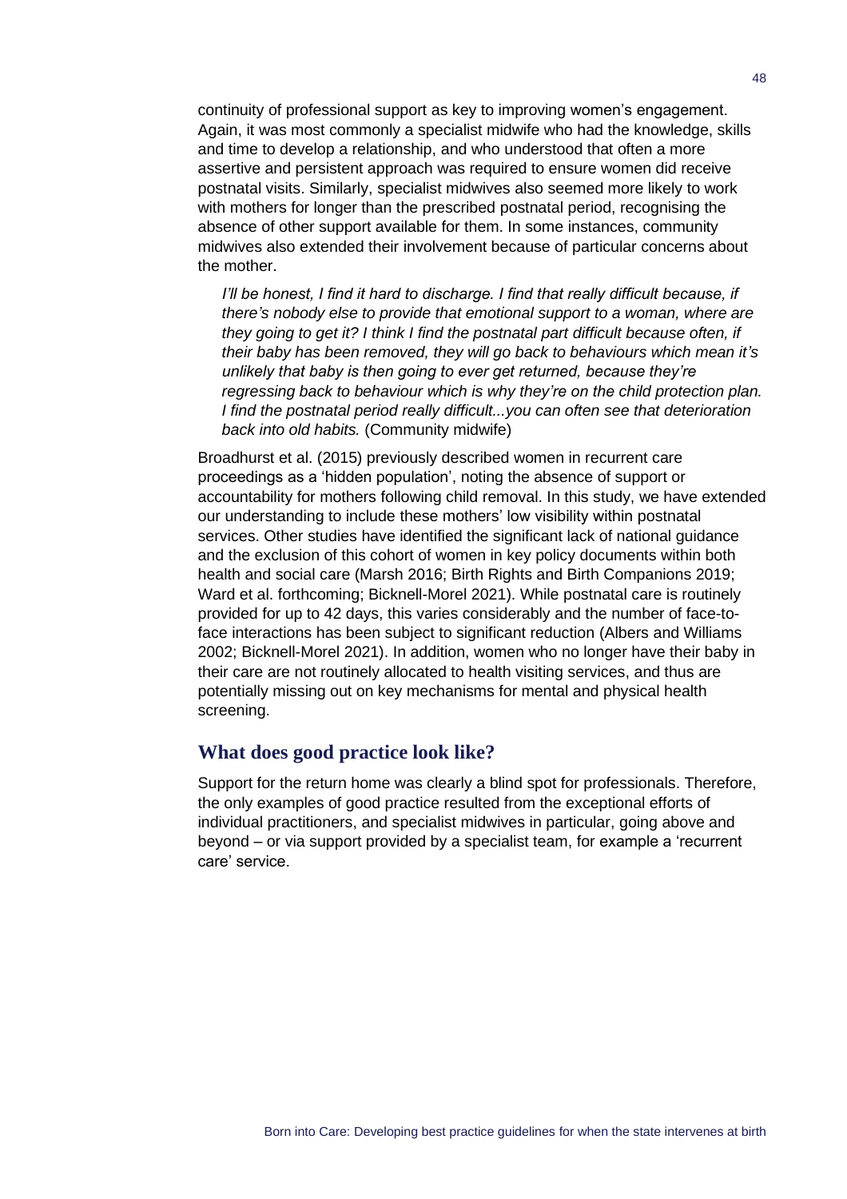continuity of professional support as key to improving women's engagement. Again, it was most commonly a specialist midwife who had the knowledge, skills and time to develop a relationship, and who understood that often a more assertive and persistent approach was required to ensure women did receive postnatal visits. Similarly, specialist midwives also seemed more likely to work with mothers for longer than the prescribed postnatal period, recognising the absence of other support available for them. In some instances, community midwives also extended their involvement because of particular concerns about the mother.

> *I'll be honest, I find it hard to discharge. I find that really difficult because, if there's nobody else to provide that emotional support to a woman, where are they going to get it? I think I find the postnatal part difficult because often, if their baby has been removed, they will go back to behaviours which mean it's unlikely that baby is then going to ever get returned, because they're regressing back to behaviour which is why they're on the child protection plan. I find the postnatal period really difficult...you can often see that deterioration back into old habits.* (Community midwife)

Broadhurst et al. (2015) previously described women in recurrent care proceedings as a 'hidden population', noting the absence of support or accountability for mothers following child removal. In this study, we have extended our understanding to include these mothers' low visibility within postnatal services. Other studies have identified the significant lack of national guidance and the exclusion of this cohort of women in key policy documents within both health and social care (Marsh 2016; Birth Rights and Birth Companions 2019; Ward et al. forthcoming; Bicknell-Morel 2021). While postnatal care is routinely provided for up to 42 days, this varies considerably and the number of face-to-face interactions has been subject to significant reduction (Albers and Williams 2002; Bicknell-Morel 2021). In addition, women who no longer have their baby in their care are not routinely allocated to health visiting services, and thus are potentially missing out on key mechanisms for mental and physical health screening.

## What does good practice look like?

Support for the return home was clearly a blind spot for professionals. Therefore, the only examples of good practice resulted from the exceptional efforts of individual practitioners, and specialist midwives in particular, going above and beyond – or via support provided by a specialist team, for example a 'recurrent care' service.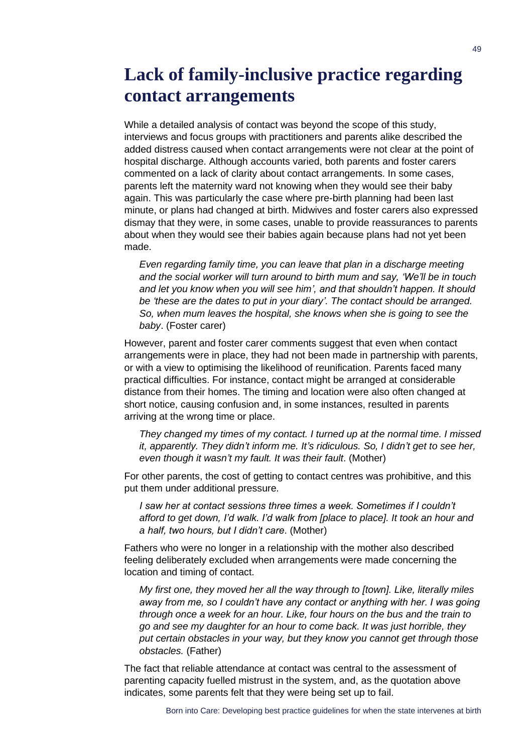# Lack of family-inclusive practice regarding contact arrangements

While a detailed analysis of contact was beyond the scope of this study, interviews and focus groups with practitioners and parents alike described the added distress caused when contact arrangements were not clear at the point of hospital discharge. Although accounts varied, both parents and foster carers commented on a lack of clarity about contact arrangements. In some cases, parents left the maternity ward not knowing when they would see their baby again. This was particularly the case where pre-birth planning had been last minute, or plans had changed at birth. Midwives and foster carers also expressed dismay that they were, in some cases, unable to provide reassurances to parents about when they would see their babies again because plans had not yet been made.

> *Even regarding family time, you can leave that plan in a discharge meeting and the social worker will turn around to birth mum and say, 'We'll be in touch and let you know when you will see him', and that shouldn't happen. It should be 'these are the dates to put in your diary'. The contact should be arranged. So, when mum leaves the hospital, she knows when she is going to see the baby*. (Foster carer)

However, parent and foster carer comments suggest that even when contact arrangements were in place, they had not been made in partnership with parents, or with a view to optimising the likelihood of reunification. Parents faced many practical difficulties. For instance, contact might be arranged at considerable distance from their homes. The timing and location were also often changed at short notice, causing confusion and, in some instances, resulted in parents arriving at the wrong time or place.

> *They changed my times of my contact. I turned up at the normal time. I missed it, apparently. They didn't inform me. It's ridiculous. So, I didn't get to see her, even though it wasn't my fault. It was their fault*. (Mother)

For other parents, the cost of getting to contact centres was prohibitive, and this put them under additional pressure.

> *I saw her at contact sessions three times a week. Sometimes if I couldn't afford to get down, I'd walk. I'd walk from [place to place]. It took an hour and a half, two hours, but I didn't care*. (Mother)

Fathers who were no longer in a relationship with the mother also described feeling deliberately excluded when arrangements were made concerning the location and timing of contact.

> *My first one, they moved her all the way through to [town]. Like, literally miles away from me, so I couldn't have any contact or anything with her. I was going through once a week for an hour. Like, four hours on the bus and the train to go and see my daughter for an hour to come back. It was just horrible, they put certain obstacles in your way, but they know you cannot get through those obstacles.* (Father)

The fact that reliable attendance at contact was central to the assessment of parenting capacity fuelled mistrust in the system, and, as the quotation above indicates, some parents felt that they were being set up to fail.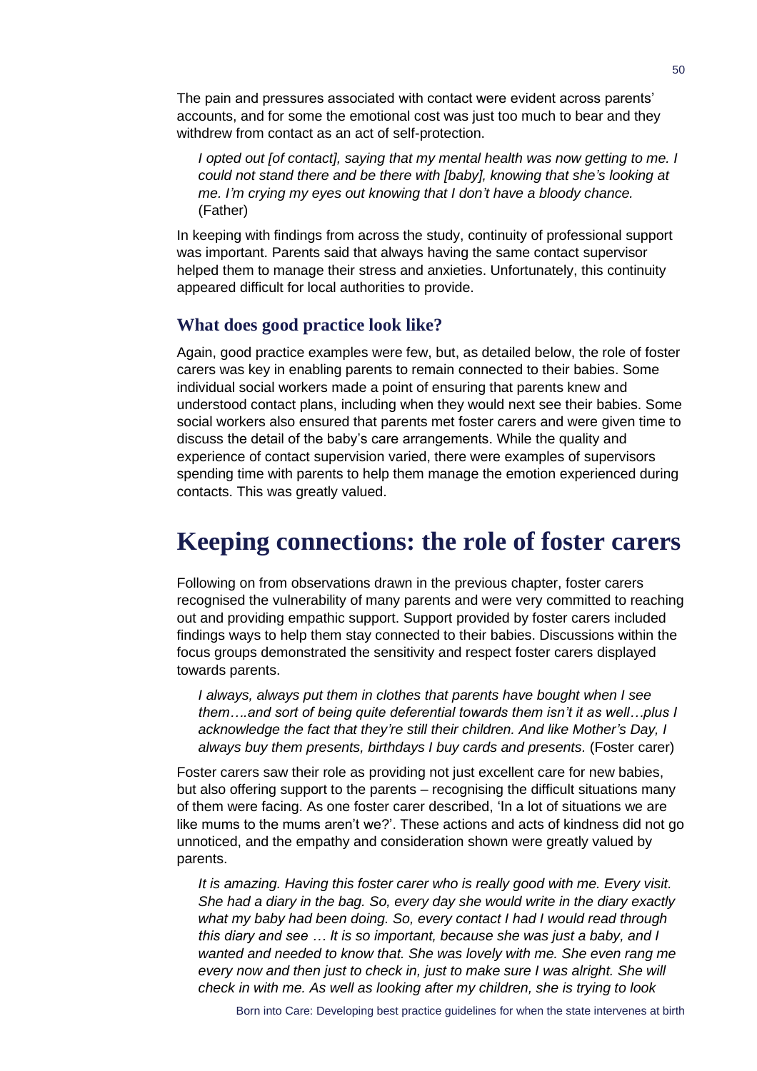The pain and pressures associated with contact were evident across parents' accounts, and for some the emotional cost was just too much to bear and they withdrew from contact as an act of self-protection.

> *I opted out [of contact], saying that my mental health was now getting to me. I could not stand there and be there with [baby], knowing that she's looking at me. I'm crying my eyes out knowing that I don't have a bloody chance.* (Father)

In keeping with findings from across the study, continuity of professional support was important. Parents said that always having the same contact supervisor helped them to manage their stress and anxieties. Unfortunately, this continuity appeared difficult for local authorities to provide.

### What does good practice look like?

Again, good practice examples were few, but, as detailed below, the role of foster carers was key in enabling parents to remain connected to their babies. Some individual social workers made a point of ensuring that parents knew and understood contact plans, including when they would next see their babies. Some social workers also ensured that parents met foster carers and were given time to discuss the detail of the baby's care arrangements. While the quality and experience of contact supervision varied, there were examples of supervisors spending time with parents to help them manage the emotion experienced during contacts. This was greatly valued.

## Keeping connections: the role of foster carers

Following on from observations drawn in the previous chapter, foster carers recognised the vulnerability of many parents and were very committed to reaching out and providing empathic support. Support provided by foster carers included findings ways to help them stay connected to their babies. Discussions within the focus groups demonstrated the sensitivity and respect foster carers displayed towards parents.

> *I always, always put them in clothes that parents have bought when I see them….and sort of being quite deferential towards them isn't it as well…plus I acknowledge the fact that they're still their children. And like Mother's Day, I always buy them presents, birthdays I buy cards and presents.* (Foster carer)

Foster carers saw their role as providing not just excellent care for new babies, but also offering support to the parents – recognising the difficult situations many of them were facing. As one foster carer described, 'In a lot of situations we are like mums to the mums aren't we?'. These actions and acts of kindness did not go unnoticed, and the empathy and consideration shown were greatly valued by parents.

> *It is amazing. Having this foster carer who is really good with me. Every visit. She had a diary in the bag. So, every day she would write in the diary exactly what my baby had been doing. So, every contact I had I would read through this diary and see … It is so important, because she was just a baby, and I wanted and needed to know that. She was lovely with me. She even rang me every now and then just to check in, just to make sure I was alright. She will check in with me. As well as looking after my children, she is trying to look*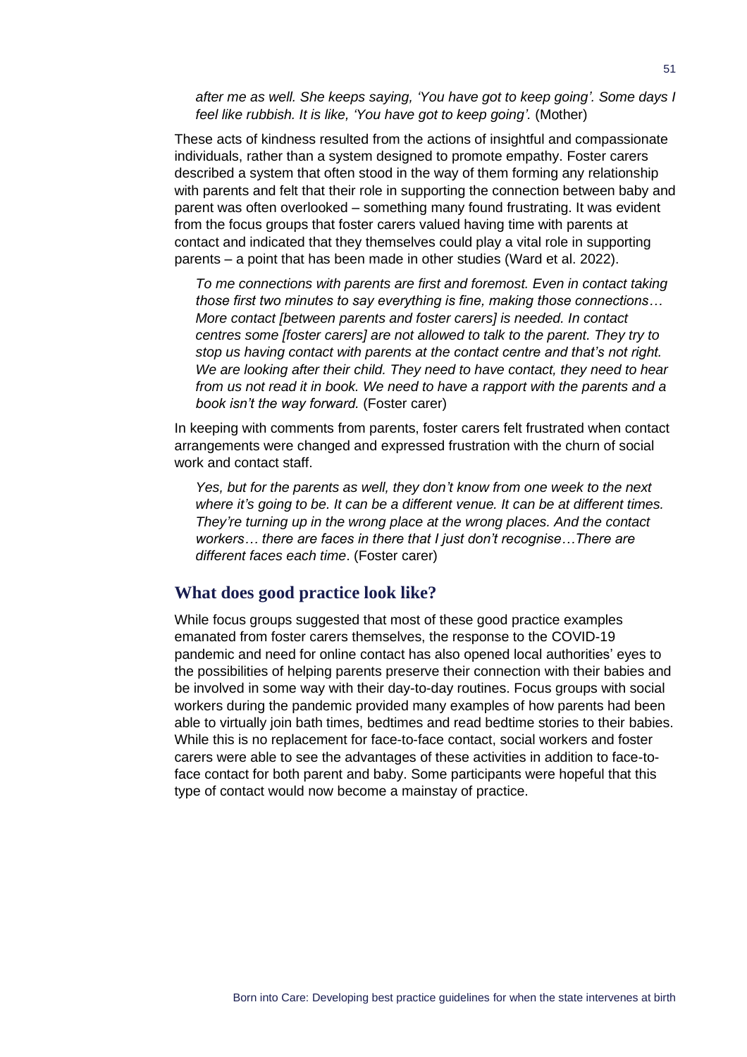*after me as well. She keeps saying, 'You have got to keep going'. Some days I feel like rubbish. It is like, 'You have got to keep going'.* (Mother)

These acts of kindness resulted from the actions of insightful and compassionate individuals, rather than a system designed to promote empathy. Foster carers described a system that often stood in the way of them forming any relationship with parents and felt that their role in supporting the connection between baby and parent was often overlooked – something many found frustrating. It was evident from the focus groups that foster carers valued having time with parents at contact and indicated that they themselves could play a vital role in supporting parents – a point that has been made in other studies (Ward et al. 2022).

> *To me connections with parents are first and foremost. Even in contact taking those first two minutes to say everything is fine, making those connections… More contact [between parents and foster carers] is needed. In contact centres some [foster carers] are not allowed to talk to the parent. They try to stop us having contact with parents at the contact centre and that's not right. We are looking after their child. They need to have contact, they need to hear from us not read it in book. We need to have a rapport with the parents and a book isn't the way forward.* (Foster carer)

In keeping with comments from parents, foster carers felt frustrated when contact arrangements were changed and expressed frustration with the churn of social work and contact staff.

> *Yes, but for the parents as well, they don't know from one week to the next where it's going to be. It can be a different venue. It can be at different times. They're turning up in the wrong place at the wrong places. And the contact workers… there are faces in there that I just don't recognise…There are different faces each time*. (Foster carer)

## What does good practice look like?

While focus groups suggested that most of these good practice examples emanated from foster carers themselves, the response to the COVID-19 pandemic and need for online contact has also opened local authorities' eyes to the possibilities of helping parents preserve their connection with their babies and be involved in some way with their day-to-day routines. Focus groups with social workers during the pandemic provided many examples of how parents had been able to virtually join bath times, bedtimes and read bedtime stories to their babies. While this is no replacement for face-to-face contact, social workers and foster carers were able to see the advantages of these activities in addition to face-to-face contact for both parent and baby. Some participants were hopeful that this type of contact would now become a mainstay of practice.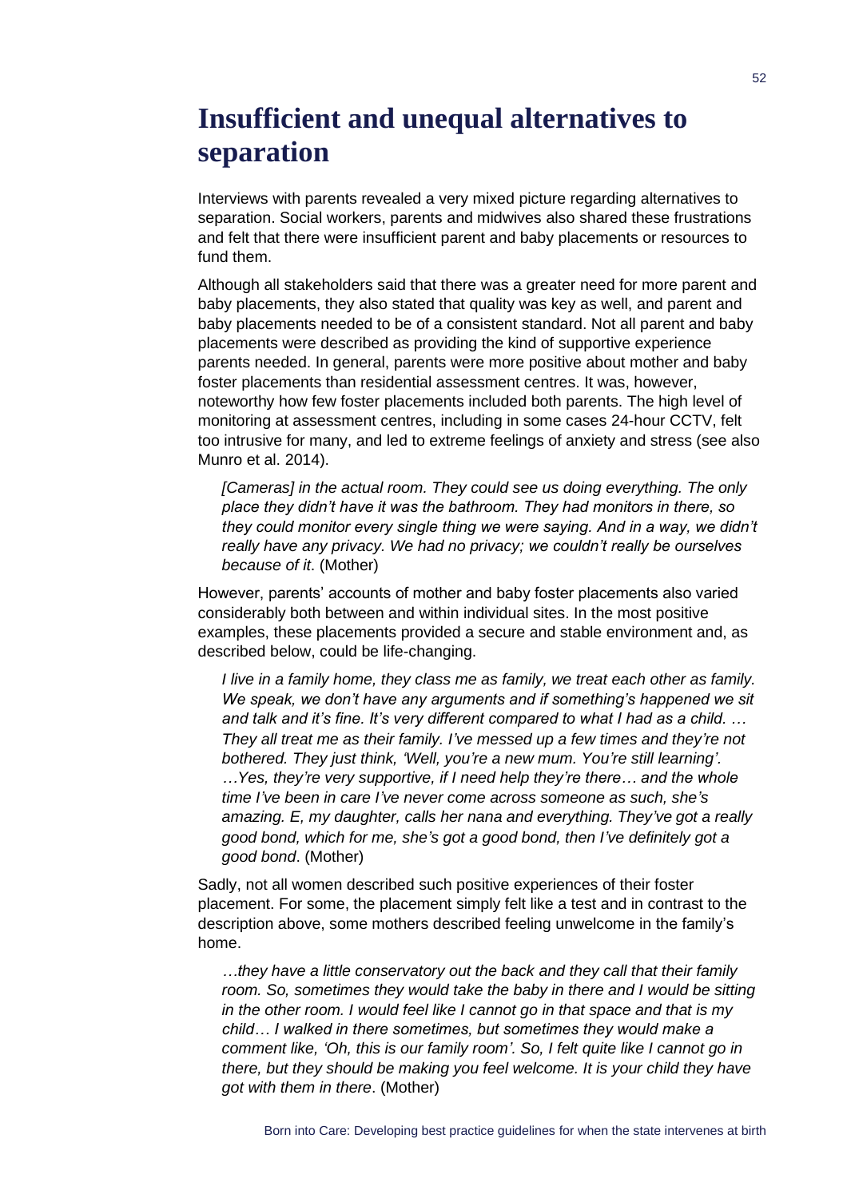# Insufficient and unequal alternatives to separation

Interviews with parents revealed a very mixed picture regarding alternatives to separation. Social workers, parents and midwives also shared these frustrations and felt that there were insufficient parent and baby placements or resources to fund them.

Although all stakeholders said that there was a greater need for more parent and baby placements, they also stated that quality was key as well, and parent and baby placements needed to be of a consistent standard. Not all parent and baby placements were described as providing the kind of supportive experience parents needed. In general, parents were more positive about mother and baby foster placements than residential assessment centres. It was, however, noteworthy how few foster placements included both parents. The high level of monitoring at assessment centres, including in some cases 24-hour CCTV, felt too intrusive for many, and led to extreme feelings of anxiety and stress (see also Munro et al. 2014).

> *[Cameras] in the actual room. They could see us doing everything. The only place they didn't have it was the bathroom. They had monitors in there, so they could monitor every single thing we were saying. And in a way, we didn't really have any privacy. We had no privacy; we couldn't really be ourselves because of it*. (Mother)

However, parents' accounts of mother and baby foster placements also varied considerably both between and within individual sites. In the most positive examples, these placements provided a secure and stable environment and, as described below, could be life-changing.

> *I live in a family home, they class me as family, we treat each other as family. We speak, we don't have any arguments and if something's happened we sit and talk and it's fine. It's very different compared to what I had as a child. … They all treat me as their family. I've messed up a few times and they're not bothered. They just think, 'Well, you're a new mum. You're still learning'. …Yes, they're very supportive, if I need help they're there… and the whole time I've been in care I've never come across someone as such, she's amazing. E, my daughter, calls her nana and everything. They've got a really good bond, which for me, she's got a good bond, then I've definitely got a good bond*. (Mother)

Sadly, not all women described such positive experiences of their foster placement. For some, the placement simply felt like a test and in contrast to the description above, some mothers described feeling unwelcome in the family's home.

> *…they have a little conservatory out the back and they call that their family room. So, sometimes they would take the baby in there and I would be sitting in the other room. I would feel like I cannot go in that space and that is my child… I walked in there sometimes, but sometimes they would make a comment like, 'Oh, this is our family room'. So, I felt quite like I cannot go in there, but they should be making you feel welcome. It is your child they have got with them in there*. (Mother)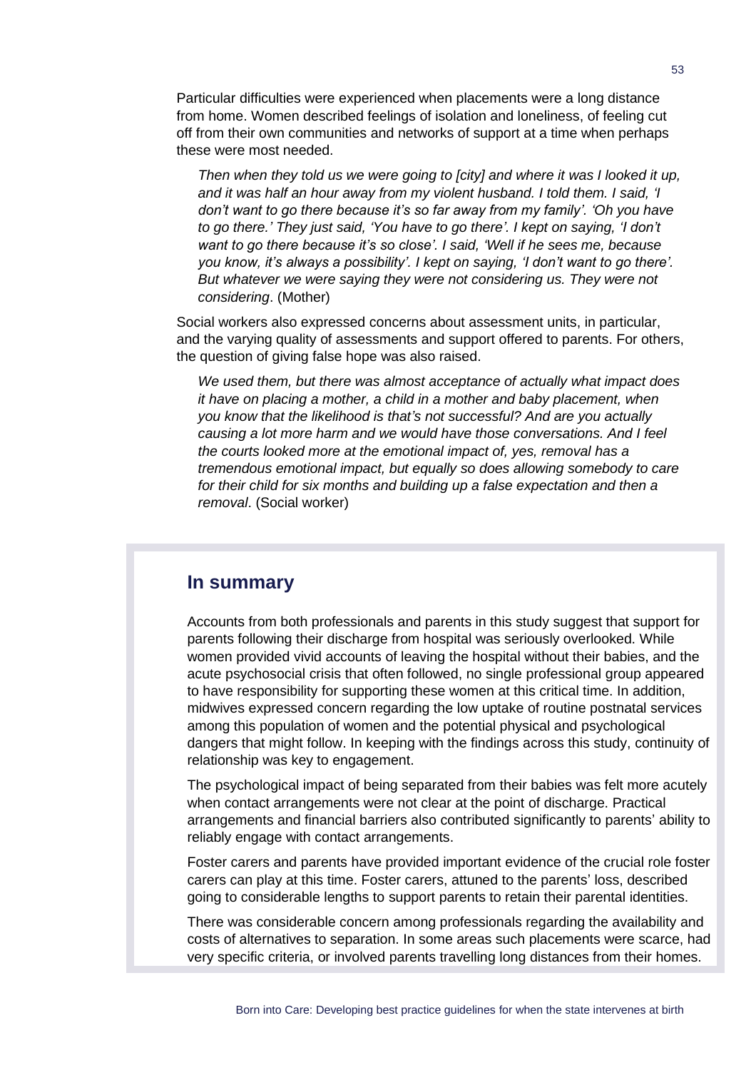Particular difficulties were experienced when placements were a long distance from home. Women described feelings of isolation and loneliness, of feeling cut off from their own communities and networks of support at a time when perhaps these were most needed.

> *Then when they told us we were going to [city] and where it was I looked it up, and it was half an hour away from my violent husband. I told them. I said, 'I don't want to go there because it's so far away from my family'. 'Oh you have to go there.' They just said, 'You have to go there'. I kept on saying, 'I don't want to go there because it's so close'. I said, 'Well if he sees me, because you know, it's always a possibility'. I kept on saying, 'I don't want to go there'. But whatever we were saying they were not considering us. They were not considering*. (Mother)

Social workers also expressed concerns about assessment units, in particular, and the varying quality of assessments and support offered to parents. For others, the question of giving false hope was also raised.

> *We used them, but there was almost acceptance of actually what impact does it have on placing a mother, a child in a mother and baby placement, when you know that the likelihood is that's not successful? And are you actually causing a lot more harm and we would have those conversations. And I feel the courts looked more at the emotional impact of, yes, removal has a tremendous emotional impact, but equally so does allowing somebody to care for their child for six months and building up a false expectation and then a removal*. (Social worker)

## In summary

Accounts from both professionals and parents in this study suggest that support for parents following their discharge from hospital was seriously overlooked. While women provided vivid accounts of leaving the hospital without their babies, and the acute psychosocial crisis that often followed, no single professional group appeared to have responsibility for supporting these women at this critical time. In addition, midwives expressed concern regarding the low uptake of routine postnatal services among this population of women and the potential physical and psychological dangers that might follow. In keeping with the findings across this study, continuity of relationship was key to engagement.

The psychological impact of being separated from their babies was felt more acutely when contact arrangements were not clear at the point of discharge. Practical arrangements and financial barriers also contributed significantly to parents' ability to reliably engage with contact arrangements.

Foster carers and parents have provided important evidence of the crucial role foster carers can play at this time. Foster carers, attuned to the parents' loss, described going to considerable lengths to support parents to retain their parental identities.

There was considerable concern among professionals regarding the availability and costs of alternatives to separation. In some areas such placements were scarce, had very specific criteria, or involved parents travelling long distances from their homes.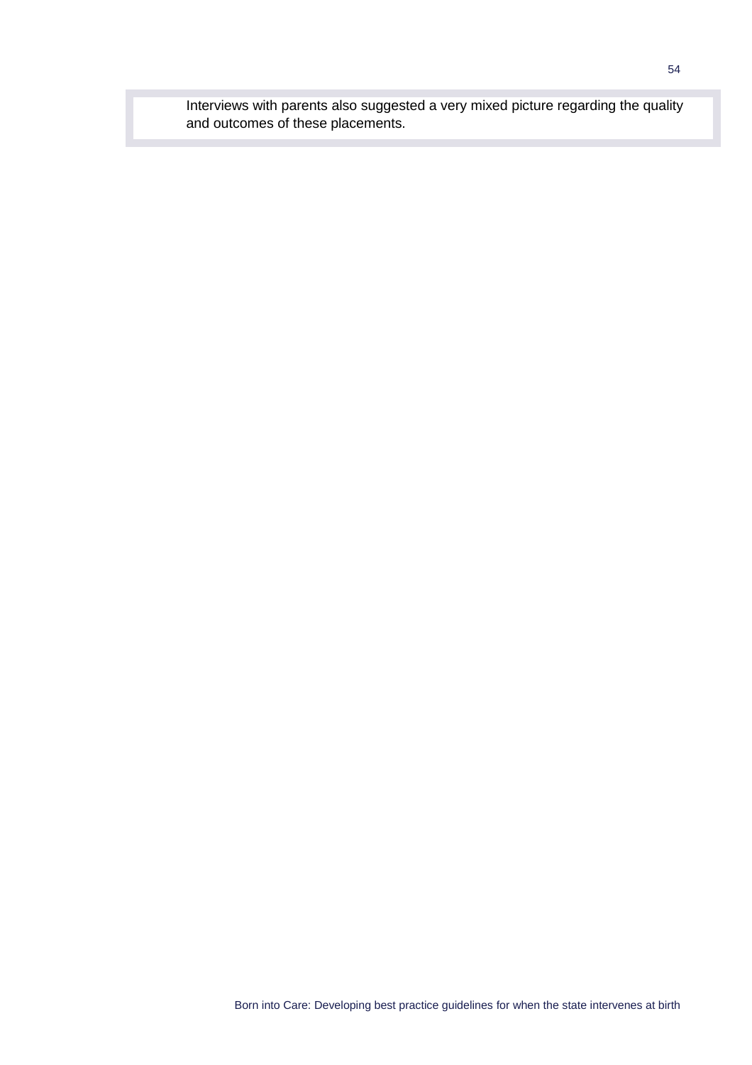Interviews with parents also suggested a very mixed picture regarding the quality and outcomes of these placements.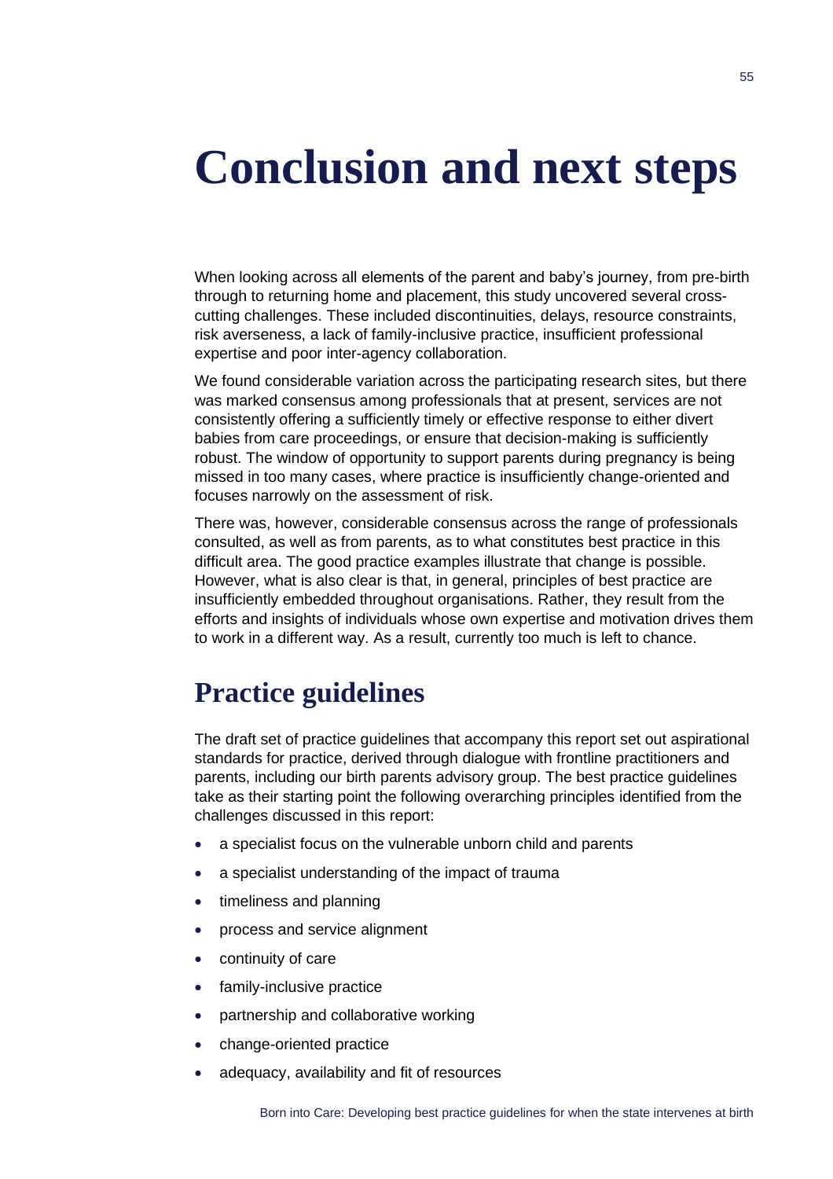# Conclusion and next steps

When looking across all elements of the parent and baby's journey, from pre-birth through to returning home and placement, this study uncovered several cross-cutting challenges. These included discontinuities, delays, resource constraints, risk averseness, a lack of family-inclusive practice, insufficient professional expertise and poor inter-agency collaboration.

We found considerable variation across the participating research sites, but there was marked consensus among professionals that at present, services are not consistently offering a sufficiently timely or effective response to either divert babies from care proceedings, or ensure that decision-making is sufficiently robust. The window of opportunity to support parents during pregnancy is being missed in too many cases, where practice is insufficiently change-oriented and focuses narrowly on the assessment of risk.

There was, however, considerable consensus across the range of professionals consulted, as well as from parents, as to what constitutes best practice in this difficult area. The good practice examples illustrate that change is possible. However, what is also clear is that, in general, principles of best practice are insufficiently embedded throughout organisations. Rather, they result from the efforts and insights of individuals whose own expertise and motivation drives them to work in a different way. As a result, currently too much is left to chance.

## Practice guidelines

The draft set of practice guidelines that accompany this report set out aspirational standards for practice, derived through dialogue with frontline practitioners and parents, including our birth parents advisory group. The best practice guidelines take as their starting point the following overarching principles identified from the challenges discussed in this report:

- a specialist focus on the vulnerable unborn child and parents
- a specialist understanding of the impact of trauma
- timeliness and planning
- process and service alignment
- continuity of care
- family-inclusive practice
- partnership and collaborative working
- change-oriented practice
- adequacy, availability and fit of resources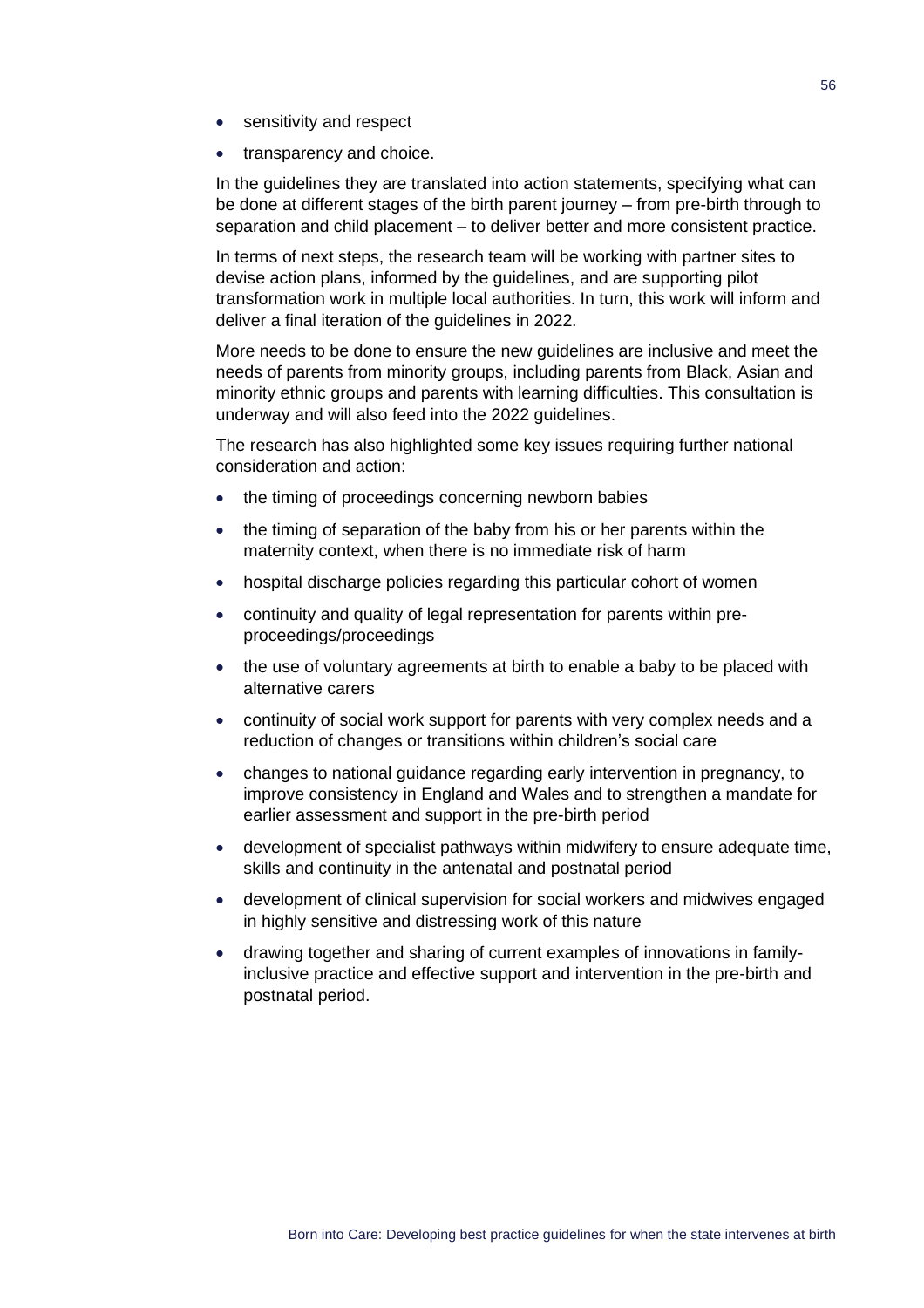- sensitivity and respect
- transparency and choice.

In the guidelines they are translated into action statements, specifying what can be done at different stages of the birth parent journey – from pre-birth through to separation and child placement – to deliver better and more consistent practice.

In terms of next steps, the research team will be working with partner sites to devise action plans, informed by the guidelines, and are supporting pilot transformation work in multiple local authorities. In turn, this work will inform and deliver a final iteration of the guidelines in 2022.

More needs to be done to ensure the new guidelines are inclusive and meet the needs of parents from minority groups, including parents from Black, Asian and minority ethnic groups and parents with learning difficulties. This consultation is underway and will also feed into the 2022 guidelines.

The research has also highlighted some key issues requiring further national consideration and action:

- the timing of proceedings concerning newborn babies
- the timing of separation of the baby from his or her parents within the maternity context, when there is no immediate risk of harm
- hospital discharge policies regarding this particular cohort of women
- continuity and quality of legal representation for parents within pre-proceedings/proceedings
- the use of voluntary agreements at birth to enable a baby to be placed with alternative carers
- continuity of social work support for parents with very complex needs and a reduction of changes or transitions within children's social care
- changes to national guidance regarding early intervention in pregnancy, to improve consistency in England and Wales and to strengthen a mandate for earlier assessment and support in the pre-birth period
- development of specialist pathways within midwifery to ensure adequate time, skills and continuity in the antenatal and postnatal period
- development of clinical supervision for social workers and midwives engaged in highly sensitive and distressing work of this nature
- drawing together and sharing of current examples of innovations in family-inclusive practice and effective support and intervention in the pre-birth and postnatal period.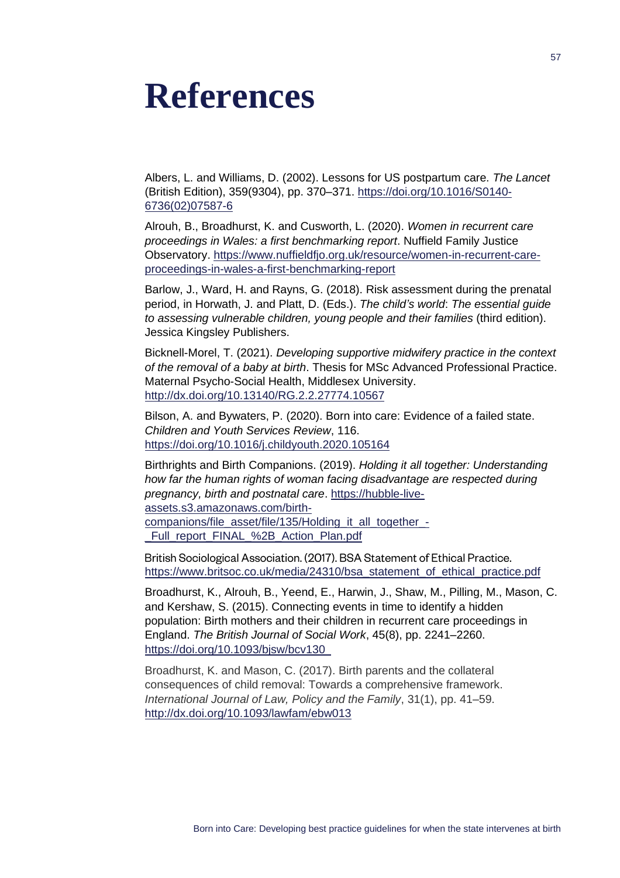# References

Albers, L. and Williams, D. (2002). Lessons for US postpartum care. *The Lancet* (British Edition), 359(9304), pp. 370–371. https://doi.org/10.1016/S0140-6736(02)07587-6

Alrouh, B., Broadhurst, K. and Cusworth, L. (2020). *Women in recurrent care proceedings in Wales: a first benchmarking report*. Nuffield Family Justice Observatory. https://www.nuffieldfjo.org.uk/resource/women-in-recurrent-care-proceedings-in-wales-a-first-benchmarking-report

Barlow, J., Ward, H. and Rayns, G. (2018). Risk assessment during the prenatal period, in Horwath, J. and Platt, D. (Eds.). *The child's world*: *The essential guide to assessing vulnerable children, young people and their families* (third edition). Jessica Kingsley Publishers.

Bicknell-Morel, T. (2021). *Developing supportive midwifery practice in the context of the removal of a baby at birth*. Thesis for MSc Advanced Professional Practice. Maternal Psycho-Social Health, Middlesex University. http://dx.doi.org/10.13140/RG.2.2.27774.10567

Bilson, A. and Bywaters, P. (2020). Born into care: Evidence of a failed state. *Children and Youth Services Review*, 116. https://doi.org/10.1016/j.childyouth.2020.105164

Birthrights and Birth Companions. (2019). *Holding it all together: Understanding how far the human rights of woman facing disadvantage are respected during pregnancy, birth and postnatal care*. https://hubble-live-assets.s3.amazonaws.com/birth-companions/file_asset/file/135/Holding_it_all_together_-_Full_report_FINAL_%2B_Action_Plan.pdf

British Sociological Association. (2017). BSA Statement of Ethical Practice. https://www.britsoc.co.uk/media/24310/bsa_statement_of_ethical_practice.pdf

Broadhurst, K., Alrouh, B., Yeend, E., Harwin, J., Shaw, M., Pilling, M., Mason, C. and Kershaw, S. (2015). Connecting events in time to identify a hidden population: Birth mothers and their children in recurrent care proceedings in England. *The British Journal of Social Work*, 45(8), pp. 2241–2260. https://doi.org/10.1093/bjsw/bcv130

Broadhurst, K. and Mason, C. (2017). Birth parents and the collateral consequences of child removal: Towards a comprehensive framework. *International Journal of Law, Policy and the Family*, 31(1), pp. 41–59. http://dx.doi.org/10.1093/lawfam/ebw013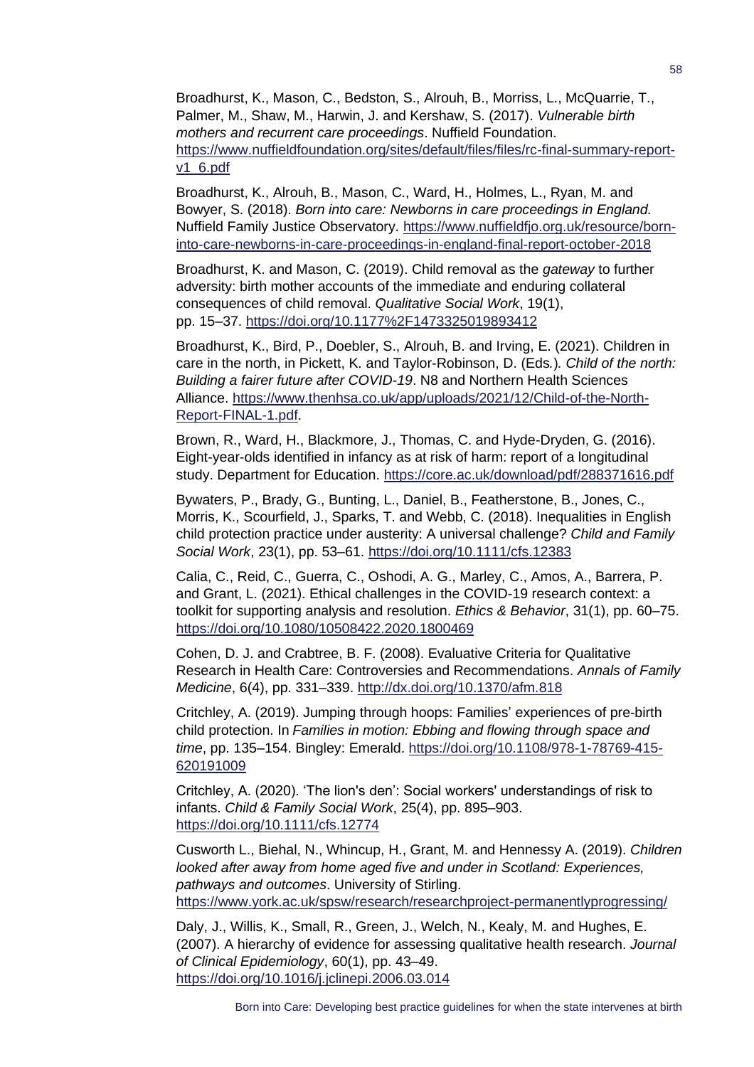Broadhurst, K., Mason, C., Bedston, S., Alrouh, B., Morriss, L., McQuarrie, T., Palmer, M., Shaw, M., Harwin, J. and Kershaw, S. (2017). *Vulnerable birth mothers and recurrent care proceedings*. Nuffield Foundation. https://www.nuffieldfoundation.org/sites/default/files/files/rc-final-summary-report-v1_6.pdf

Broadhurst, K., Alrouh, B., Mason, C., Ward, H., Holmes, L., Ryan, M. and Bowyer, S. (2018). *Born into care: Newborns in care proceedings in England.* Nuffield Family Justice Observatory. https://www.nuffieldfjo.org.uk/resource/born-into-care-newborns-in-care-proceedings-in-england-final-report-october-2018

Broadhurst, K. and Mason, C. (2019). Child removal as the *gateway* to further adversity: birth mother accounts of the immediate and enduring collateral consequences of child removal. *Qualitative Social Work*, 19(1), pp. 15–37. https://doi.org/10.1177%2F1473325019893412

Broadhurst, K., Bird, P., Doebler, S., Alrouh, B. and Irving, E. (2021). Children in care in the north, in Pickett, K. and Taylor-Robinson, D. (Eds*.*)*. Child of the north: Building a fairer future after COVID-19*. N8 and Northern Health Sciences Alliance. https://www.thenhsa.co.uk/app/uploads/2021/12/Child-of-the-North-Report-FINAL-1.pdf.

Brown, R., Ward, H., Blackmore, J., Thomas, C. and Hyde-Dryden, G. (2016). Eight-year-olds identified in infancy as at risk of harm: report of a longitudinal study. Department for Education. https://core.ac.uk/download/pdf/288371616.pdf

Bywaters, P., Brady, G., Bunting, L., Daniel, B., Featherstone, B., Jones, C., Morris, K., Scourfield, J., Sparks, T. and Webb, C. (2018). Inequalities in English child protection practice under austerity: A universal challenge? *Child and Family Social Work*, 23(1), pp. 53–61. https://doi.org/10.1111/cfs.12383

Calia, C., Reid, C., Guerra, C., Oshodi, A. G., Marley, C., Amos, A., Barrera, P. and Grant, L. (2021). Ethical challenges in the COVID-19 research context: a toolkit for supporting analysis and resolution. *Ethics & Behavior*, 31(1), pp. 60–75. https://doi.org/10.1080/10508422.2020.1800469

Cohen, D. J. and Crabtree, B. F. (2008). Evaluative Criteria for Qualitative Research in Health Care: Controversies and Recommendations. *Annals of Family Medicine*, 6(4), pp. 331–339. http://dx.doi.org/10.1370/afm.818

Critchley, A. (2019). Jumping through hoops: Families' experiences of pre-birth child protection. In *Families in motion: Ebbing and flowing through space and time*, pp. 135–154. Bingley: Emerald. https://doi.org/10.1108/978-1-78769-415-620191009

Critchley, A. (2020). 'The lion's den': Social workers' understandings of risk to infants. *Child & Family Social Work*, 25(4), pp. 895–903. https://doi.org/10.1111/cfs.12774

Cusworth L., Biehal, N., Whincup, H., Grant, M. and Hennessy A. (2019). *Children looked after away from home aged five and under in Scotland: Experiences, pathways and outcomes*. University of Stirling. https://www.york.ac.uk/spsw/research/researchproject-permanentlyprogressing/

Daly, J., Willis, K., Small, R., Green, J., Welch, N., Kealy, M. and Hughes, E. (2007). A hierarchy of evidence for assessing qualitative health research. *Journal of Clinical Epidemiology*, 60(1), pp. 43–49. https://doi.org/10.1016/j.jclinepi.2006.03.014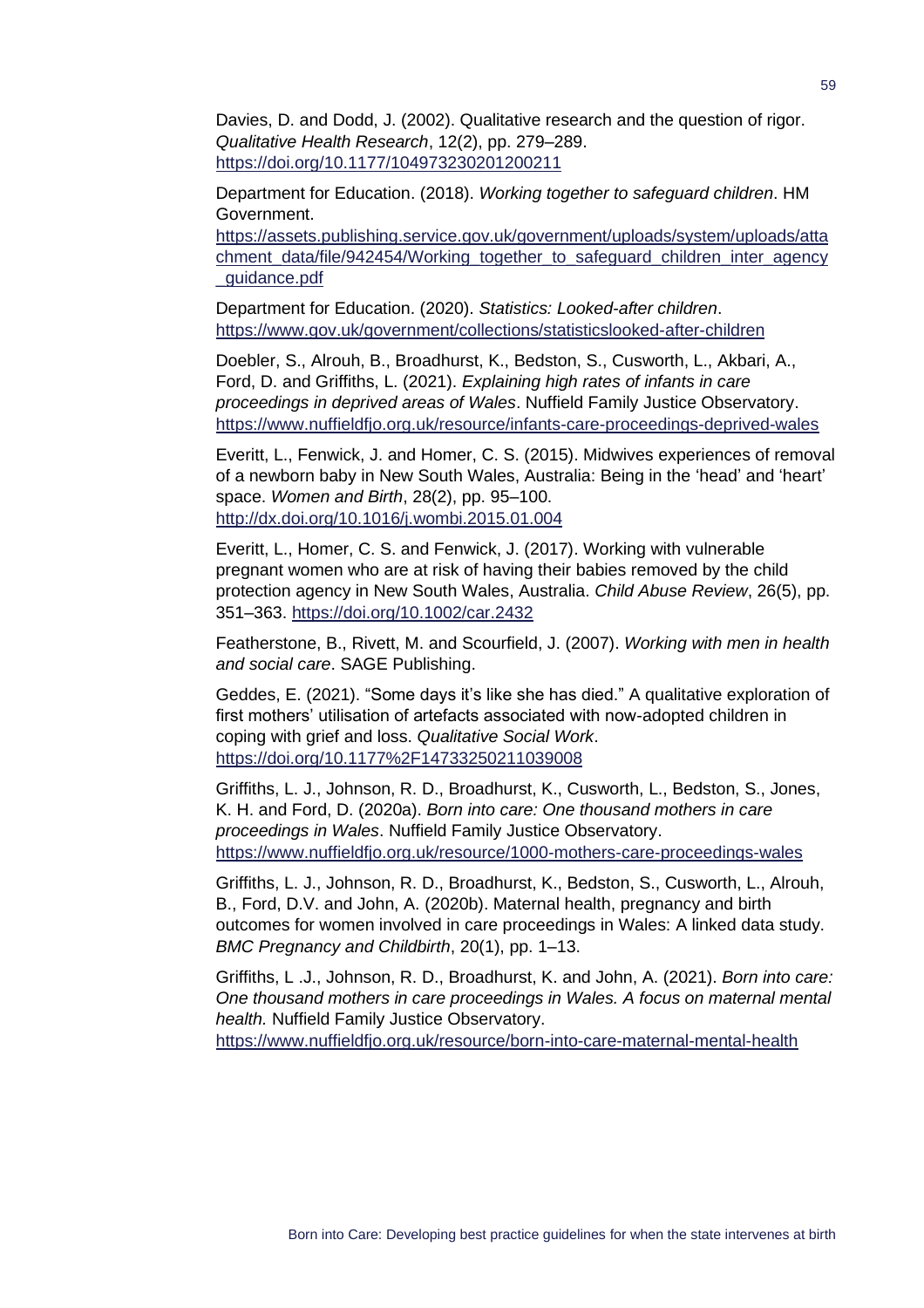Davies, D. and Dodd, J. (2002). Qualitative research and the question of rigor. *Qualitative Health Research*, 12(2), pp. 279–289. https://doi.org/10.1177/104973230201200211

Department for Education. (2018). *Working together to safeguard children*. HM Government. https://assets.publishing.service.gov.uk/government/uploads/system/uploads/attachment_data/file/942454/Working_together_to_safeguard_children_inter_agency_guidance.pdf

Department for Education. (2020). *Statistics: Looked-after children*. https://www.gov.uk/government/collections/statisticslooked-after-children

Doebler, S., Alrouh, B., Broadhurst, K., Bedston, S., Cusworth, L., Akbari, A., Ford, D. and Griffiths, L. (2021). *Explaining high rates of infants in care proceedings in deprived areas of Wales*. Nuffield Family Justice Observatory. https://www.nuffieldfjo.org.uk/resource/infants-care-proceedings-deprived-wales

Everitt, L., Fenwick, J. and Homer, C. S. (2015). Midwives experiences of removal of a newborn baby in New South Wales, Australia: Being in the 'head' and 'heart' space. *Women and Birth*, 28(2), pp. 95–100. http://dx.doi.org/10.1016/j.wombi.2015.01.004

Everitt, L., Homer, C. S. and Fenwick, J. (2017). Working with vulnerable pregnant women who are at risk of having their babies removed by the child protection agency in New South Wales, Australia. *Child Abuse Review*, 26(5), pp. 351–363. https://doi.org/10.1002/car.2432

Featherstone, B., Rivett, M. and Scourfield, J. (2007). *Working with men in health and social care*. SAGE Publishing.

Geddes, E. (2021). "Some days it's like she has died." A qualitative exploration of first mothers' utilisation of artefacts associated with now-adopted children in coping with grief and loss. *Qualitative Social Work*. https://doi.org/10.1177%2F14733250211039008

Griffiths, L. J., Johnson, R. D., Broadhurst, K., Cusworth, L., Bedston, S., Jones, K. H. and Ford, D. (2020a). *Born into care: One thousand mothers in care proceedings in Wales*. Nuffield Family Justice Observatory. https://www.nuffieldfjo.org.uk/resource/1000-mothers-care-proceedings-wales

Griffiths, L. J., Johnson, R. D., Broadhurst, K., Bedston, S., Cusworth, L., Alrouh, B., Ford, D.V. and John, A. (2020b). Maternal health, pregnancy and birth outcomes for women involved in care proceedings in Wales: A linked data study. *BMC Pregnancy and Childbirth*, 20(1), pp. 1–13.

Griffiths, L .J., Johnson, R. D., Broadhurst, K. and John, A. (2021). *Born into care: One thousand mothers in care proceedings in Wales. A focus on maternal mental health.* Nuffield Family Justice Observatory. https://www.nuffieldfjo.org.uk/resource/born-into-care-maternal-mental-health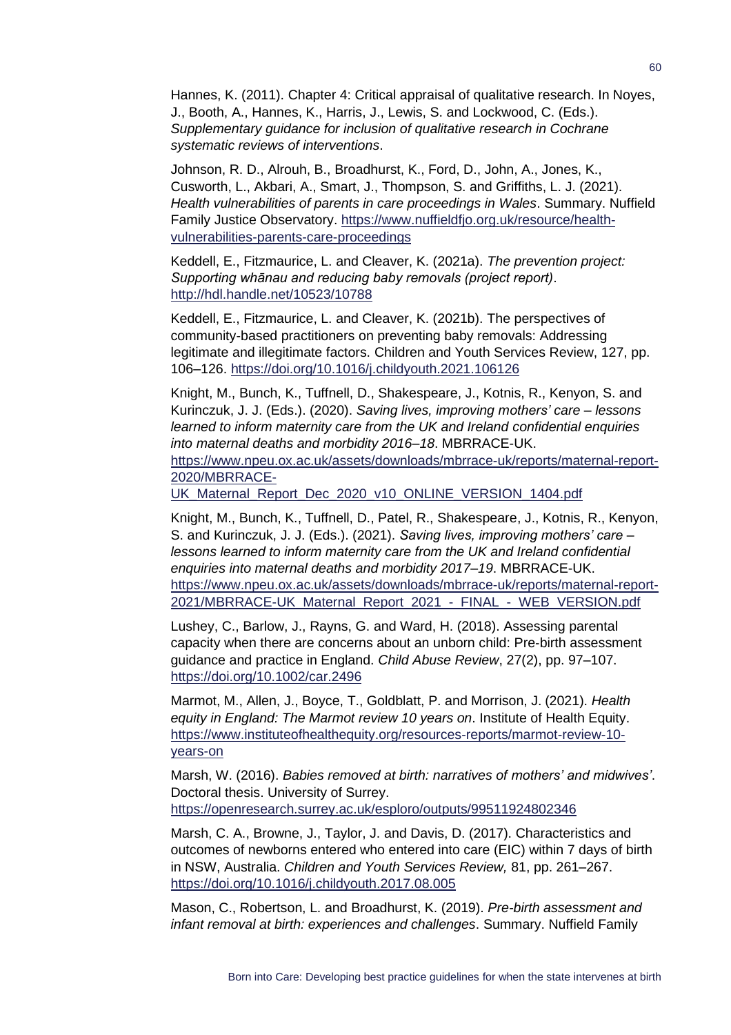Hannes, K. (2011). Chapter 4: Critical appraisal of qualitative research. In Noyes, J., Booth, A., Hannes, K., Harris, J., Lewis, S. and Lockwood, C. (Eds.). *Supplementary guidance for inclusion of qualitative research in Cochrane systematic reviews of interventions*.

Johnson, R. D., Alrouh, B., Broadhurst, K., Ford, D., John, A., Jones, K., Cusworth, L., Akbari, A., Smart, J., Thompson, S. and Griffiths, L. J. (2021). *Health vulnerabilities of parents in care proceedings in Wales*. Summary. Nuffield Family Justice Observatory. https://www.nuffieldfjo.org.uk/resource/health-vulnerabilities-parents-care-proceedings

Keddell, E., Fitzmaurice, L. and Cleaver, K. (2021a). *The prevention project: Supporting whānau and reducing baby removals (project report)*. http://hdl.handle.net/10523/10788

Keddell, E., Fitzmaurice, L. and Cleaver, K. (2021b). The perspectives of community-based practitioners on preventing baby removals: Addressing legitimate and illegitimate factors. Children and Youth Services Review, 127, pp. 106–126. https://doi.org/10.1016/j.childyouth.2021.106126

Knight, M., Bunch, K., Tuffnell, D., Shakespeare, J., Kotnis, R., Kenyon, S. and Kurinczuk, J. J. (Eds.). (2020). *Saving lives, improving mothers' care – lessons learned to inform maternity care from the UK and Ireland confidential enquiries into maternal deaths and morbidity 2016–18*. MBRRACE-UK. https://www.npeu.ox.ac.uk/assets/downloads/mbrrace-uk/reports/maternal-report-2020/MBRRACE-UK_Maternal_Report_Dec_2020_v10_ONLINE_VERSION_1404.pdf

Knight, M., Bunch, K., Tuffnell, D., Patel, R., Shakespeare, J., Kotnis, R., Kenyon, S. and Kurinczuk, J. J. (Eds.). (2021). *Saving lives, improving mothers' care – lessons learned to inform maternity care from the UK and Ireland confidential enquiries into maternal deaths and morbidity 2017–19*. MBRRACE-UK. https://www.npeu.ox.ac.uk/assets/downloads/mbrrace-uk/reports/maternal-report-2021/MBRRACE-UK_Maternal_Report_2021_-_FINAL_-_WEB_VERSION.pdf

Lushey, C., Barlow, J., Rayns, G. and Ward, H. (2018). Assessing parental capacity when there are concerns about an unborn child: Pre-birth assessment guidance and practice in England. *Child Abuse Review*, 27(2), pp. 97–107. https://doi.org/10.1002/car.2496

Marmot, M., Allen, J., Boyce, T., Goldblatt, P. and Morrison, J. (2021). *Health equity in England: The Marmot review 10 years on*. Institute of Health Equity. https://www.instituteofhealthequity.org/resources-reports/marmot-review-10-years-on

Marsh, W. (2016). *Babies removed at birth: narratives of mothers' and midwives'*. Doctoral thesis. University of Surrey. https://openresearch.surrey.ac.uk/esploro/outputs/99511924802346

Marsh, C. A., Browne, J., Taylor, J. and Davis, D. (2017). Characteristics and outcomes of newborns entered who entered into care (EIC) within 7 days of birth in NSW, Australia. *Children and Youth Services Review,* 81, pp. 261–267. https://doi.org/10.1016/j.childyouth.2017.08.005

Mason, C., Robertson, L. and Broadhurst, K. (2019). *Pre-birth assessment and infant removal at birth: experiences and challenges*. Summary. Nuffield Family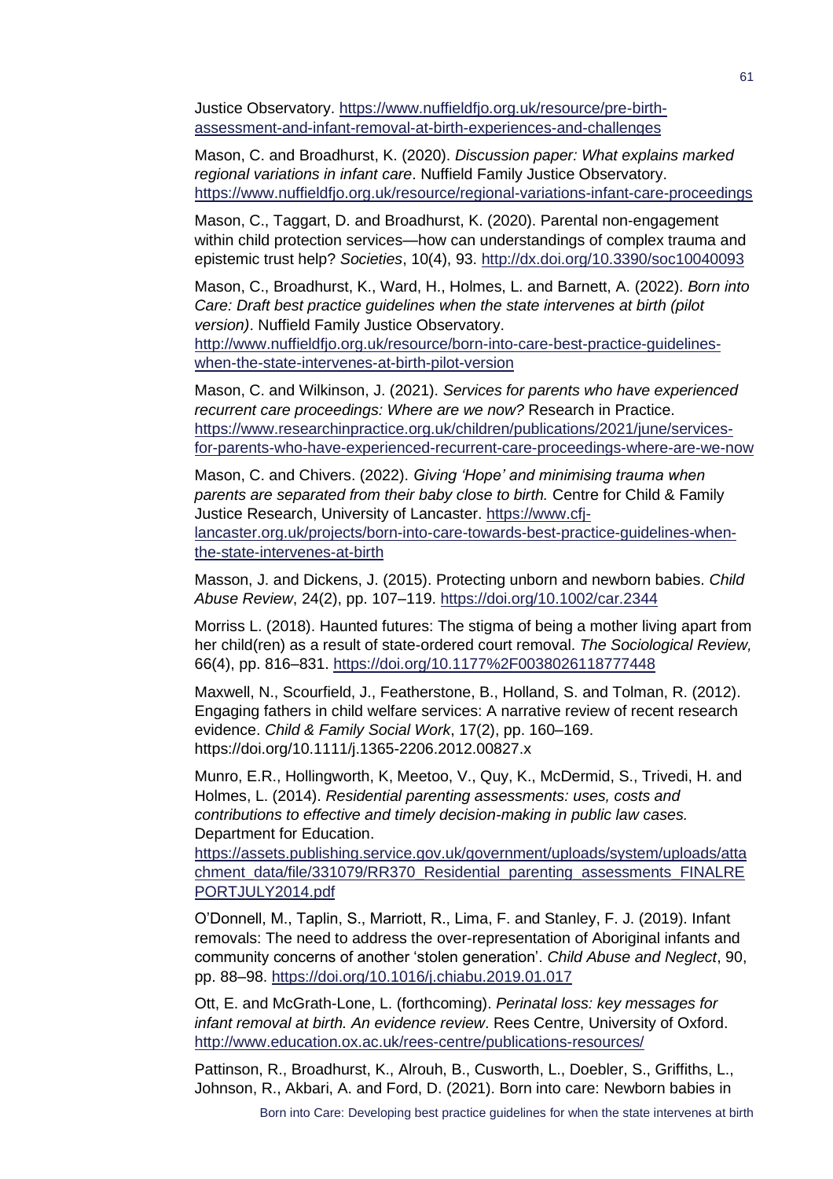Justice Observatory. https://www.nuffieldfjo.org.uk/resource/pre-birth-assessment-and-infant-removal-at-birth-experiences-and-challenges

Mason, C. and Broadhurst, K. (2020). *Discussion paper: What explains marked regional variations in infant care*. Nuffield Family Justice Observatory. https://www.nuffieldfjo.org.uk/resource/regional-variations-infant-care-proceedings

Mason, C., Taggart, D. and Broadhurst, K. (2020). Parental non-engagement within child protection services—how can understandings of complex trauma and epistemic trust help? *Societies*, 10(4), 93. http://dx.doi.org/10.3390/soc10040093

Mason, C., Broadhurst, K., Ward, H., Holmes, L. and Barnett, A. (2022). *Born into Care: Draft best practice guidelines when the state intervenes at birth (pilot version)*. Nuffield Family Justice Observatory. http://www.nuffieldfjo.org.uk/resource/born-into-care-best-practice-guidelines-when-the-state-intervenes-at-birth-pilot-version

Mason, C. and Wilkinson, J. (2021). *Services for parents who have experienced recurrent care proceedings: Where are we now?* Research in Practice. https://www.researchinpractice.org.uk/children/publications/2021/june/services-for-parents-who-have-experienced-recurrent-care-proceedings-where-are-we-now

Mason, C. and Chivers. (2022). *Giving 'Hope' and minimising trauma when parents are separated from their baby close to birth.* Centre for Child & Family Justice Research, University of Lancaster. https://www.cfj-lancaster.org.uk/projects/born-into-care-towards-best-practice-guidelines-when-the-state-intervenes-at-birth

Masson, J. and Dickens, J. (2015). Protecting unborn and newborn babies. *Child Abuse Review*, 24(2), pp. 107–119. https://doi.org/10.1002/car.2344

Morriss L. (2018). Haunted futures: The stigma of being a mother living apart from her child(ren) as a result of state-ordered court removal. *The Sociological Review,* 66(4), pp. 816–831. https://doi.org/10.1177%2F0038026118777448

Maxwell, N., Scourfield, J., Featherstone, B., Holland, S. and Tolman, R. (2012). Engaging fathers in child welfare services: A narrative review of recent research evidence. *Child & Family Social Work*, 17(2), pp. 160–169. https://doi.org/10.1111/j.1365-2206.2012.00827.x

Munro, E.R., Hollingworth, K, Meetoo, V., Quy, K., McDermid, S., Trivedi, H. and Holmes, L. (2014). *Residential parenting assessments: uses, costs and contributions to effective and timely decision-making in public law cases.* Department for Education. https://assets.publishing.service.gov.uk/government/uploads/system/uploads/attachment_data/file/331079/RR370_Residential_parenting_assessments_FINALREPORTJULY2014.pdf

O'Donnell, M., Taplin, S., Marriott, R., Lima, F. and Stanley, F. J. (2019). Infant removals: The need to address the over-representation of Aboriginal infants and community concerns of another 'stolen generation'. *Child Abuse and Neglect*, 90, pp. 88–98. https://doi.org/10.1016/j.chiabu.2019.01.017

Ott, E. and McGrath-Lone, L. (forthcoming). *Perinatal loss: key messages for infant removal at birth. An evidence review*. Rees Centre, University of Oxford. http://www.education.ox.ac.uk/rees-centre/publications-resources/

Pattinson, R., Broadhurst, K., Alrouh, B., Cusworth, L., Doebler, S., Griffiths, L., Johnson, R., Akbari, A. and Ford, D. (2021). Born into care: Newborn babies in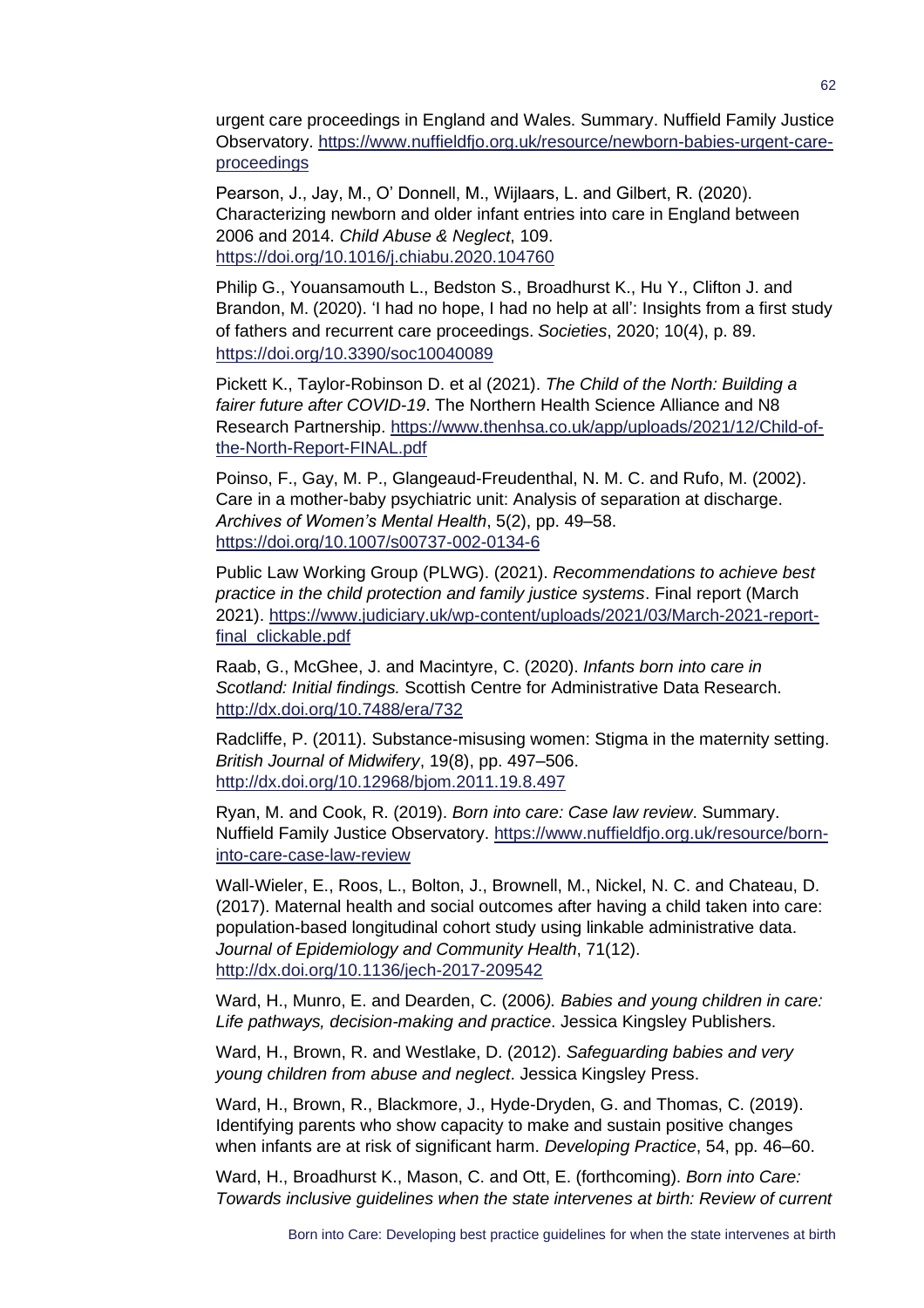urgent care proceedings in England and Wales. Summary. Nuffield Family Justice Observatory. https://www.nuffieldfjo.org.uk/resource/newborn-babies-urgent-care-proceedings

Pearson, J., Jay, M., O' Donnell, M., Wijlaars, L. and Gilbert, R. (2020). Characterizing newborn and older infant entries into care in England between 2006 and 2014. *Child Abuse & Neglect*, 109. https://doi.org/10.1016/j.chiabu.2020.104760

Philip G., Youansamouth L., Bedston S., Broadhurst K., Hu Y., Clifton J. and Brandon, M. (2020). 'I had no hope, I had no help at all': Insights from a first study of fathers and recurrent care proceedings. *Societies*, 2020; 10(4), p. 89. https://doi.org/10.3390/soc10040089

Pickett K., Taylor-Robinson D. et al (2021). *The Child of the North: Building a fairer future after COVID-19*. The Northern Health Science Alliance and N8 Research Partnership. https://www.thenhsa.co.uk/app/uploads/2021/12/Child-of-the-North-Report-FINAL.pdf

Poinso, F., Gay, M. P., Glangeaud-Freudenthal, N. M. C. and Rufo, M. (2002). Care in a mother-baby psychiatric unit: Analysis of separation at discharge. *Archives of Women's Mental Health*, 5(2), pp. 49–58. https://doi.org/10.1007/s00737-002-0134-6

Public Law Working Group (PLWG). (2021). *Recommendations to achieve best practice in the child protection and family justice systems*. Final report (March 2021). https://www.judiciary.uk/wp-content/uploads/2021/03/March-2021-report-final_clickable.pdf

Raab, G., McGhee, J. and Macintyre, C. (2020). *Infants born into care in Scotland: Initial findings.* Scottish Centre for Administrative Data Research. http://dx.doi.org/10.7488/era/732

Radcliffe, P. (2011). Substance-misusing women: Stigma in the maternity setting. *British Journal of Midwifery*, 19(8), pp. 497–506. http://dx.doi.org/10.12968/bjom.2011.19.8.497

Ryan, M. and Cook, R. (2019). *Born into care: Case law review*. Summary. Nuffield Family Justice Observatory. https://www.nuffieldfjo.org.uk/resource/born-into-care-case-law-review

Wall-Wieler, E., Roos, L., Bolton, J., Brownell, M., Nickel, N. C. and Chateau, D. (2017). Maternal health and social outcomes after having a child taken into care: population-based longitudinal cohort study using linkable administrative data. *Journal of Epidemiology and Community Health*, 71(12). http://dx.doi.org/10.1136/jech-2017-209542

Ward, H., Munro, E. and Dearden, C. (2006*). Babies and young children in care: Life pathways, decision-making and practice*. Jessica Kingsley Publishers.

Ward, H., Brown, R. and Westlake, D. (2012). *Safeguarding babies and very young children from abuse and neglect*. Jessica Kingsley Press.

Ward, H., Brown, R., Blackmore, J., Hyde-Dryden, G. and Thomas, C. (2019). Identifying parents who show capacity to make and sustain positive changes when infants are at risk of significant harm. *Developing Practice*, 54, pp. 46–60.

Ward, H., Broadhurst K., Mason, C. and Ott, E. (forthcoming). *Born into Care: Towards inclusive guidelines when the state intervenes at birth: Review of current*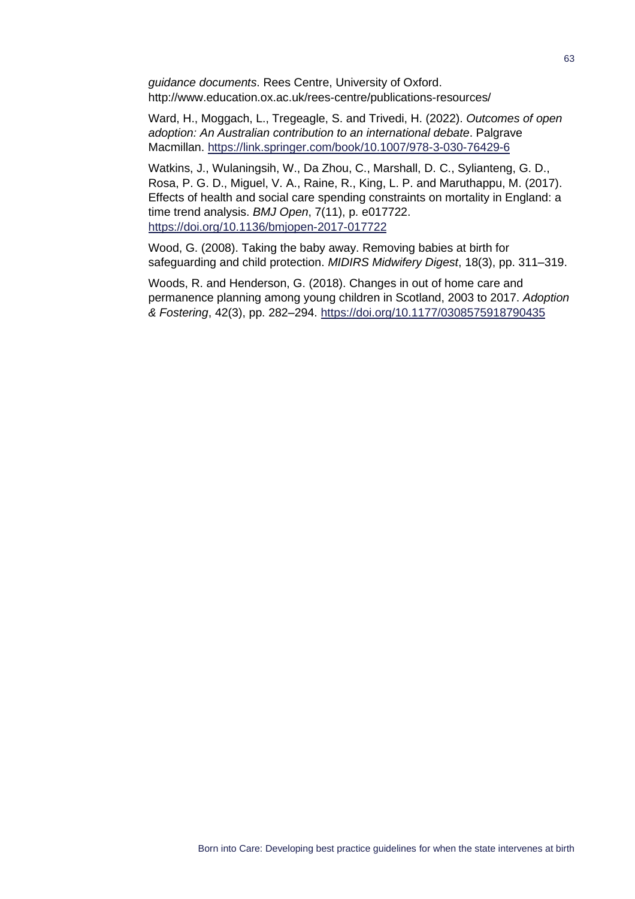*guidance documents*. Rees Centre, University of Oxford. http://www.education.ox.ac.uk/rees-centre/publications-resources/

Ward, H., Moggach, L., Tregeagle, S. and Trivedi, H. (2022). *Outcomes of open adoption: An Australian contribution to an international debate*. Palgrave Macmillan. https://link.springer.com/book/10.1007/978-3-030-76429-6

Watkins, J., Wulaningsih, W., Da Zhou, C., Marshall, D. C., Sylianteng, G. D., Rosa, P. G. D., Miguel, V. A., Raine, R., King, L. P. and Maruthappu, M. (2017). Effects of health and social care spending constraints on mortality in England: a time trend analysis. *BMJ Open*, 7(11), p. e017722. https://doi.org/10.1136/bmjopen-2017-017722

Wood, G. (2008). Taking the baby away. Removing babies at birth for safeguarding and child protection. *MIDIRS Midwifery Digest*, 18(3), pp. 311–319.

Woods, R. and Henderson, G. (2018). Changes in out of home care and permanence planning among young children in Scotland, 2003 to 2017. *Adoption & Fostering*, 42(3), pp. 282–294. https://doi.org/10.1177/0308575918790435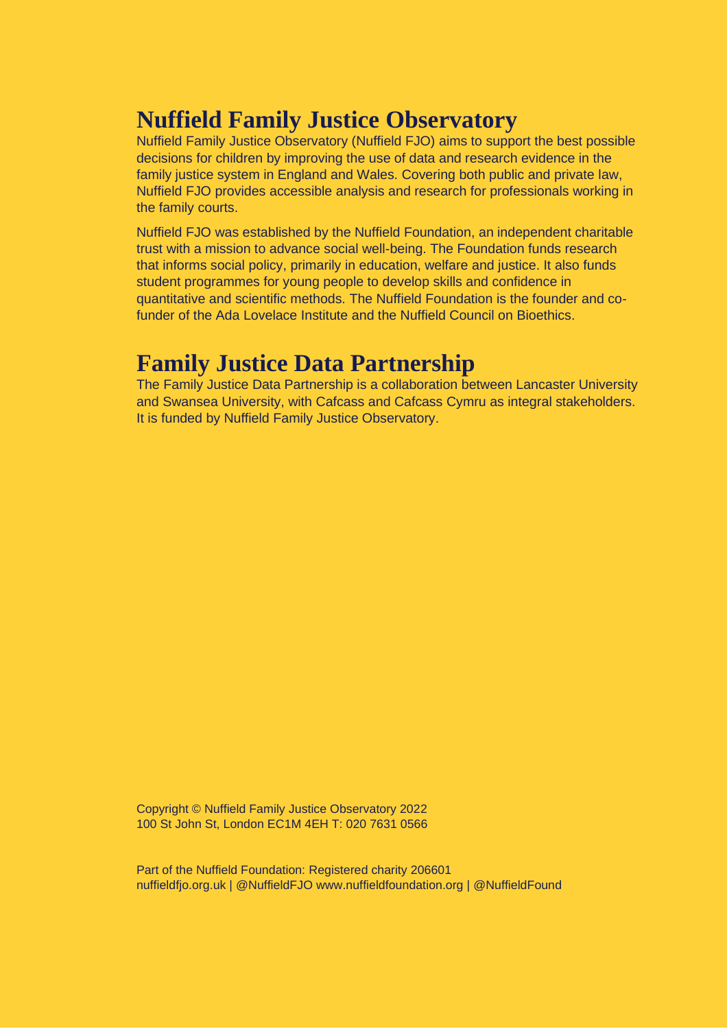## Nuffield Family Justice Observatory

Nuffield Family Justice Observatory (Nuffield FJO) aims to support the best possible decisions for children by improving the use of data and research evidence in the family justice system in England and Wales. Covering both public and private law, Nuffield FJO provides accessible analysis and research for professionals working in the family courts.

Nuffield FJO was established by the Nuffield Foundation, an independent charitable trust with a mission to advance social well-being. The Foundation funds research that informs social policy, primarily in education, welfare and justice. It also funds student programmes for young people to develop skills and confidence in quantitative and scientific methods. The Nuffield Foundation is the founder and co-funder of the Ada Lovelace Institute and the Nuffield Council on Bioethics.

## Family Justice Data Partnership

The Family Justice Data Partnership is a collaboration between Lancaster University and Swansea University, with Cafcass and Cafcass Cymru as integral stakeholders. It is funded by Nuffield Family Justice Observatory.

Copyright © Nuffield Family Justice Observatory 2022
100 St John St, London EC1M 4EH T: 020 7631 0566

Part of the Nuffield Foundation: Registered charity 206601
nuffieldfjo.org.uk | @NuffieldFJO www.nuffieldfoundation.org | @NuffieldFound